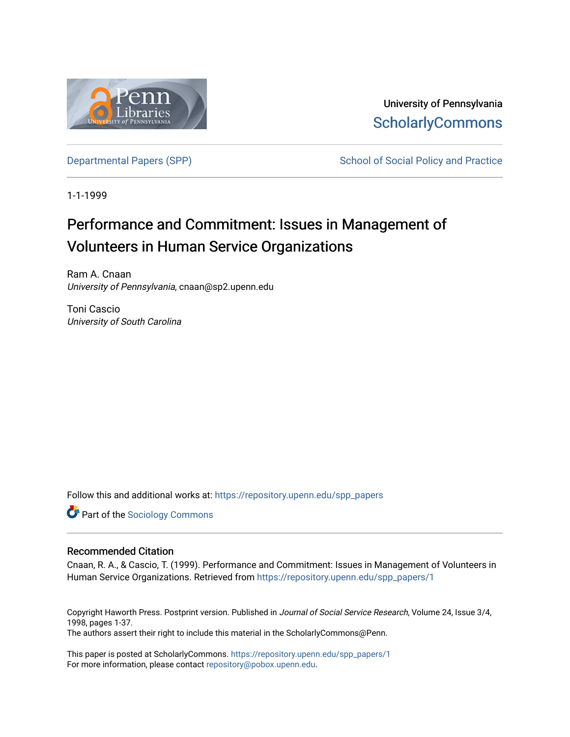University of Pennsylvania
ScholarlyCommons

Departmental Papers (SPP) School of Social Policy and Practice

1-1-1999

# Performance and Commitment: Issues in Management of Volunteers in Human Service Organizations

Ram A. Cnaan
*University of Pennsylvania*, cnaan@sp2.upenn.edu

Toni Cascio
*University of South Carolina*

Follow this and additional works at: https://repository.upenn.edu/spp_papers

Part of the Sociology Commons

## Recommended Citation

Cnaan, R. A., & Cascio, T. (1999). Performance and Commitment: Issues in Management of Volunteers in Human Service Organizations. Retrieved from https://repository.upenn.edu/spp_papers/1

Copyright Haworth Press. Postprint version. Published in *Journal of Social Service Research*, Volume 24, Issue 3/4, 1998, pages 1-37.
The authors assert their right to include this material in the ScholarlyCommons@Penn.

This paper is posted at ScholarlyCommons. https://repository.upenn.edu/spp_papers/1
For more information, please contact repository@pobox.upenn.edu.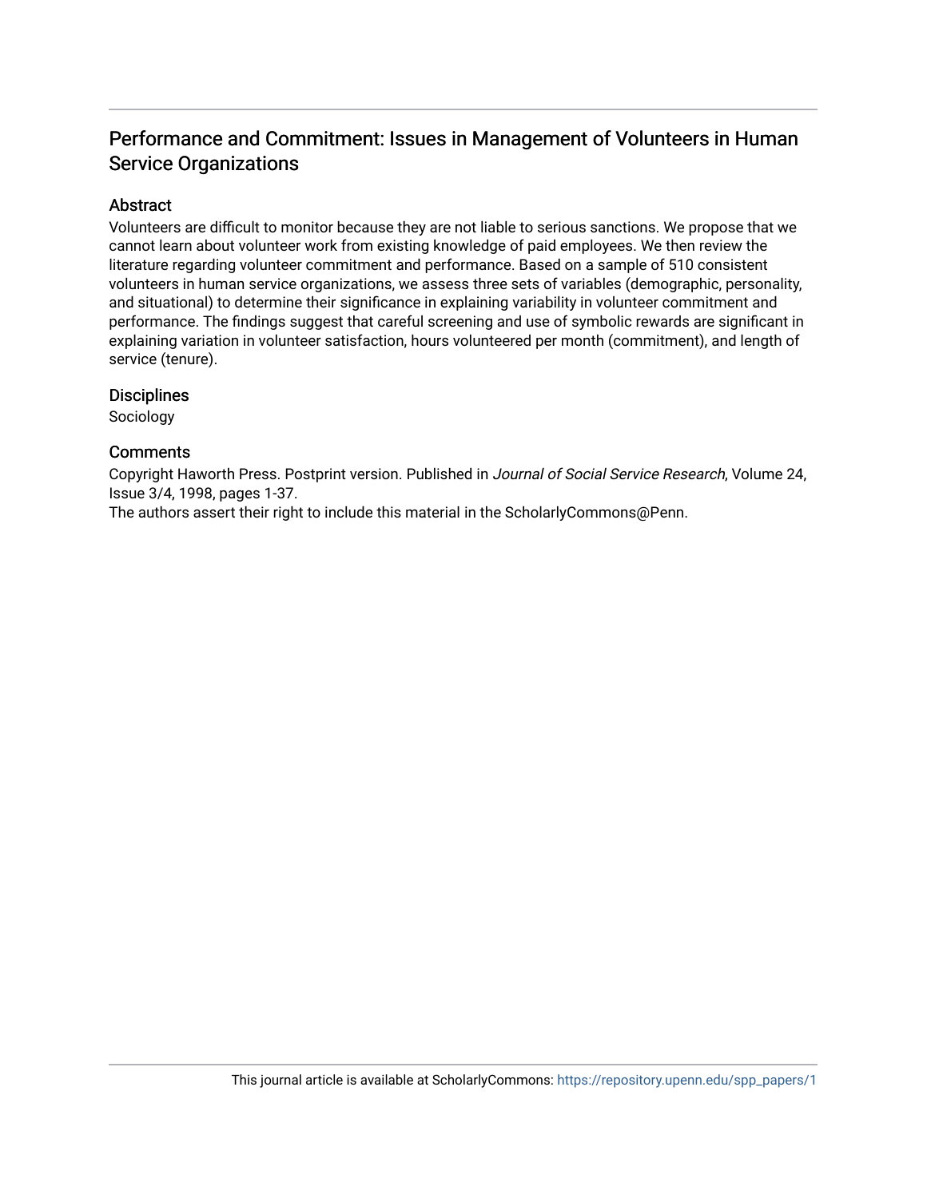# Performance and Commitment: Issues in Management of Volunteers in Human Service Organizations

## Abstract

Volunteers are difficult to monitor because they are not liable to serious sanctions. We propose that we cannot learn about volunteer work from existing knowledge of paid employees. We then review the literature regarding volunteer commitment and performance. Based on a sample of 510 consistent volunteers in human service organizations, we assess three sets of variables (demographic, personality, and situational) to determine their significance in explaining variability in volunteer commitment and performance. The findings suggest that careful screening and use of symbolic rewards are significant in explaining variation in volunteer satisfaction, hours volunteered per month (commitment), and length of service (tenure).

## Disciplines

Sociology

## Comments

Copyright Haworth Press. Postprint version. Published in *Journal of Social Service Research*, Volume 24, Issue 3/4, 1998, pages 1-37.

The authors assert their right to include this material in the ScholarlyCommons@Penn.

This journal article is available at ScholarlyCommons: https://repository.upenn.edu/spp_papers/1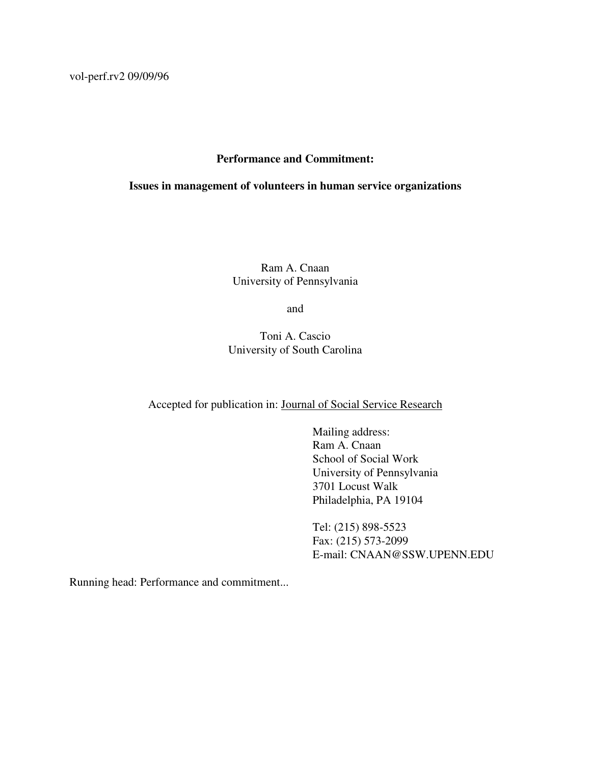vol-perf.rv2 09/09/96

**Performance and Commitment:**

**Issues in management of volunteers in human service organizations**

Ram A. Cnaan
University of Pennsylvania

and

Toni A. Cascio
University of South Carolina

Accepted for publication in: Journal of Social Service Research

Mailing address:
Ram A. Cnaan
School of Social Work
University of Pennsylvania
3701 Locust Walk
Philadelphia, PA 19104

Tel: (215) 898-5523
Fax: (215) 573-2099
E-mail: CNAAN@SSW.UPENN.EDU

Running head: Performance and commitment...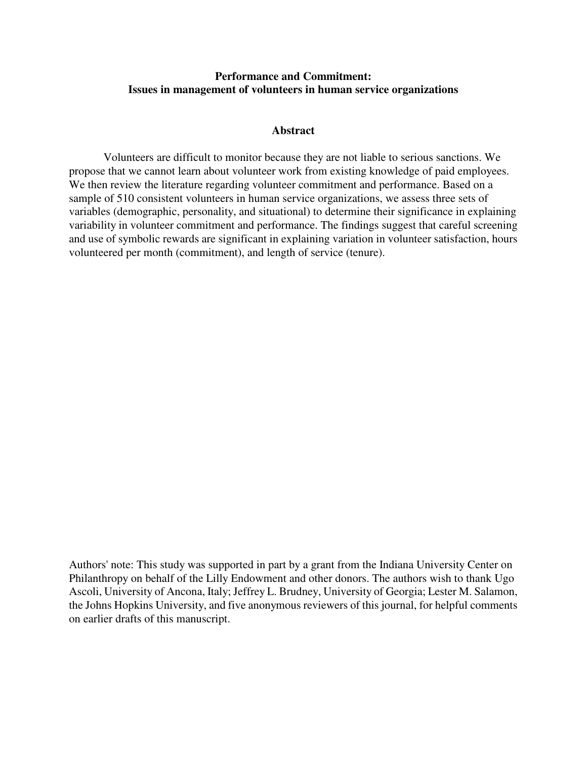**Performance and Commitment:**
**Issues in management of volunteers in human service organizations**

**Abstract**

Volunteers are difficult to monitor because they are not liable to serious sanctions. We propose that we cannot learn about volunteer work from existing knowledge of paid employees. We then review the literature regarding volunteer commitment and performance. Based on a sample of 510 consistent volunteers in human service organizations, we assess three sets of variables (demographic, personality, and situational) to determine their significance in explaining variability in volunteer commitment and performance. The findings suggest that careful screening and use of symbolic rewards are significant in explaining variation in volunteer satisfaction, hours volunteered per month (commitment), and length of service (tenure).

Authors' note: This study was supported in part by a grant from the Indiana University Center on Philanthropy on behalf of the Lilly Endowment and other donors. The authors wish to thank Ugo Ascoli, University of Ancona, Italy; Jeffrey L. Brudney, University of Georgia; Lester M. Salamon, the Johns Hopkins University, and five anonymous reviewers of this journal, for helpful comments on earlier drafts of this manuscript.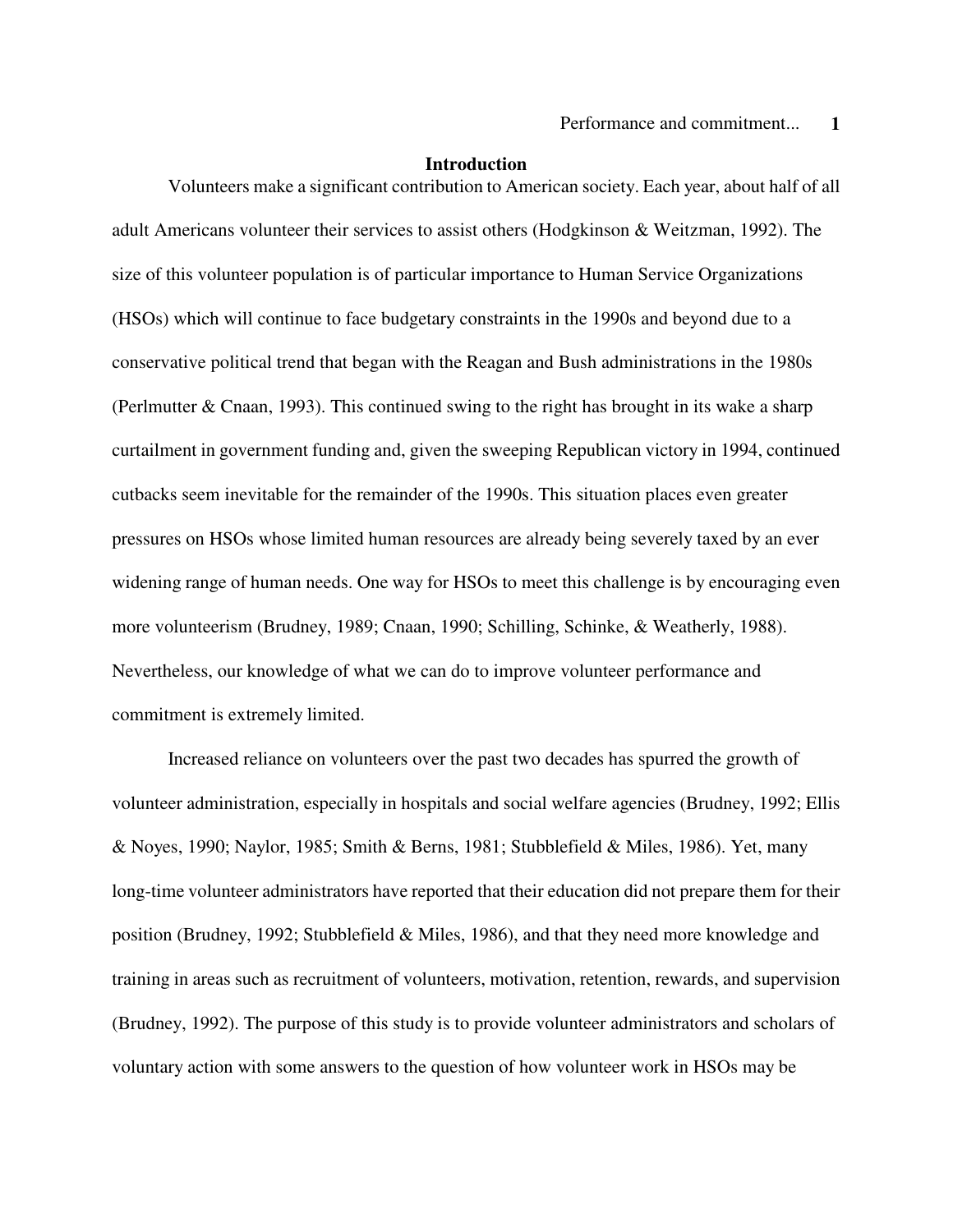## Introduction

Volunteers make a significant contribution to American society. Each year, about half of all adult Americans volunteer their services to assist others (Hodgkinson & Weitzman, 1992). The size of this volunteer population is of particular importance to Human Service Organizations (HSOs) which will continue to face budgetary constraints in the 1990s and beyond due to a conservative political trend that began with the Reagan and Bush administrations in the 1980s (Perlmutter & Cnaan, 1993). This continued swing to the right has brought in its wake a sharp curtailment in government funding and, given the sweeping Republican victory in 1994, continued cutbacks seem inevitable for the remainder of the 1990s. This situation places even greater pressures on HSOs whose limited human resources are already being severely taxed by an ever widening range of human needs. One way for HSOs to meet this challenge is by encouraging even more volunteerism (Brudney, 1989; Cnaan, 1990; Schilling, Schinke, & Weatherly, 1988). Nevertheless, our knowledge of what we can do to improve volunteer performance and commitment is extremely limited.

Increased reliance on volunteers over the past two decades has spurred the growth of volunteer administration, especially in hospitals and social welfare agencies (Brudney, 1992; Ellis & Noyes, 1990; Naylor, 1985; Smith & Berns, 1981; Stubblefield & Miles, 1986). Yet, many long-time volunteer administrators have reported that their education did not prepare them for their position (Brudney, 1992; Stubblefield & Miles, 1986), and that they need more knowledge and training in areas such as recruitment of volunteers, motivation, retention, rewards, and supervision (Brudney, 1992). The purpose of this study is to provide volunteer administrators and scholars of voluntary action with some answers to the question of how volunteer work in HSOs may be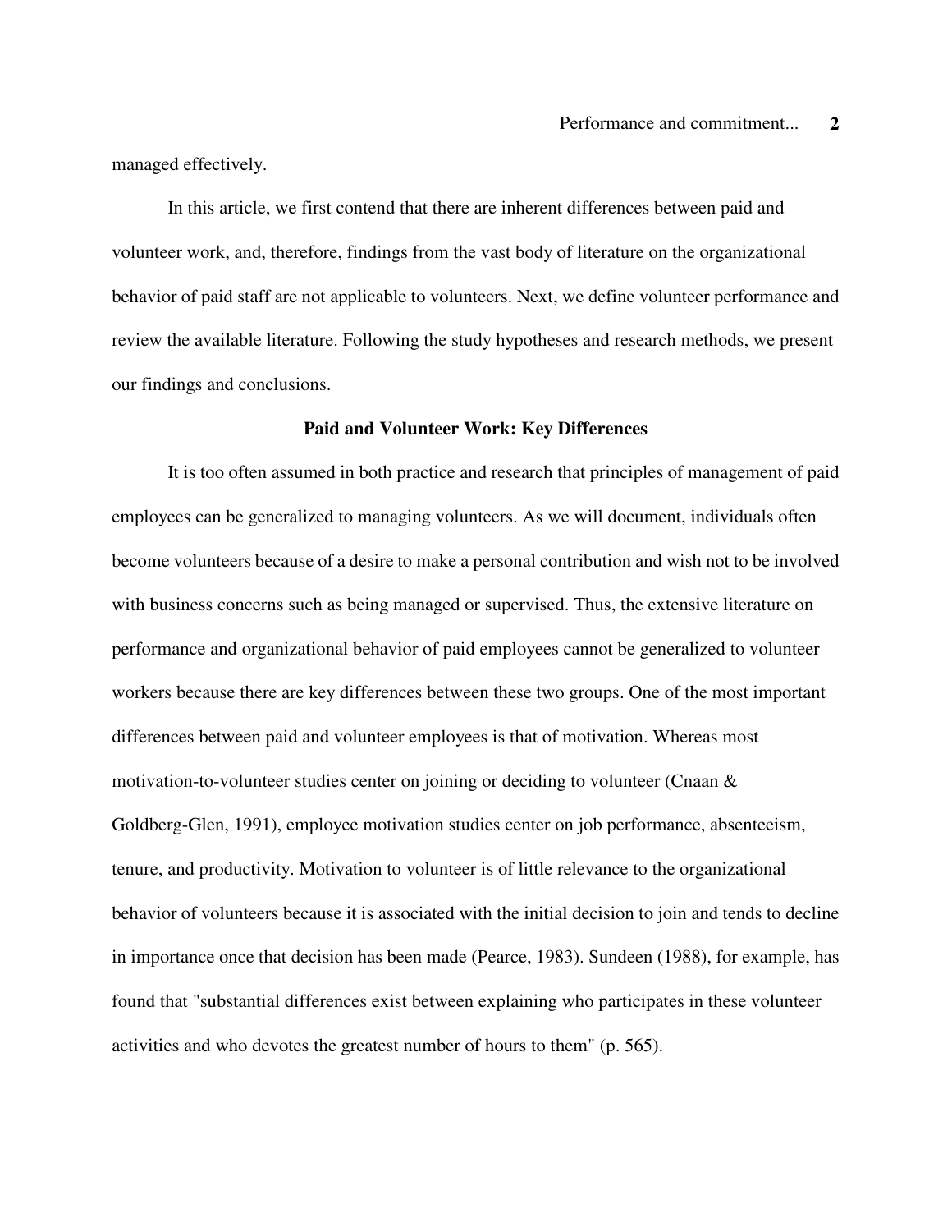managed effectively.

In this article, we first contend that there are inherent differences between paid and volunteer work, and, therefore, findings from the vast body of literature on the organizational behavior of paid staff are not applicable to volunteers. Next, we define volunteer performance and review the available literature. Following the study hypotheses and research methods, we present our findings and conclusions.

## Paid and Volunteer Work: Key Differences

It is too often assumed in both practice and research that principles of management of paid employees can be generalized to managing volunteers. As we will document, individuals often become volunteers because of a desire to make a personal contribution and wish not to be involved with business concerns such as being managed or supervised. Thus, the extensive literature on performance and organizational behavior of paid employees cannot be generalized to volunteer workers because there are key differences between these two groups. One of the most important differences between paid and volunteer employees is that of motivation. Whereas most motivation-to-volunteer studies center on joining or deciding to volunteer (Cnaan & Goldberg-Glen, 1991), employee motivation studies center on job performance, absenteeism, tenure, and productivity. Motivation to volunteer is of little relevance to the organizational behavior of volunteers because it is associated with the initial decision to join and tends to decline in importance once that decision has been made (Pearce, 1983). Sundeen (1988), for example, has found that "substantial differences exist between explaining who participates in these volunteer activities and who devotes the greatest number of hours to them" (p. 565).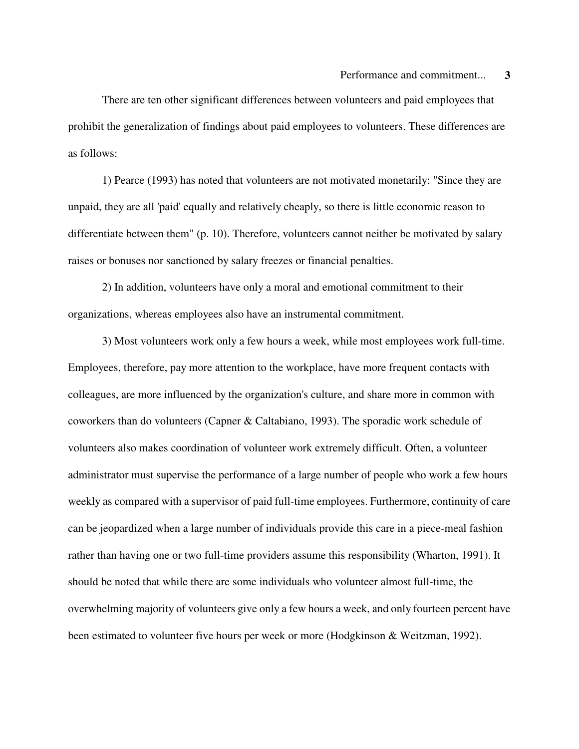There are ten other significant differences between volunteers and paid employees that prohibit the generalization of findings about paid employees to volunteers. These differences are as follows:

1) Pearce (1993) has noted that volunteers are not motivated monetarily: "Since they are unpaid, they are all 'paid' equally and relatively cheaply, so there is little economic reason to differentiate between them" (p. 10). Therefore, volunteers cannot neither be motivated by salary raises or bonuses nor sanctioned by salary freezes or financial penalties.

2) In addition, volunteers have only a moral and emotional commitment to their organizations, whereas employees also have an instrumental commitment.

3) Most volunteers work only a few hours a week, while most employees work full-time. Employees, therefore, pay more attention to the workplace, have more frequent contacts with colleagues, are more influenced by the organization's culture, and share more in common with coworkers than do volunteers (Capner & Caltabiano, 1993). The sporadic work schedule of volunteers also makes coordination of volunteer work extremely difficult. Often, a volunteer administrator must supervise the performance of a large number of people who work a few hours weekly as compared with a supervisor of paid full-time employees. Furthermore, continuity of care can be jeopardized when a large number of individuals provide this care in a piece-meal fashion rather than having one or two full-time providers assume this responsibility (Wharton, 1991). It should be noted that while there are some individuals who volunteer almost full-time, the overwhelming majority of volunteers give only a few hours a week, and only fourteen percent have been estimated to volunteer five hours per week or more (Hodgkinson & Weitzman, 1992).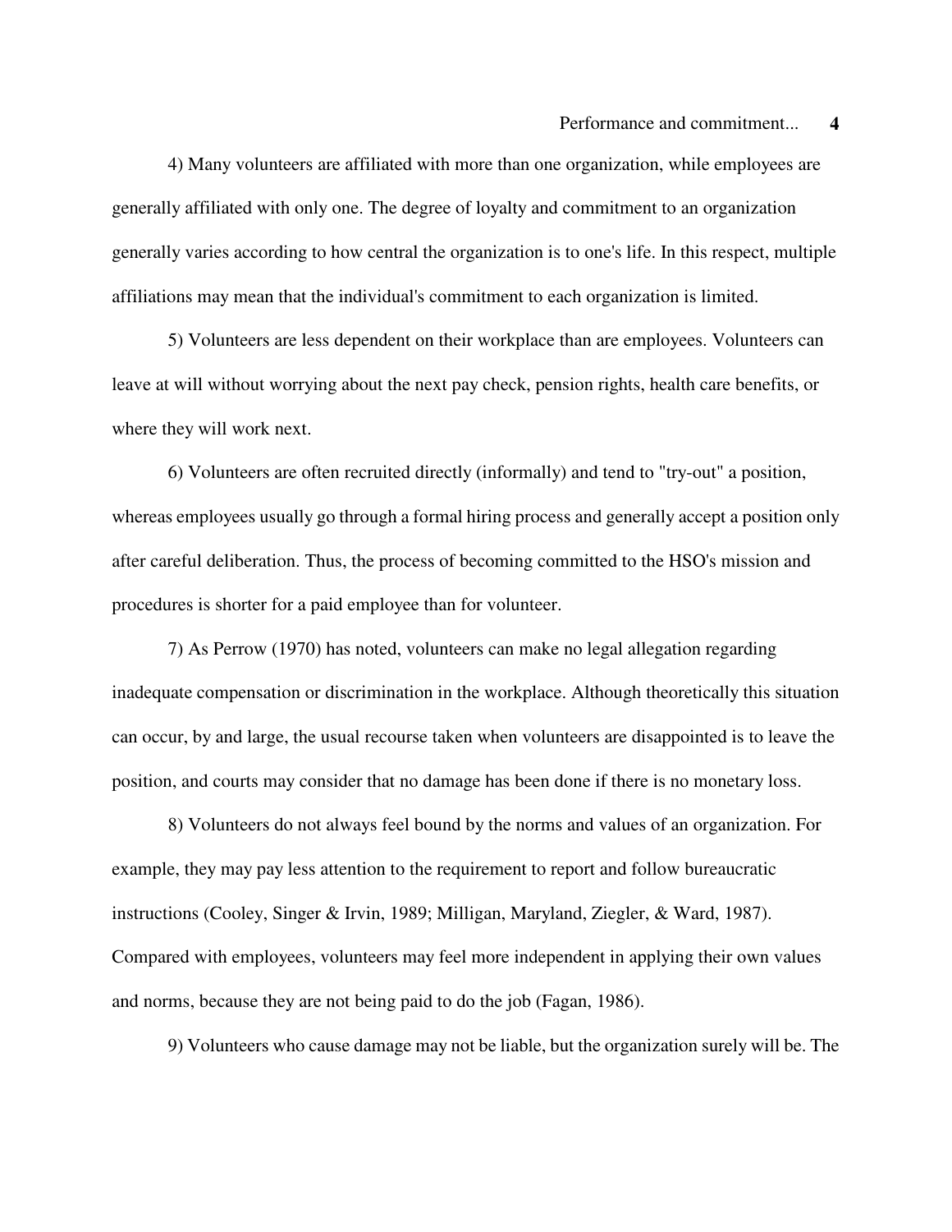4) Many volunteers are affiliated with more than one organization, while employees are generally affiliated with only one. The degree of loyalty and commitment to an organization generally varies according to how central the organization is to one's life. In this respect, multiple affiliations may mean that the individual's commitment to each organization is limited.

5) Volunteers are less dependent on their workplace than are employees. Volunteers can leave at will without worrying about the next pay check, pension rights, health care benefits, or where they will work next.

6) Volunteers are often recruited directly (informally) and tend to "try-out" a position, whereas employees usually go through a formal hiring process and generally accept a position only after careful deliberation. Thus, the process of becoming committed to the HSO's mission and procedures is shorter for a paid employee than for volunteer.

7) As Perrow (1970) has noted, volunteers can make no legal allegation regarding inadequate compensation or discrimination in the workplace. Although theoretically this situation can occur, by and large, the usual recourse taken when volunteers are disappointed is to leave the position, and courts may consider that no damage has been done if there is no monetary loss.

8) Volunteers do not always feel bound by the norms and values of an organization. For example, they may pay less attention to the requirement to report and follow bureaucratic instructions (Cooley, Singer & Irvin, 1989; Milligan, Maryland, Ziegler, & Ward, 1987). Compared with employees, volunteers may feel more independent in applying their own values and norms, because they are not being paid to do the job (Fagan, 1986).

9) Volunteers who cause damage may not be liable, but the organization surely will be. The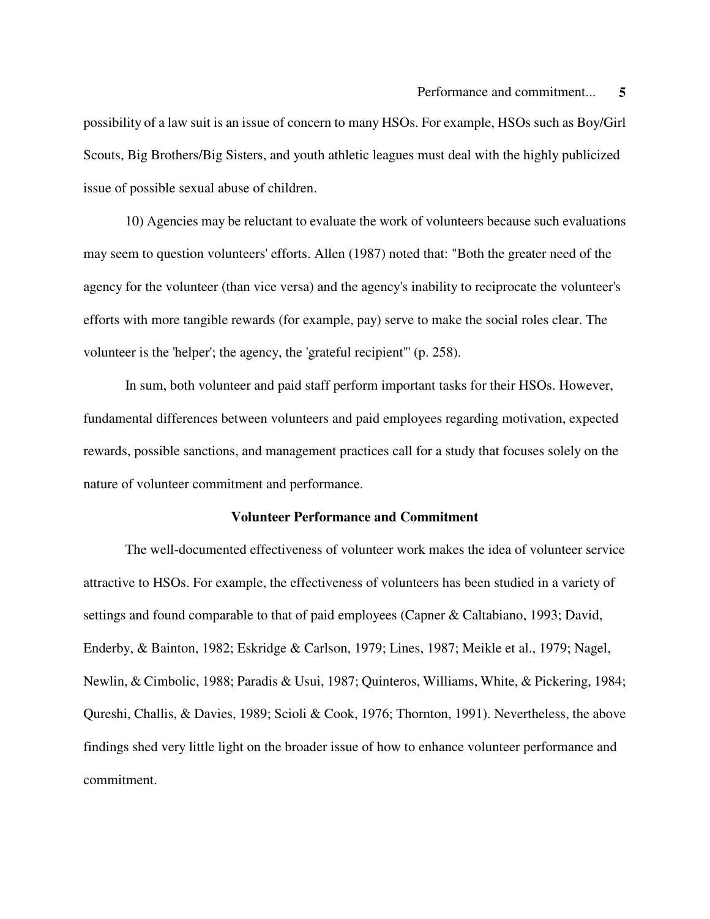possibility of a law suit is an issue of concern to many HSOs. For example, HSOs such as Boy/Girl Scouts, Big Brothers/Big Sisters, and youth athletic leagues must deal with the highly publicized issue of possible sexual abuse of children.

10) Agencies may be reluctant to evaluate the work of volunteers because such evaluations may seem to question volunteers' efforts. Allen (1987) noted that: "Both the greater need of the agency for the volunteer (than vice versa) and the agency's inability to reciprocate the volunteer's efforts with more tangible rewards (for example, pay) serve to make the social roles clear. The volunteer is the 'helper'; the agency, the 'grateful recipient'" (p. 258).

In sum, both volunteer and paid staff perform important tasks for their HSOs. However, fundamental differences between volunteers and paid employees regarding motivation, expected rewards, possible sanctions, and management practices call for a study that focuses solely on the nature of volunteer commitment and performance.

## Volunteer Performance and Commitment

The well-documented effectiveness of volunteer work makes the idea of volunteer service attractive to HSOs. For example, the effectiveness of volunteers has been studied in a variety of settings and found comparable to that of paid employees (Capner & Caltabiano, 1993; David, Enderby, & Bainton, 1982; Eskridge & Carlson, 1979; Lines, 1987; Meikle et al., 1979; Nagel, Newlin, & Cimbolic, 1988; Paradis & Usui, 1987; Quinteros, Williams, White, & Pickering, 1984; Qureshi, Challis, & Davies, 1989; Scioli & Cook, 1976; Thornton, 1991). Nevertheless, the above findings shed very little light on the broader issue of how to enhance volunteer performance and commitment.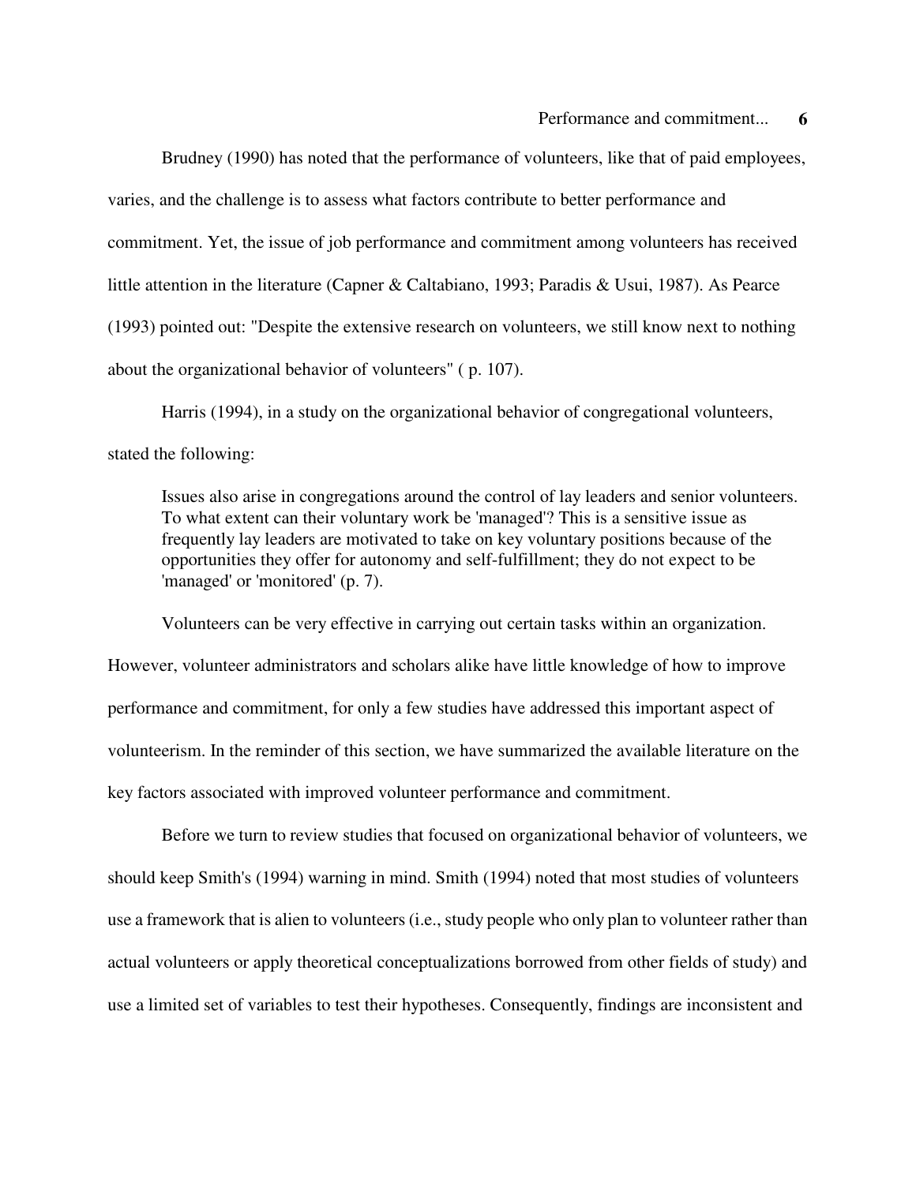Brudney (1990) has noted that the performance of volunteers, like that of paid employees, varies, and the challenge is to assess what factors contribute to better performance and commitment. Yet, the issue of job performance and commitment among volunteers has received little attention in the literature (Capner & Caltabiano, 1993; Paradis & Usui, 1987). As Pearce (1993) pointed out: "Despite the extensive research on volunteers, we still know next to nothing about the organizational behavior of volunteers" ( p. 107).

Harris (1994), in a study on the organizational behavior of congregational volunteers, stated the following:

> Issues also arise in congregations around the control of lay leaders and senior volunteers. To what extent can their voluntary work be 'managed'? This is a sensitive issue as frequently lay leaders are motivated to take on key voluntary positions because of the opportunities they offer for autonomy and self-fulfillment; they do not expect to be 'managed' or 'monitored' (p. 7).

Volunteers can be very effective in carrying out certain tasks within an organization. However, volunteer administrators and scholars alike have little knowledge of how to improve performance and commitment, for only a few studies have addressed this important aspect of volunteerism. In the reminder of this section, we have summarized the available literature on the key factors associated with improved volunteer performance and commitment.

Before we turn to review studies that focused on organizational behavior of volunteers, we should keep Smith's (1994) warning in mind. Smith (1994) noted that most studies of volunteers use a framework that is alien to volunteers (i.e., study people who only plan to volunteer rather than actual volunteers or apply theoretical conceptualizations borrowed from other fields of study) and use a limited set of variables to test their hypotheses. Consequently, findings are inconsistent and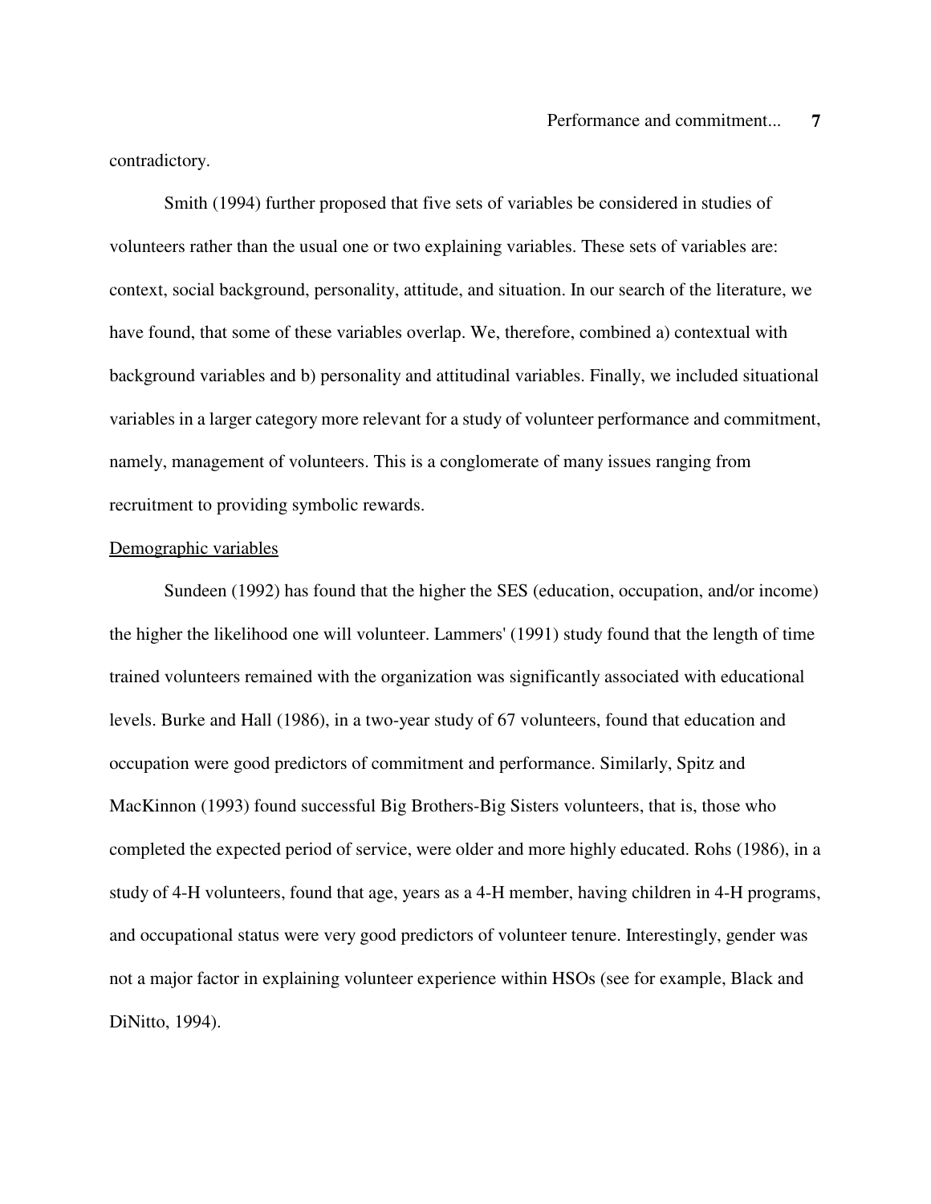contradictory.

Smith (1994) further proposed that five sets of variables be considered in studies of volunteers rather than the usual one or two explaining variables. These sets of variables are: context, social background, personality, attitude, and situation. In our search of the literature, we have found, that some of these variables overlap. We, therefore, combined a) contextual with background variables and b) personality and attitudinal variables. Finally, we included situational variables in a larger category more relevant for a study of volunteer performance and commitment, namely, management of volunteers. This is a conglomerate of many issues ranging from recruitment to providing symbolic rewards.

Demographic variables

Sundeen (1992) has found that the higher the SES (education, occupation, and/or income) the higher the likelihood one will volunteer. Lammers' (1991) study found that the length of time trained volunteers remained with the organization was significantly associated with educational levels. Burke and Hall (1986), in a two-year study of 67 volunteers, found that education and occupation were good predictors of commitment and performance. Similarly, Spitz and MacKinnon (1993) found successful Big Brothers-Big Sisters volunteers, that is, those who completed the expected period of service, were older and more highly educated. Rohs (1986), in a study of 4-H volunteers, found that age, years as a 4-H member, having children in 4-H programs, and occupational status were very good predictors of volunteer tenure. Interestingly, gender was not a major factor in explaining volunteer experience within HSOs (see for example, Black and DiNitto, 1994).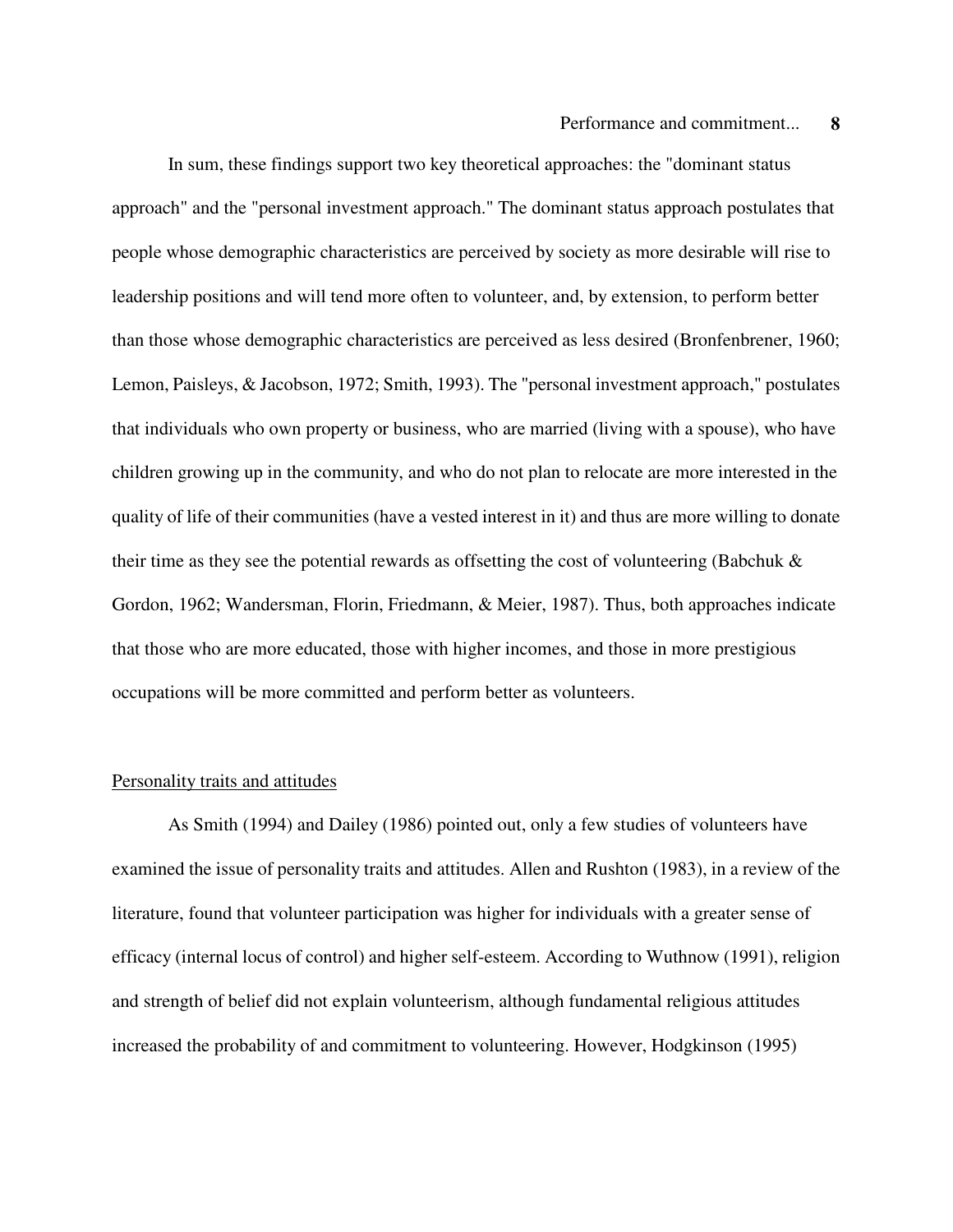In sum, these findings support two key theoretical approaches: the "dominant status approach" and the "personal investment approach." The dominant status approach postulates that people whose demographic characteristics are perceived by society as more desirable will rise to leadership positions and will tend more often to volunteer, and, by extension, to perform better than those whose demographic characteristics are perceived as less desired (Bronfenbrener, 1960; Lemon, Paisleys, & Jacobson, 1972; Smith, 1993). The "personal investment approach," postulates that individuals who own property or business, who are married (living with a spouse), who have children growing up in the community, and who do not plan to relocate are more interested in the quality of life of their communities (have a vested interest in it) and thus are more willing to donate their time as they see the potential rewards as offsetting the cost of volunteering (Babchuk & Gordon, 1962; Wandersman, Florin, Friedmann, & Meier, 1987). Thus, both approaches indicate that those who are more educated, those with higher incomes, and those in more prestigious occupations will be more committed and perform better as volunteers.

## Personality traits and attitudes

As Smith (1994) and Dailey (1986) pointed out, only a few studies of volunteers have examined the issue of personality traits and attitudes. Allen and Rushton (1983), in a review of the literature, found that volunteer participation was higher for individuals with a greater sense of efficacy (internal locus of control) and higher self-esteem. According to Wuthnow (1991), religion and strength of belief did not explain volunteerism, although fundamental religious attitudes increased the probability of and commitment to volunteering. However, Hodgkinson (1995)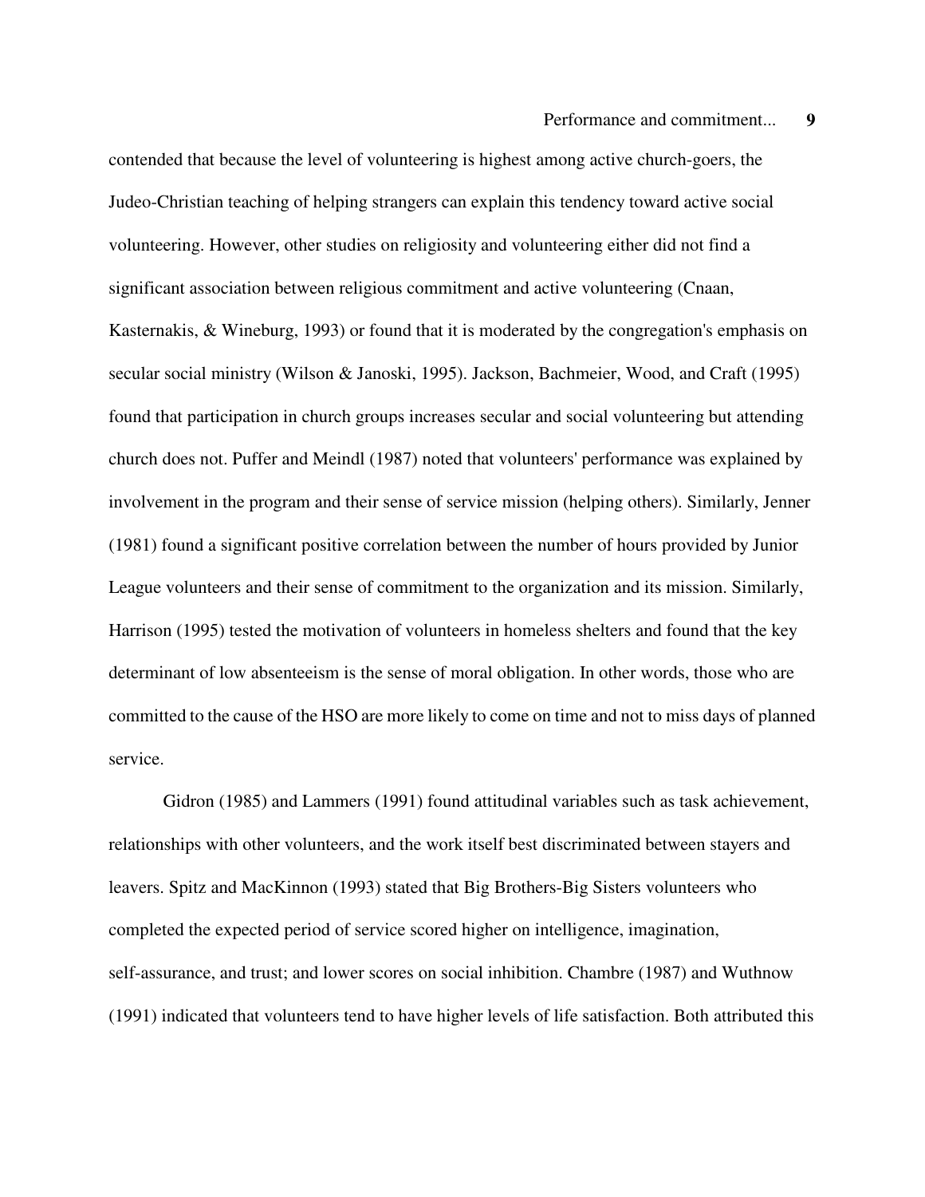contended that because the level of volunteering is highest among active church-goers, the Judeo-Christian teaching of helping strangers can explain this tendency toward active social volunteering. However, other studies on religiosity and volunteering either did not find a significant association between religious commitment and active volunteering (Cnaan, Kasternakis, & Wineburg, 1993) or found that it is moderated by the congregation's emphasis on secular social ministry (Wilson & Janoski, 1995). Jackson, Bachmeier, Wood, and Craft (1995) found that participation in church groups increases secular and social volunteering but attending church does not. Puffer and Meindl (1987) noted that volunteers' performance was explained by involvement in the program and their sense of service mission (helping others). Similarly, Jenner (1981) found a significant positive correlation between the number of hours provided by Junior League volunteers and their sense of commitment to the organization and its mission. Similarly, Harrison (1995) tested the motivation of volunteers in homeless shelters and found that the key determinant of low absenteeism is the sense of moral obligation. In other words, those who are committed to the cause of the HSO are more likely to come on time and not to miss days of planned service.

Gidron (1985) and Lammers (1991) found attitudinal variables such as task achievement, relationships with other volunteers, and the work itself best discriminated between stayers and leavers. Spitz and MacKinnon (1993) stated that Big Brothers-Big Sisters volunteers who completed the expected period of service scored higher on intelligence, imagination, self-assurance, and trust; and lower scores on social inhibition. Chambre (1987) and Wuthnow (1991) indicated that volunteers tend to have higher levels of life satisfaction. Both attributed this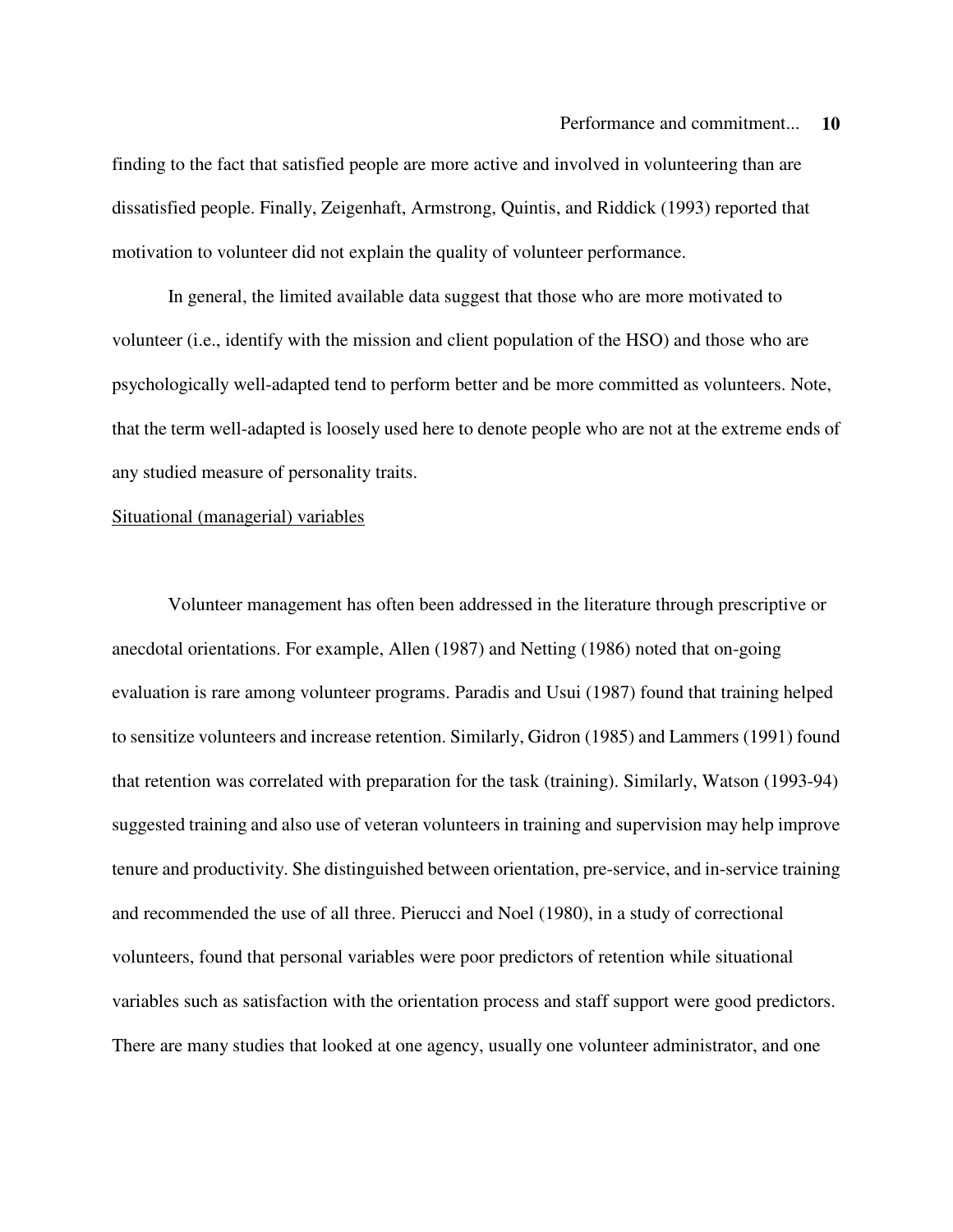finding to the fact that satisfied people are more active and involved in volunteering than are dissatisfied people. Finally, Zeigenhaft, Armstrong, Quintis, and Riddick (1993) reported that motivation to volunteer did not explain the quality of volunteer performance.

In general, the limited available data suggest that those who are more motivated to volunteer (i.e., identify with the mission and client population of the HSO) and those who are psychologically well-adapted tend to perform better and be more committed as volunteers. Note, that the term well-adapted is loosely used here to denote people who are not at the extreme ends of any studied measure of personality traits.

<u>Situational (managerial) variables</u>

Volunteer management has often been addressed in the literature through prescriptive or anecdotal orientations. For example, Allen (1987) and Netting (1986) noted that on-going evaluation is rare among volunteer programs. Paradis and Usui (1987) found that training helped to sensitize volunteers and increase retention. Similarly, Gidron (1985) and Lammers (1991) found that retention was correlated with preparation for the task (training). Similarly, Watson (1993-94) suggested training and also use of veteran volunteers in training and supervision may help improve tenure and productivity. She distinguished between orientation, pre-service, and in-service training and recommended the use of all three. Pierucci and Noel (1980), in a study of correctional volunteers, found that personal variables were poor predictors of retention while situational variables such as satisfaction with the orientation process and staff support were good predictors. There are many studies that looked at one agency, usually one volunteer administrator, and one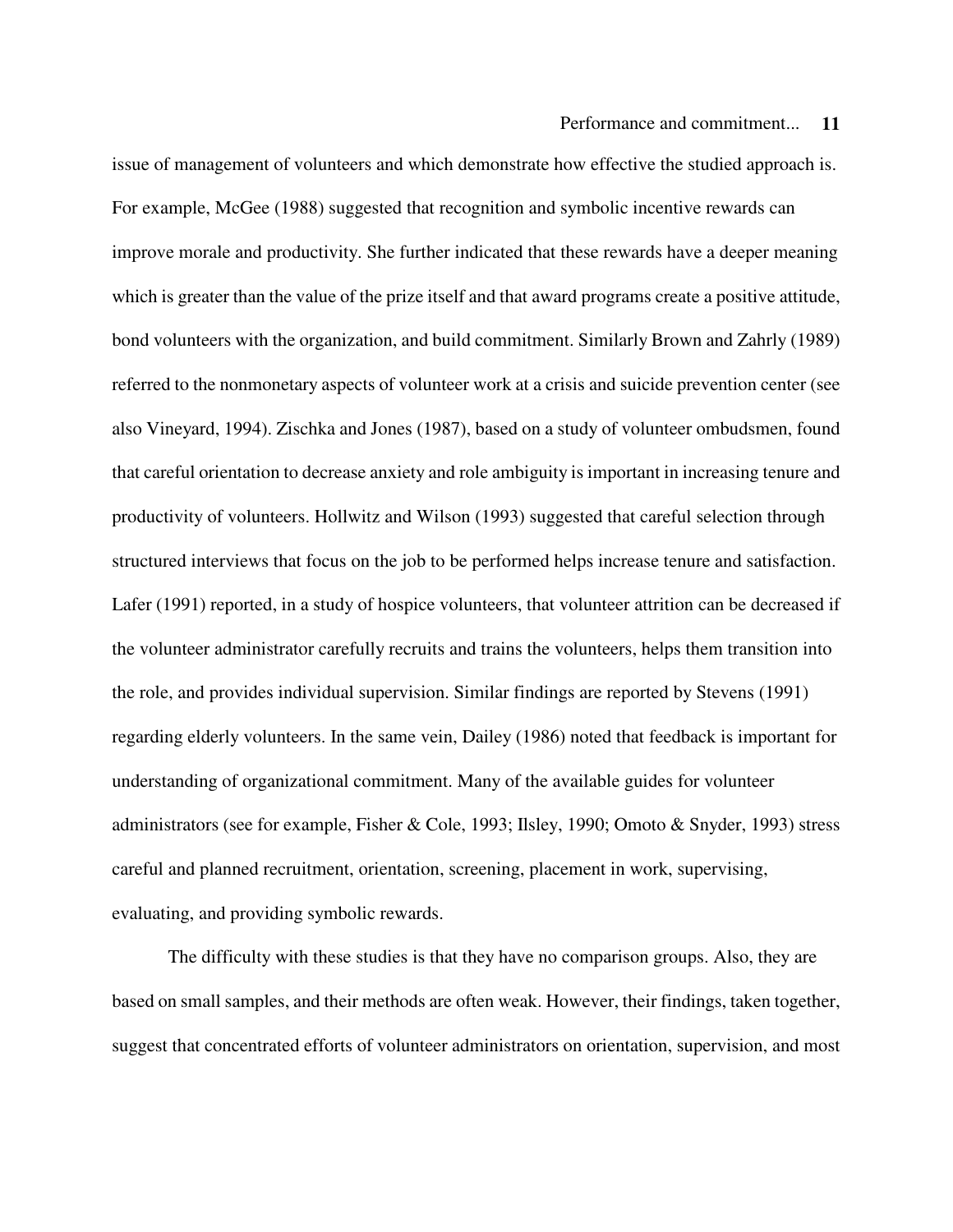issue of management of volunteers and which demonstrate how effective the studied approach is. For example, McGee (1988) suggested that recognition and symbolic incentive rewards can improve morale and productivity. She further indicated that these rewards have a deeper meaning which is greater than the value of the prize itself and that award programs create a positive attitude, bond volunteers with the organization, and build commitment. Similarly Brown and Zahrly (1989) referred to the nonmonetary aspects of volunteer work at a crisis and suicide prevention center (see also Vineyard, 1994). Zischka and Jones (1987), based on a study of volunteer ombudsmen, found that careful orientation to decrease anxiety and role ambiguity is important in increasing tenure and productivity of volunteers. Hollwitz and Wilson (1993) suggested that careful selection through structured interviews that focus on the job to be performed helps increase tenure and satisfaction. Lafer (1991) reported, in a study of hospice volunteers, that volunteer attrition can be decreased if the volunteer administrator carefully recruits and trains the volunteers, helps them transition into the role, and provides individual supervision. Similar findings are reported by Stevens (1991) regarding elderly volunteers. In the same vein, Dailey (1986) noted that feedback is important for understanding of organizational commitment. Many of the available guides for volunteer administrators (see for example, Fisher & Cole, 1993; Ilsley, 1990; Omoto & Snyder, 1993) stress careful and planned recruitment, orientation, screening, placement in work, supervising, evaluating, and providing symbolic rewards.

The difficulty with these studies is that they have no comparison groups. Also, they are based on small samples, and their methods are often weak. However, their findings, taken together, suggest that concentrated efforts of volunteer administrators on orientation, supervision, and most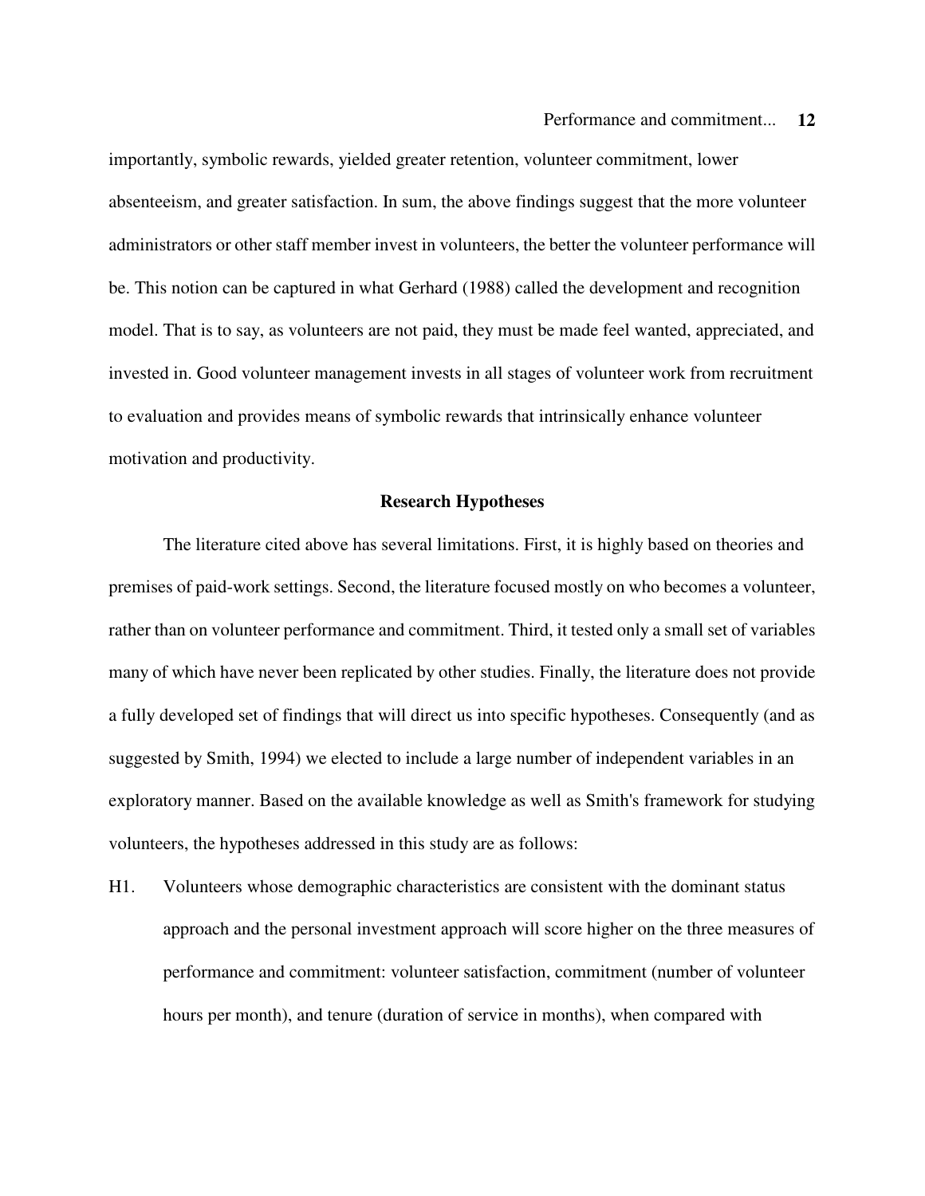importantly, symbolic rewards, yielded greater retention, volunteer commitment, lower absenteeism, and greater satisfaction. In sum, the above findings suggest that the more volunteer administrators or other staff member invest in volunteers, the better the volunteer performance will be. This notion can be captured in what Gerhard (1988) called the development and recognition model. That is to say, as volunteers are not paid, they must be made feel wanted, appreciated, and invested in. Good volunteer management invests in all stages of volunteer work from recruitment to evaluation and provides means of symbolic rewards that intrinsically enhance volunteer motivation and productivity.

## Research Hypotheses

The literature cited above has several limitations. First, it is highly based on theories and premises of paid-work settings. Second, the literature focused mostly on who becomes a volunteer, rather than on volunteer performance and commitment. Third, it tested only a small set of variables many of which have never been replicated by other studies. Finally, the literature does not provide a fully developed set of findings that will direct us into specific hypotheses. Consequently (and as suggested by Smith, 1994) we elected to include a large number of independent variables in an exploratory manner. Based on the available knowledge as well as Smith's framework for studying volunteers, the hypotheses addressed in this study are as follows:

H1. Volunteers whose demographic characteristics are consistent with the dominant status approach and the personal investment approach will score higher on the three measures of performance and commitment: volunteer satisfaction, commitment (number of volunteer hours per month), and tenure (duration of service in months), when compared with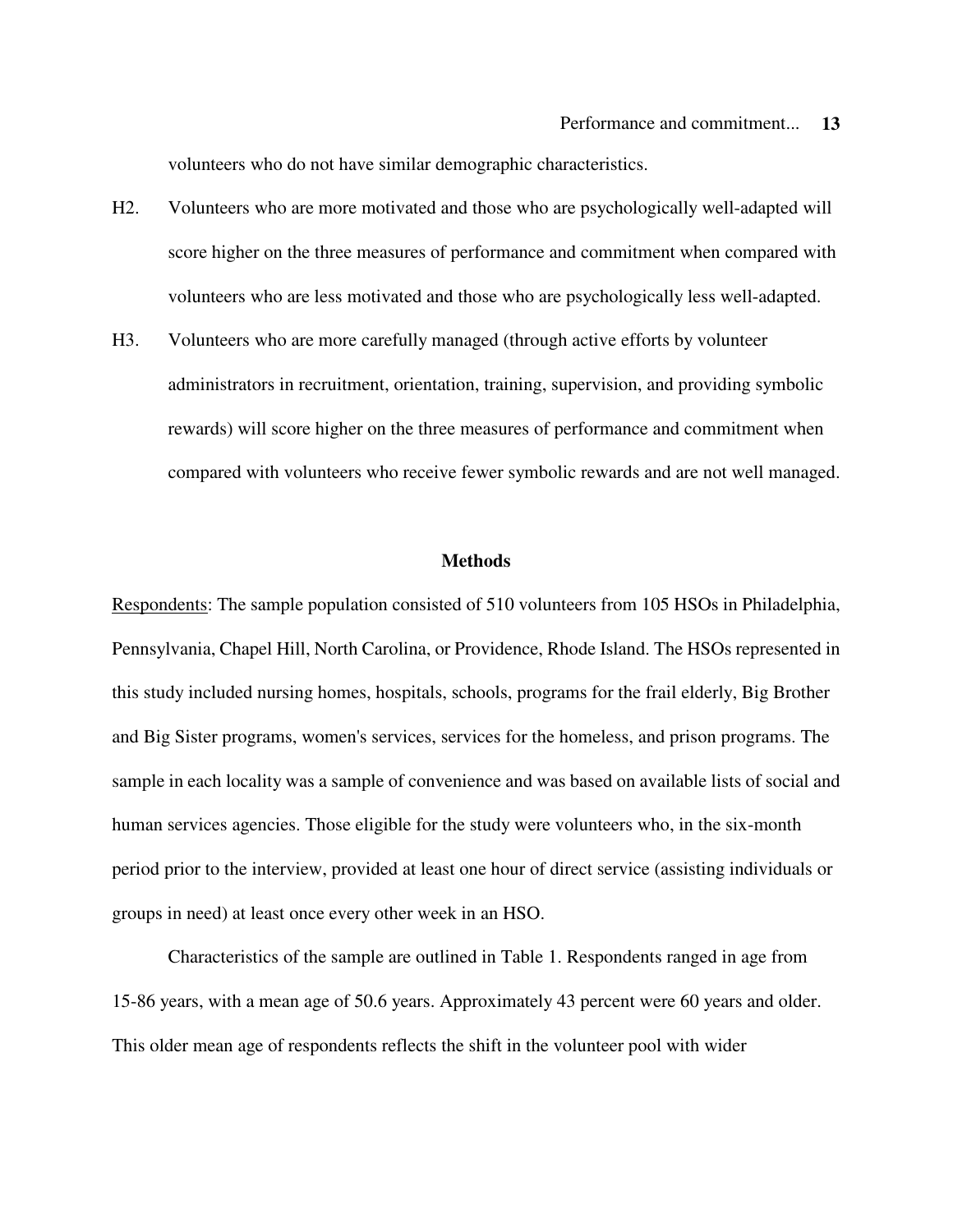volunteers who do not have similar demographic characteristics.

H2. Volunteers who are more motivated and those who are psychologically well-adapted will score higher on the three measures of performance and commitment when compared with volunteers who are less motivated and those who are psychologically less well-adapted.

H3. Volunteers who are more carefully managed (through active efforts by volunteer administrators in recruitment, orientation, training, supervision, and providing symbolic rewards) will score higher on the three measures of performance and commitment when compared with volunteers who receive fewer symbolic rewards and are not well managed.

## Methods

Respondents: The sample population consisted of 510 volunteers from 105 HSOs in Philadelphia, Pennsylvania, Chapel Hill, North Carolina, or Providence, Rhode Island. The HSOs represented in this study included nursing homes, hospitals, schools, programs for the frail elderly, Big Brother and Big Sister programs, women's services, services for the homeless, and prison programs. The sample in each locality was a sample of convenience and was based on available lists of social and human services agencies. Those eligible for the study were volunteers who, in the six-month period prior to the interview, provided at least one hour of direct service (assisting individuals or groups in need) at least once every other week in an HSO.

Characteristics of the sample are outlined in Table 1. Respondents ranged in age from 15-86 years, with a mean age of 50.6 years. Approximately 43 percent were 60 years and older. This older mean age of respondents reflects the shift in the volunteer pool with wider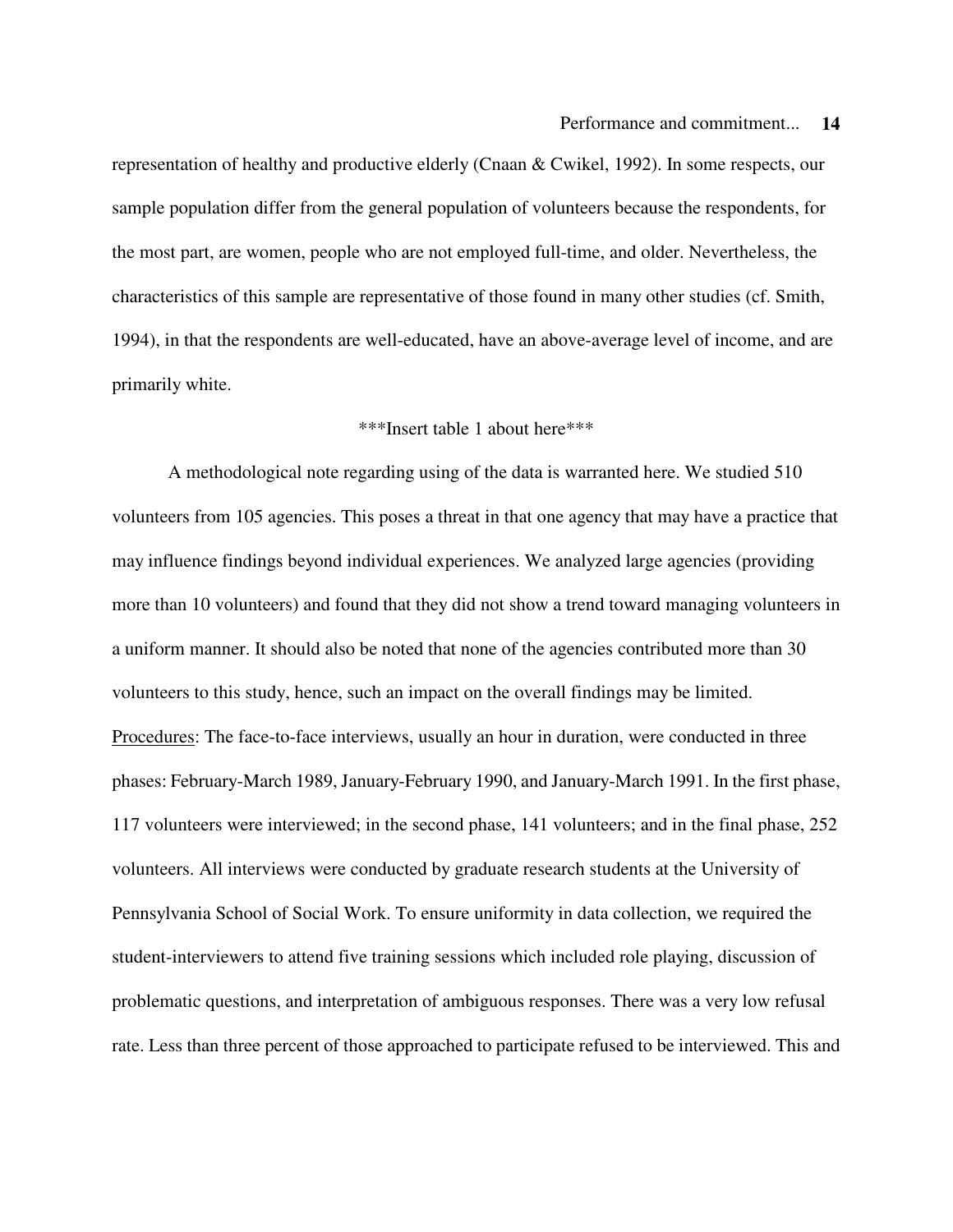representation of healthy and productive elderly (Cnaan & Cwikel, 1992). In some respects, our sample population differ from the general population of volunteers because the respondents, for the most part, are women, people who are not employed full-time, and older. Nevertheless, the characteristics of this sample are representative of those found in many other studies (cf. Smith, 1994), in that the respondents are well-educated, have an above-average level of income, and are primarily white.

***Insert table 1 about here***

A methodological note regarding using of the data is warranted here. We studied 510 volunteers from 105 agencies. This poses a threat in that one agency that may have a practice that may influence findings beyond individual experiences. We analyzed large agencies (providing more than 10 volunteers) and found that they did not show a trend toward managing volunteers in a uniform manner. It should also be noted that none of the agencies contributed more than 30 volunteers to this study, hence, such an impact on the overall findings may be limited.

<u>Procedures</u>: The face-to-face interviews, usually an hour in duration, were conducted in three phases: February-March 1989, January-February 1990, and January-March 1991. In the first phase, 117 volunteers were interviewed; in the second phase, 141 volunteers; and in the final phase, 252 volunteers. All interviews were conducted by graduate research students at the University of Pennsylvania School of Social Work. To ensure uniformity in data collection, we required the student-interviewers to attend five training sessions which included role playing, discussion of problematic questions, and interpretation of ambiguous responses. There was a very low refusal rate. Less than three percent of those approached to participate refused to be interviewed. This and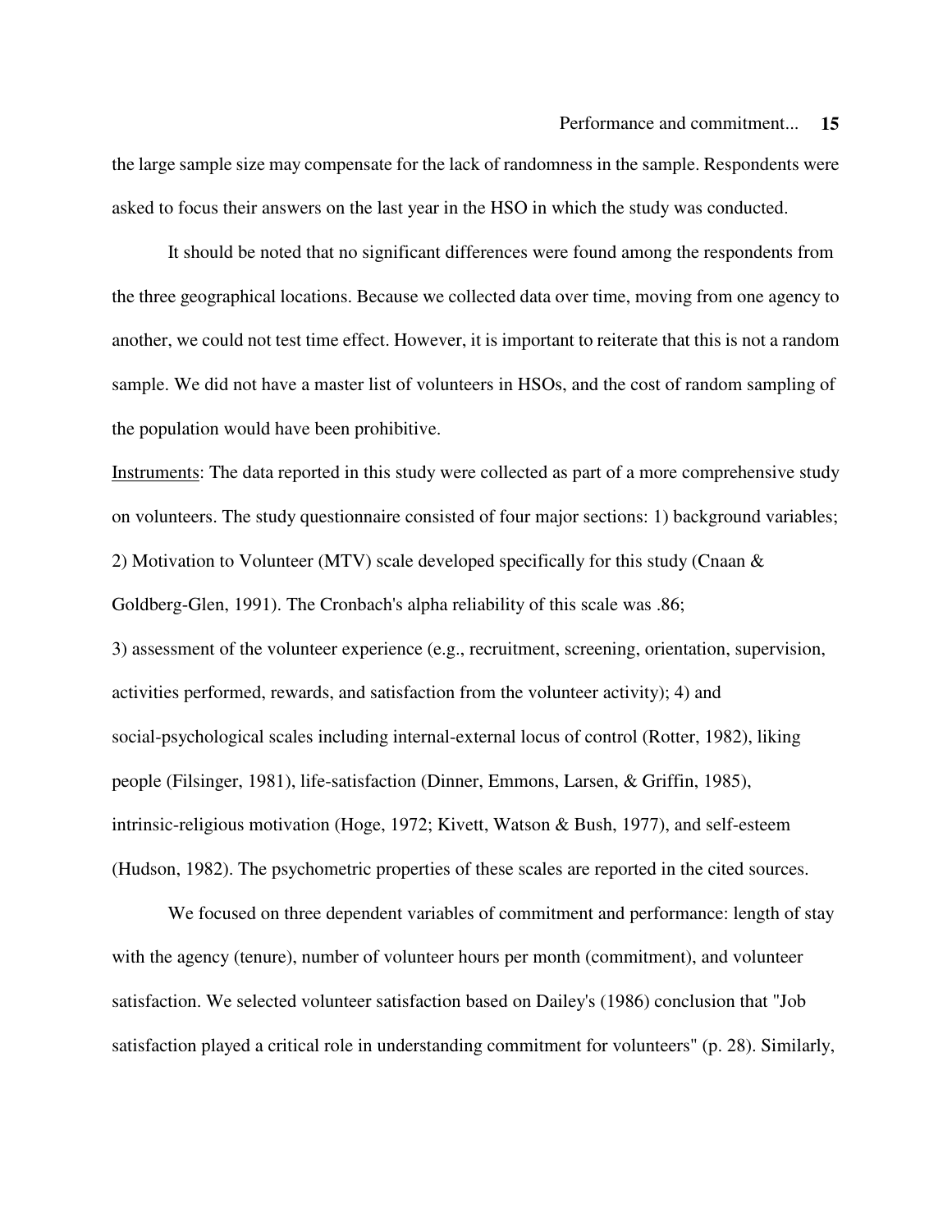the large sample size may compensate for the lack of randomness in the sample. Respondents were asked to focus their answers on the last year in the HSO in which the study was conducted.

It should be noted that no significant differences were found among the respondents from the three geographical locations. Because we collected data over time, moving from one agency to another, we could not test time effect. However, it is important to reiterate that this is not a random sample. We did not have a master list of volunteers in HSOs, and the cost of random sampling of the population would have been prohibitive.

<u>Instruments</u>: The data reported in this study were collected as part of a more comprehensive study on volunteers. The study questionnaire consisted of four major sections: 1) background variables; 2) Motivation to Volunteer (MTV) scale developed specifically for this study (Cnaan & Goldberg-Glen, 1991). The Cronbach's alpha reliability of this scale was .86;
3) assessment of the volunteer experience (e.g., recruitment, screening, orientation, supervision, activities performed, rewards, and satisfaction from the volunteer activity); 4) and social-psychological scales including internal-external locus of control (Rotter, 1982), liking people (Filsinger, 1981), life-satisfaction (Dinner, Emmons, Larsen, & Griffin, 1985), intrinsic-religious motivation (Hoge, 1972; Kivett, Watson & Bush, 1977), and self-esteem (Hudson, 1982). The psychometric properties of these scales are reported in the cited sources.

We focused on three dependent variables of commitment and performance: length of stay with the agency (tenure), number of volunteer hours per month (commitment), and volunteer satisfaction. We selected volunteer satisfaction based on Dailey's (1986) conclusion that "Job satisfaction played a critical role in understanding commitment for volunteers" (p. 28). Similarly,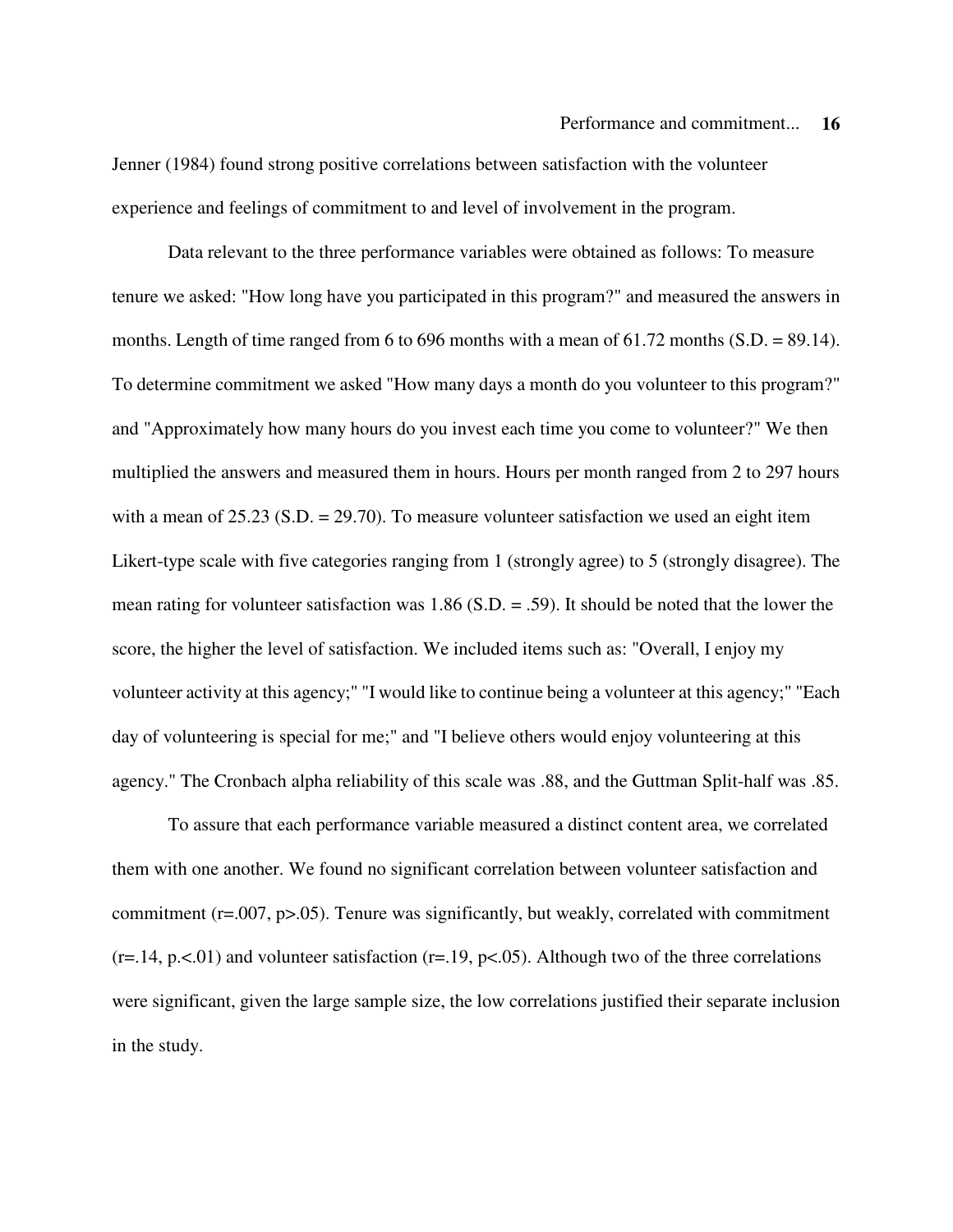Jenner (1984) found strong positive correlations between satisfaction with the volunteer experience and feelings of commitment to and level of involvement in the program.

Data relevant to the three performance variables were obtained as follows: To measure tenure we asked: "How long have you participated in this program?" and measured the answers in months. Length of time ranged from 6 to 696 months with a mean of 61.72 months (S.D. = 89.14). To determine commitment we asked "How many days a month do you volunteer to this program?" and "Approximately how many hours do you invest each time you come to volunteer?" We then multiplied the answers and measured them in hours. Hours per month ranged from 2 to 297 hours with a mean of 25.23 (S.D. = 29.70). To measure volunteer satisfaction we used an eight item Likert-type scale with five categories ranging from 1 (strongly agree) to 5 (strongly disagree). The mean rating for volunteer satisfaction was 1.86 (S.D. = .59). It should be noted that the lower the score, the higher the level of satisfaction. We included items such as: "Overall, I enjoy my volunteer activity at this agency;" "I would like to continue being a volunteer at this agency;" "Each day of volunteering is special for me;" and "I believe others would enjoy volunteering at this agency." The Cronbach alpha reliability of this scale was .88, and the Guttman Split-half was .85.

To assure that each performance variable measured a distinct content area, we correlated them with one another. We found no significant correlation between volunteer satisfaction and commitment ($r=.007$, $p>.05$). Tenure was significantly, but weakly, correlated with commitment ($r=.14$, $p.<.01$) and volunteer satisfaction ($r=.19$, $p<.05$). Although two of the three correlations were significant, given the large sample size, the low correlations justified their separate inclusion in the study.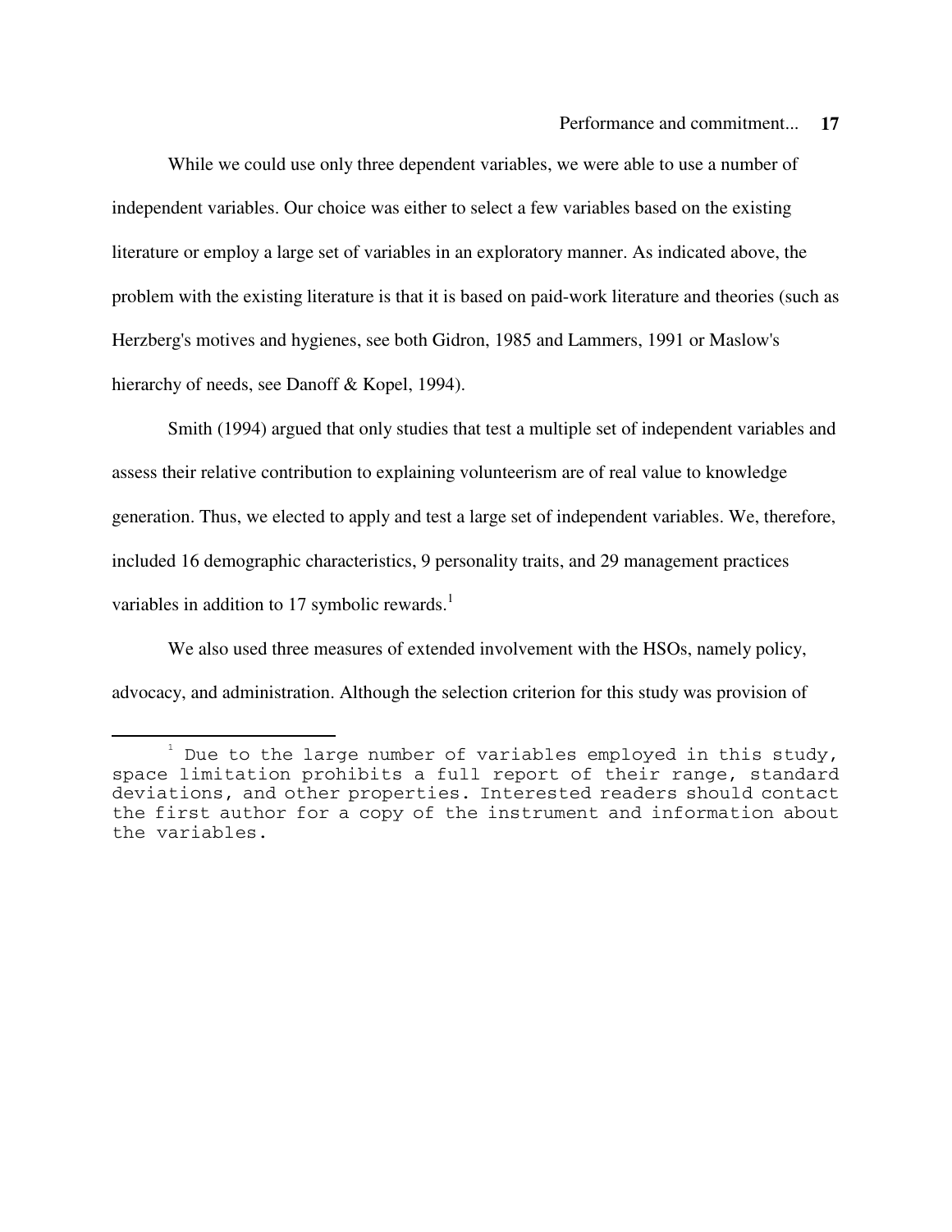While we could use only three dependent variables, we were able to use a number of independent variables. Our choice was either to select a few variables based on the existing literature or employ a large set of variables in an exploratory manner. As indicated above, the problem with the existing literature is that it is based on paid-work literature and theories (such as Herzberg's motives and hygienes, see both Gidron, 1985 and Lammers, 1991 or Maslow's hierarchy of needs, see Danoff & Kopel, 1994).

Smith (1994) argued that only studies that test a multiple set of independent variables and assess their relative contribution to explaining volunteerism are of real value to knowledge generation. Thus, we elected to apply and test a large set of independent variables. We, therefore, included 16 demographic characteristics, 9 personality traits, and 29 management practices variables in addition to 17 symbolic rewards.[1]

We also used three measures of extended involvement with the HSOs, namely policy, advocacy, and administration. Although the selection criterion for this study was provision of

[1] Due to the large number of variables employed in this study, space limitation prohibits a full report of their range, standard deviations, and other properties. Interested readers should contact the first author for a copy of the instrument and information about the variables.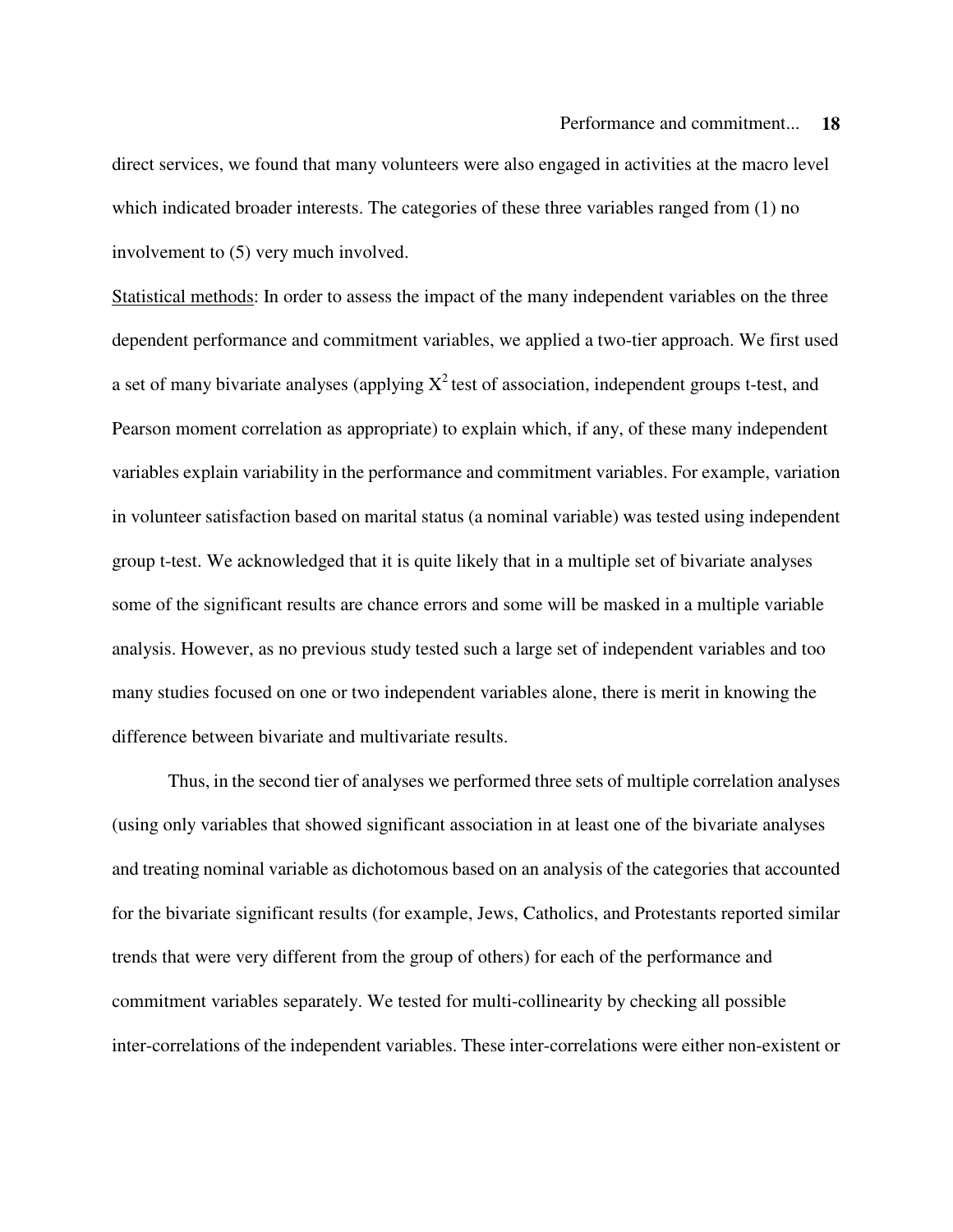direct services, we found that many volunteers were also engaged in activities at the macro level which indicated broader interests. The categories of these three variables ranged from (1) no involvement to (5) very much involved.

Statistical methods: In order to assess the impact of the many independent variables on the three dependent performance and commitment variables, we applied a two-tier approach. We first used a set of many bivariate analyses (applying $X^2$ test of association, independent groups t-test, and Pearson moment correlation as appropriate) to explain which, if any, of these many independent variables explain variability in the performance and commitment variables. For example, variation in volunteer satisfaction based on marital status (a nominal variable) was tested using independent group t-test. We acknowledged that it is quite likely that in a multiple set of bivariate analyses some of the significant results are chance errors and some will be masked in a multiple variable analysis. However, as no previous study tested such a large set of independent variables and too many studies focused on one or two independent variables alone, there is merit in knowing the difference between bivariate and multivariate results.

Thus, in the second tier of analyses we performed three sets of multiple correlation analyses (using only variables that showed significant association in at least one of the bivariate analyses and treating nominal variable as dichotomous based on an analysis of the categories that accounted for the bivariate significant results (for example, Jews, Catholics, and Protestants reported similar trends that were very different from the group of others) for each of the performance and commitment variables separately. We tested for multi-collinearity by checking all possible inter-correlations of the independent variables. These inter-correlations were either non-existent or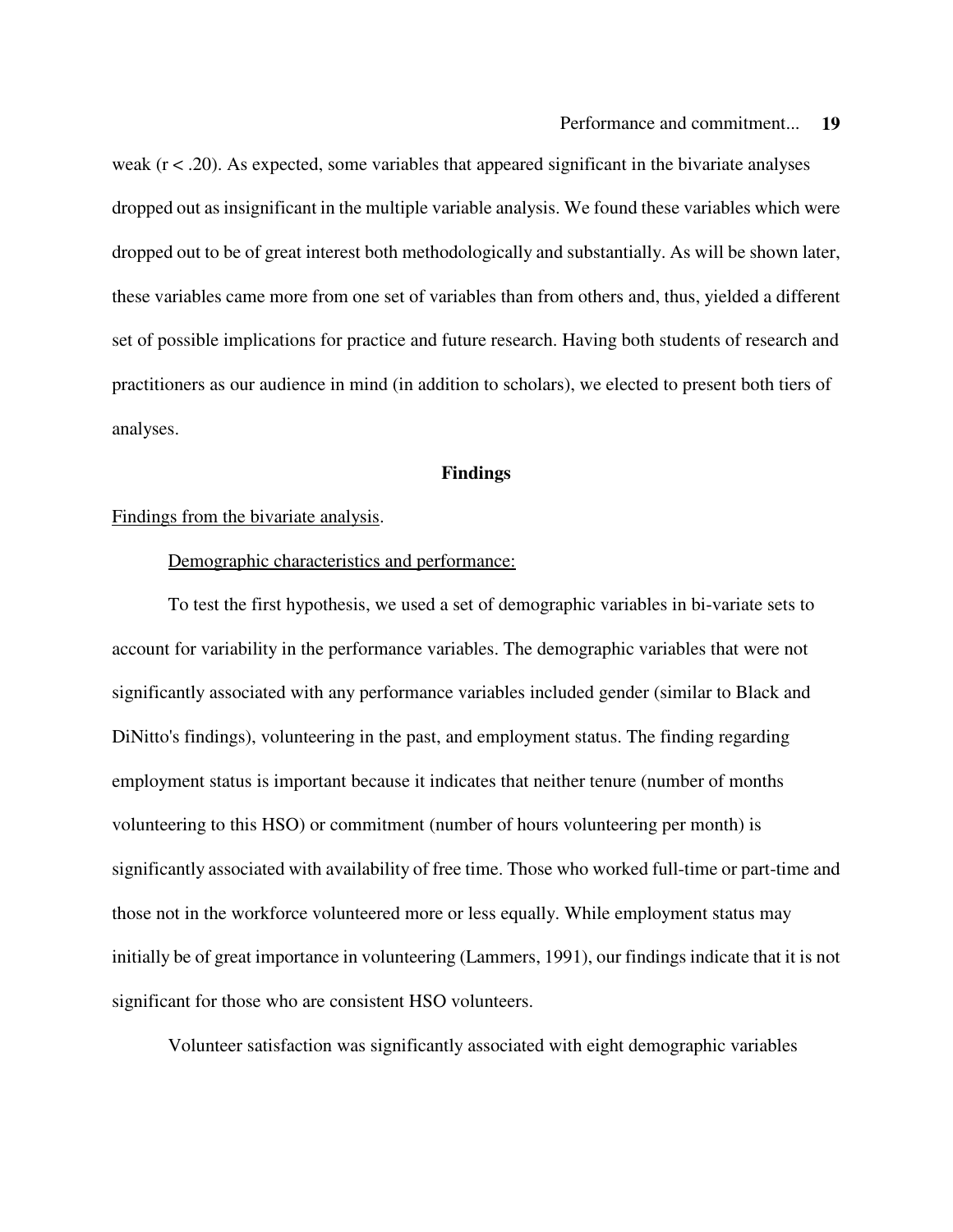weak ($r < .20$). As expected, some variables that appeared significant in the bivariate analyses dropped out as insignificant in the multiple variable analysis. We found these variables which were dropped out to be of great interest both methodologically and substantially. As will be shown later, these variables came more from one set of variables than from others and, thus, yielded a different set of possible implications for practice and future research. Having both students of research and practitioners as our audience in mind (in addition to scholars), we elected to present both tiers of analyses.

## Findings

Findings from the bivariate analysis.

Demographic characteristics and performance:

To test the first hypothesis, we used a set of demographic variables in bi-variate sets to account for variability in the performance variables. The demographic variables that were not significantly associated with any performance variables included gender (similar to Black and DiNitto's findings), volunteering in the past, and employment status. The finding regarding employment status is important because it indicates that neither tenure (number of months volunteering to this HSO) or commitment (number of hours volunteering per month) is significantly associated with availability of free time. Those who worked full-time or part-time and those not in the workforce volunteered more or less equally. While employment status may initially be of great importance in volunteering (Lammers, 1991), our findings indicate that it is not significant for those who are consistent HSO volunteers.

Volunteer satisfaction was significantly associated with eight demographic variables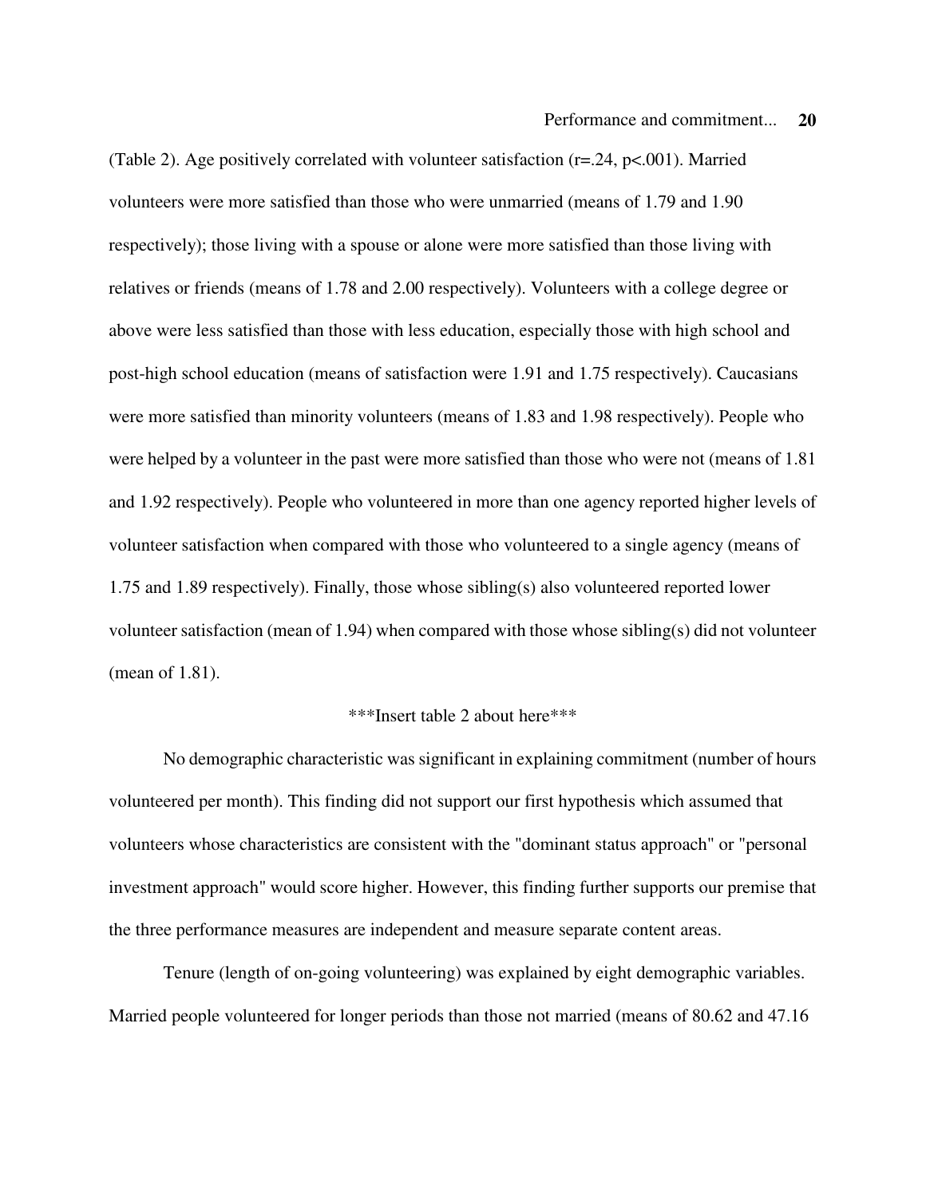(Table 2). Age positively correlated with volunteer satisfaction ($r=.24$, $p<.001$). Married volunteers were more satisfied than those who were unmarried (means of 1.79 and 1.90 respectively); those living with a spouse or alone were more satisfied than those living with relatives or friends (means of 1.78 and 2.00 respectively). Volunteers with a college degree or above were less satisfied than those with less education, especially those with high school and post-high school education (means of satisfaction were 1.91 and 1.75 respectively). Caucasians were more satisfied than minority volunteers (means of 1.83 and 1.98 respectively). People who were helped by a volunteer in the past were more satisfied than those who were not (means of 1.81 and 1.92 respectively). People who volunteered in more than one agency reported higher levels of volunteer satisfaction when compared with those who volunteered to a single agency (means of 1.75 and 1.89 respectively). Finally, those whose sibling(s) also volunteered reported lower volunteer satisfaction (mean of 1.94) when compared with those whose sibling(s) did not volunteer (mean of 1.81).

***Insert table 2 about here***

No demographic characteristic was significant in explaining commitment (number of hours volunteered per month). This finding did not support our first hypothesis which assumed that volunteers whose characteristics are consistent with the "dominant status approach" or "personal investment approach" would score higher. However, this finding further supports our premise that the three performance measures are independent and measure separate content areas.

Tenure (length of on-going volunteering) was explained by eight demographic variables. Married people volunteered for longer periods than those not married (means of 80.62 and 47.16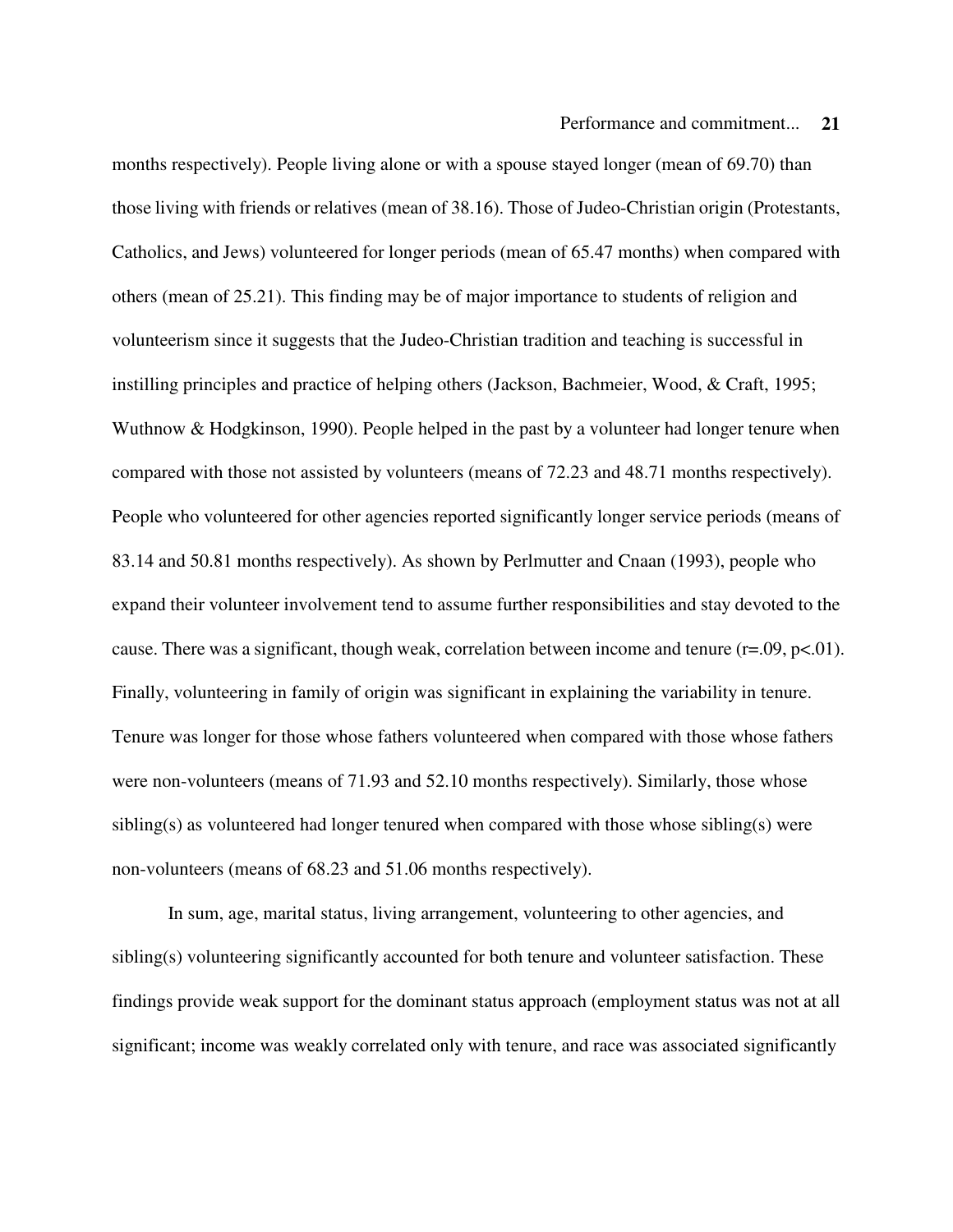months respectively). People living alone or with a spouse stayed longer (mean of 69.70) than those living with friends or relatives (mean of 38.16). Those of Judeo-Christian origin (Protestants, Catholics, and Jews) volunteered for longer periods (mean of 65.47 months) when compared with others (mean of 25.21). This finding may be of major importance to students of religion and volunteerism since it suggests that the Judeo-Christian tradition and teaching is successful in instilling principles and practice of helping others (Jackson, Bachmeier, Wood, & Craft, 1995; Wuthnow & Hodgkinson, 1990). People helped in the past by a volunteer had longer tenure when compared with those not assisted by volunteers (means of 72.23 and 48.71 months respectively). People who volunteered for other agencies reported significantly longer service periods (means of 83.14 and 50.81 months respectively). As shown by Perlmutter and Cnaan (1993), people who expand their volunteer involvement tend to assume further responsibilities and stay devoted to the cause. There was a significant, though weak, correlation between income and tenure ($r = .09$, $p < .01$). Finally, volunteering in family of origin was significant in explaining the variability in tenure. Tenure was longer for those whose fathers volunteered when compared with those whose fathers were non-volunteers (means of 71.93 and 52.10 months respectively). Similarly, those whose sibling(s) as volunteered had longer tenured when compared with those whose sibling(s) were non-volunteers (means of 68.23 and 51.06 months respectively).

In sum, age, marital status, living arrangement, volunteering to other agencies, and sibling(s) volunteering significantly accounted for both tenure and volunteer satisfaction. These findings provide weak support for the dominant status approach (employment status was not at all significant; income was weakly correlated only with tenure, and race was associated significantly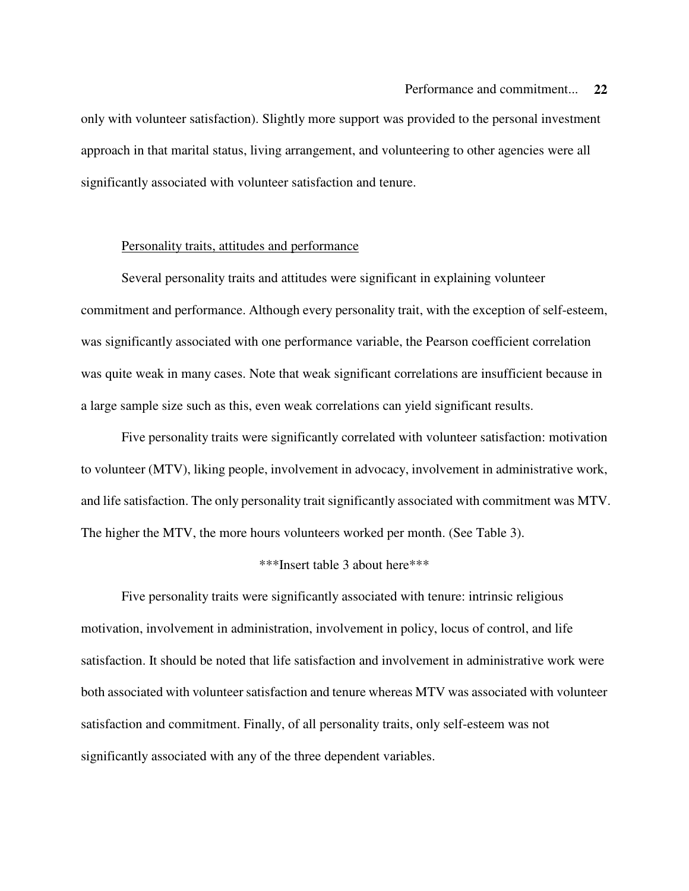only with volunteer satisfaction). Slightly more support was provided to the personal investment approach in that marital status, living arrangement, and volunteering to other agencies were all significantly associated with volunteer satisfaction and tenure.

Personality traits, attitudes and performance

Several personality traits and attitudes were significant in explaining volunteer commitment and performance. Although every personality trait, with the exception of self-esteem, was significantly associated with one performance variable, the Pearson coefficient correlation was quite weak in many cases. Note that weak significant correlations are insufficient because in a large sample size such as this, even weak correlations can yield significant results.

Five personality traits were significantly correlated with volunteer satisfaction: motivation to volunteer (MTV), liking people, involvement in advocacy, involvement in administrative work, and life satisfaction. The only personality trait significantly associated with commitment was MTV. The higher the MTV, the more hours volunteers worked per month. (See Table 3).

***Insert table 3 about here***

Five personality traits were significantly associated with tenure: intrinsic religious motivation, involvement in administration, involvement in policy, locus of control, and life satisfaction. It should be noted that life satisfaction and involvement in administrative work were both associated with volunteer satisfaction and tenure whereas MTV was associated with volunteer satisfaction and commitment. Finally, of all personality traits, only self-esteem was not significantly associated with any of the three dependent variables.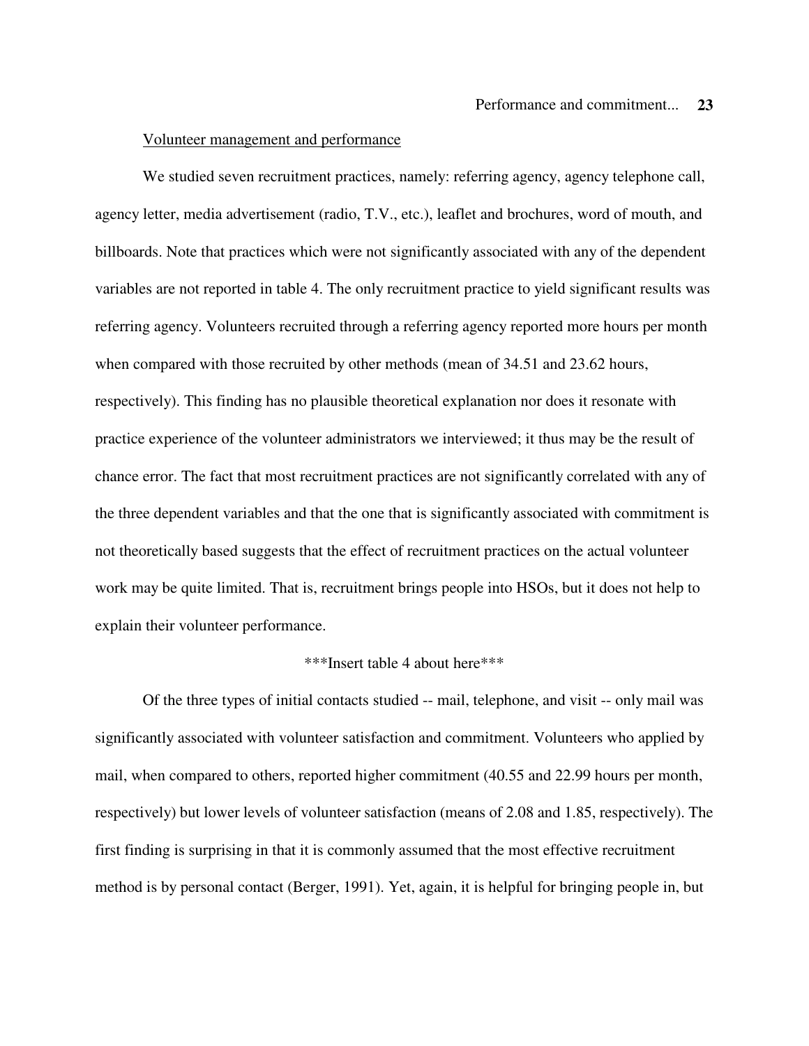Volunteer management and performance

We studied seven recruitment practices, namely: referring agency, agency telephone call, agency letter, media advertisement (radio, T.V., etc.), leaflet and brochures, word of mouth, and billboards. Note that practices which were not significantly associated with any of the dependent variables are not reported in table 4. The only recruitment practice to yield significant results was referring agency. Volunteers recruited through a referring agency reported more hours per month when compared with those recruited by other methods (mean of 34.51 and 23.62 hours, respectively). This finding has no plausible theoretical explanation nor does it resonate with practice experience of the volunteer administrators we interviewed; it thus may be the result of chance error. The fact that most recruitment practices are not significantly correlated with any of the three dependent variables and that the one that is significantly associated with commitment is not theoretically based suggests that the effect of recruitment practices on the actual volunteer work may be quite limited. That is, recruitment brings people into HSOs, but it does not help to explain their volunteer performance.

\*\*\*Insert table 4 about here\*\*\*

Of the three types of initial contacts studied -- mail, telephone, and visit -- only mail was significantly associated with volunteer satisfaction and commitment. Volunteers who applied by mail, when compared to others, reported higher commitment (40.55 and 22.99 hours per month, respectively) but lower levels of volunteer satisfaction (means of 2.08 and 1.85, respectively). The first finding is surprising in that it is commonly assumed that the most effective recruitment method is by personal contact (Berger, 1991). Yet, again, it is helpful for bringing people in, but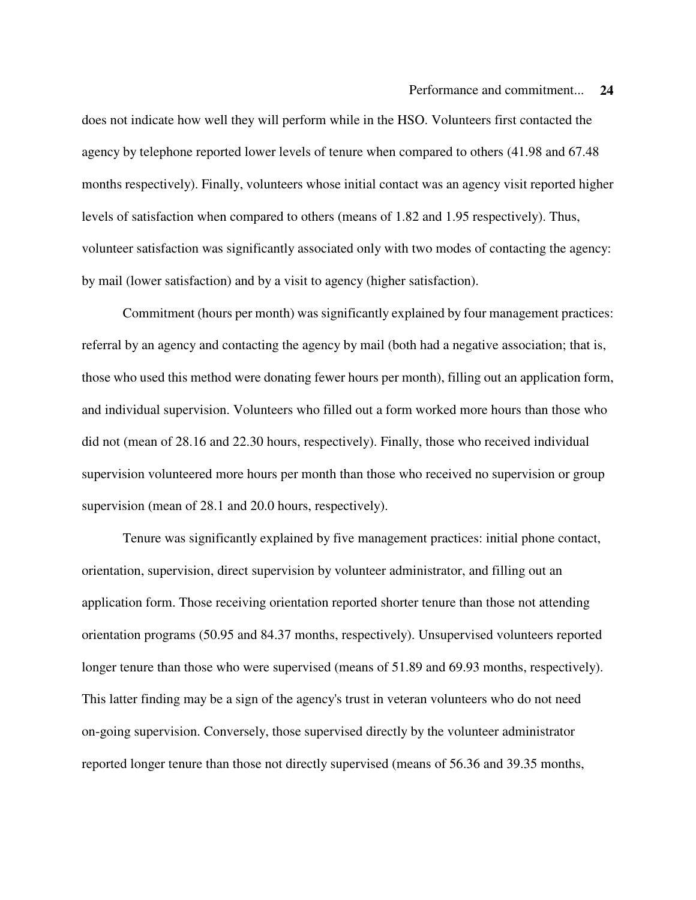does not indicate how well they will perform while in the HSO. Volunteers first contacted the agency by telephone reported lower levels of tenure when compared to others (41.98 and 67.48 months respectively). Finally, volunteers whose initial contact was an agency visit reported higher levels of satisfaction when compared to others (means of 1.82 and 1.95 respectively). Thus, volunteer satisfaction was significantly associated only with two modes of contacting the agency: by mail (lower satisfaction) and by a visit to agency (higher satisfaction).

Commitment (hours per month) was significantly explained by four management practices: referral by an agency and contacting the agency by mail (both had a negative association; that is, those who used this method were donating fewer hours per month), filling out an application form, and individual supervision. Volunteers who filled out a form worked more hours than those who did not (mean of 28.16 and 22.30 hours, respectively). Finally, those who received individual supervision volunteered more hours per month than those who received no supervision or group supervision (mean of 28.1 and 20.0 hours, respectively).

Tenure was significantly explained by five management practices: initial phone contact, orientation, supervision, direct supervision by volunteer administrator, and filling out an application form. Those receiving orientation reported shorter tenure than those not attending orientation programs (50.95 and 84.37 months, respectively). Unsupervised volunteers reported longer tenure than those who were supervised (means of 51.89 and 69.93 months, respectively). This latter finding may be a sign of the agency's trust in veteran volunteers who do not need on-going supervision. Conversely, those supervised directly by the volunteer administrator reported longer tenure than those not directly supervised (means of 56.36 and 39.35 months,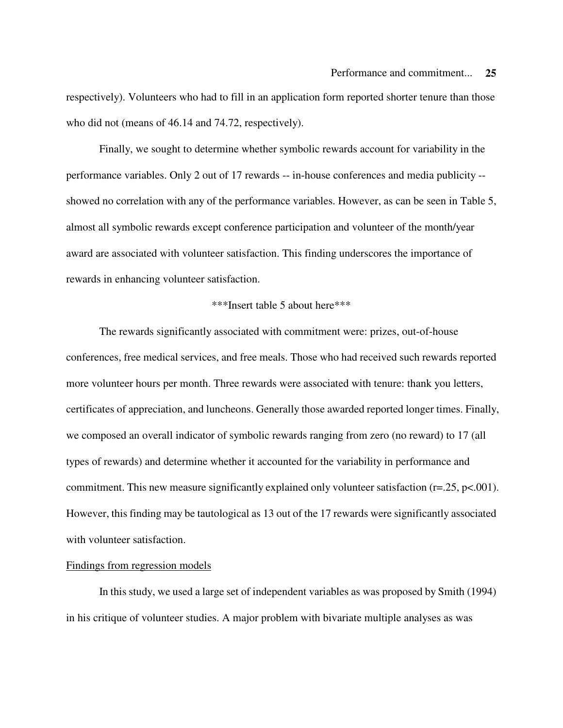respectively). Volunteers who had to fill in an application form reported shorter tenure than those who did not (means of 46.14 and 74.72, respectively).

Finally, we sought to determine whether symbolic rewards account for variability in the performance variables. Only 2 out of 17 rewards -- in-house conferences and media publicity -- showed no correlation with any of the performance variables. However, as can be seen in Table 5, almost all symbolic rewards except conference participation and volunteer of the month/year award are associated with volunteer satisfaction. This finding underscores the importance of rewards in enhancing volunteer satisfaction.

***Insert table 5 about here***

The rewards significantly associated with commitment were: prizes, out-of-house conferences, free medical services, and free meals. Those who had received such rewards reported more volunteer hours per month. Three rewards were associated with tenure: thank you letters, certificates of appreciation, and luncheons. Generally those awarded reported longer times. Finally, we composed an overall indicator of symbolic rewards ranging from zero (no reward) to 17 (all types of rewards) and determine whether it accounted for the variability in performance and commitment. This new measure significantly explained only volunteer satisfaction ($r=.25$, $p<.001$). However, this finding may be tautological as 13 out of the 17 rewards were significantly associated with volunteer satisfaction.

<u>Findings from regression models</u>

In this study, we used a large set of independent variables as was proposed by Smith (1994) in his critique of volunteer studies. A major problem with bivariate multiple analyses as was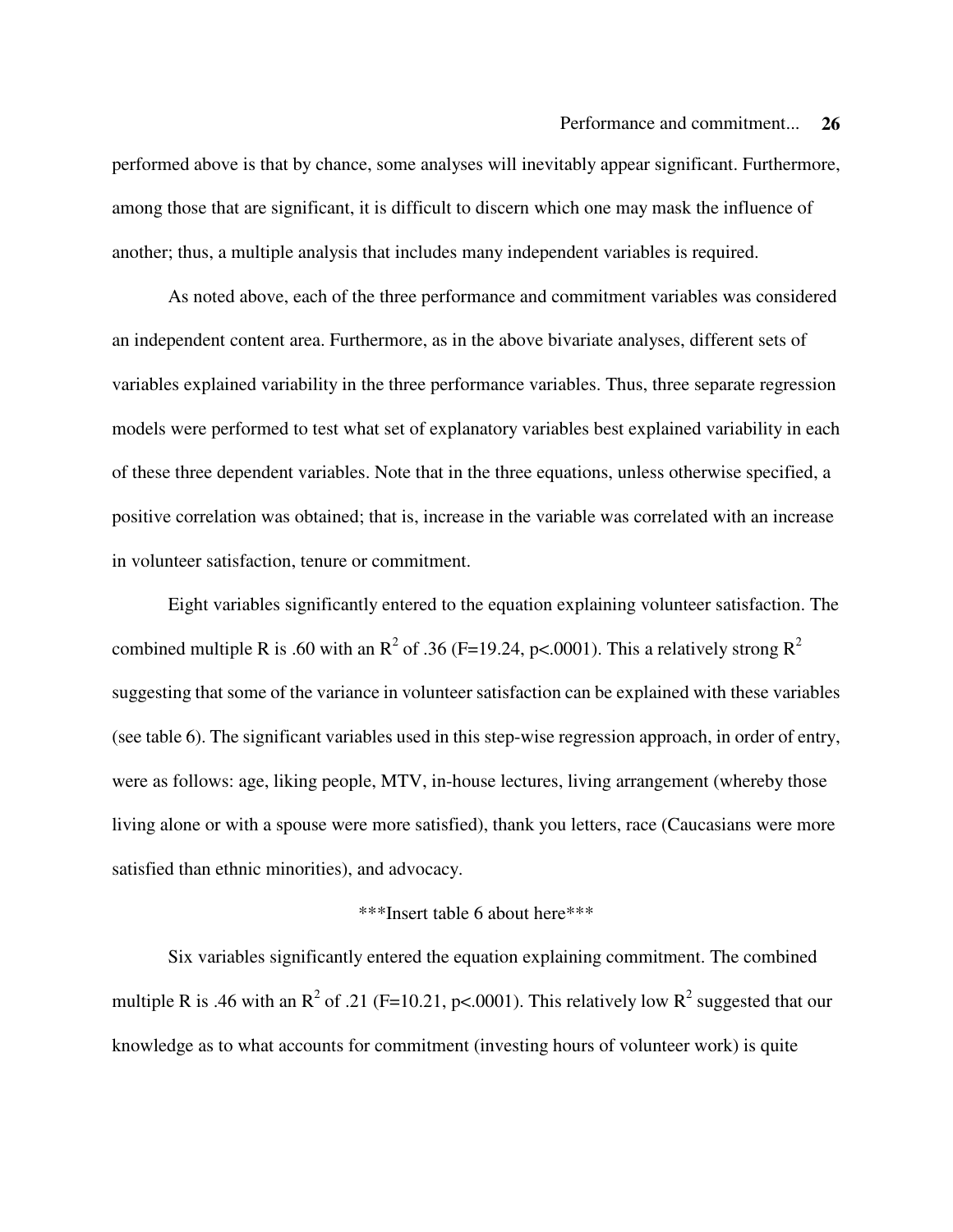performed above is that by chance, some analyses will inevitably appear significant. Furthermore, among those that are significant, it is difficult to discern which one may mask the influence of another; thus, a multiple analysis that includes many independent variables is required.

As noted above, each of the three performance and commitment variables was considered an independent content area. Furthermore, as in the above bivariate analyses, different sets of variables explained variability in the three performance variables. Thus, three separate regression models were performed to test what set of explanatory variables best explained variability in each of these three dependent variables. Note that in the three equations, unless otherwise specified, a positive correlation was obtained; that is, increase in the variable was correlated with an increase in volunteer satisfaction, tenure or commitment.

Eight variables significantly entered to the equation explaining volunteer satisfaction. The combined multiple R is .60 with an $R^2$ of .36 ($F=19.24$, $p<.0001$). This a relatively strong $R^2$ suggesting that some of the variance in volunteer satisfaction can be explained with these variables (see table 6). The significant variables used in this step-wise regression approach, in order of entry, were as follows: age, liking people, MTV, in-house lectures, living arrangement (whereby those living alone or with a spouse were more satisfied), thank you letters, race (Caucasians were more satisfied than ethnic minorities), and advocacy.

***Insert table 6 about here***

Six variables significantly entered the equation explaining commitment. The combined multiple R is .46 with an $R^2$ of .21 ($F=10.21$, $p<.0001$). This relatively low $R^2$ suggested that our knowledge as to what accounts for commitment (investing hours of volunteer work) is quite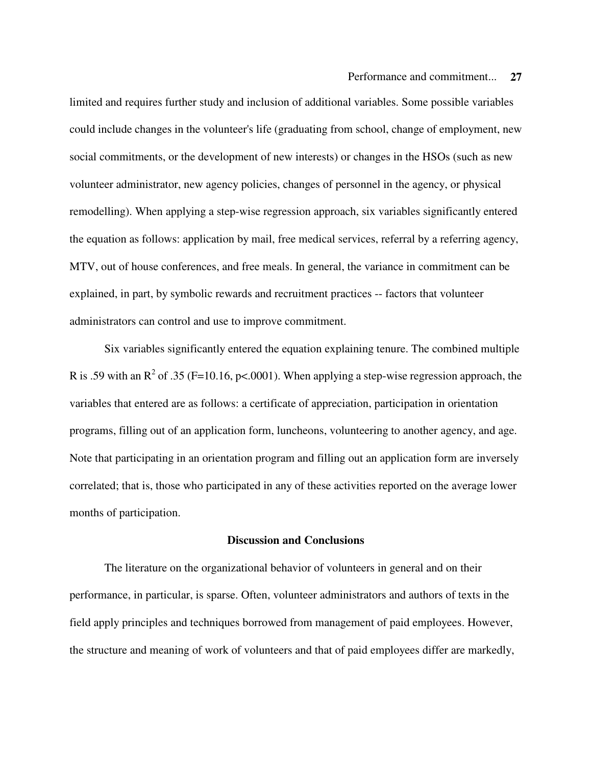limited and requires further study and inclusion of additional variables. Some possible variables could include changes in the volunteer's life (graduating from school, change of employment, new social commitments, or the development of new interests) or changes in the HSOs (such as new volunteer administrator, new agency policies, changes of personnel in the agency, or physical remodelling). When applying a step-wise regression approach, six variables significantly entered the equation as follows: application by mail, free medical services, referral by a referring agency, MTV, out of house conferences, and free meals. In general, the variance in commitment can be explained, in part, by symbolic rewards and recruitment practices -- factors that volunteer administrators can control and use to improve commitment.

Six variables significantly entered the equation explaining tenure. The combined multiple R is .59 with an $R^2$ of .35 ($F=10.16$, $p<.0001$). When applying a step-wise regression approach, the variables that entered are as follows: a certificate of appreciation, participation in orientation programs, filling out of an application form, luncheons, volunteering to another agency, and age. Note that participating in an orientation program and filling out an application form are inversely correlated; that is, those who participated in any of these activities reported on the average lower months of participation.

## Discussion and Conclusions

The literature on the organizational behavior of volunteers in general and on their performance, in particular, is sparse. Often, volunteer administrators and authors of texts in the field apply principles and techniques borrowed from management of paid employees. However, the structure and meaning of work of volunteers and that of paid employees differ are markedly,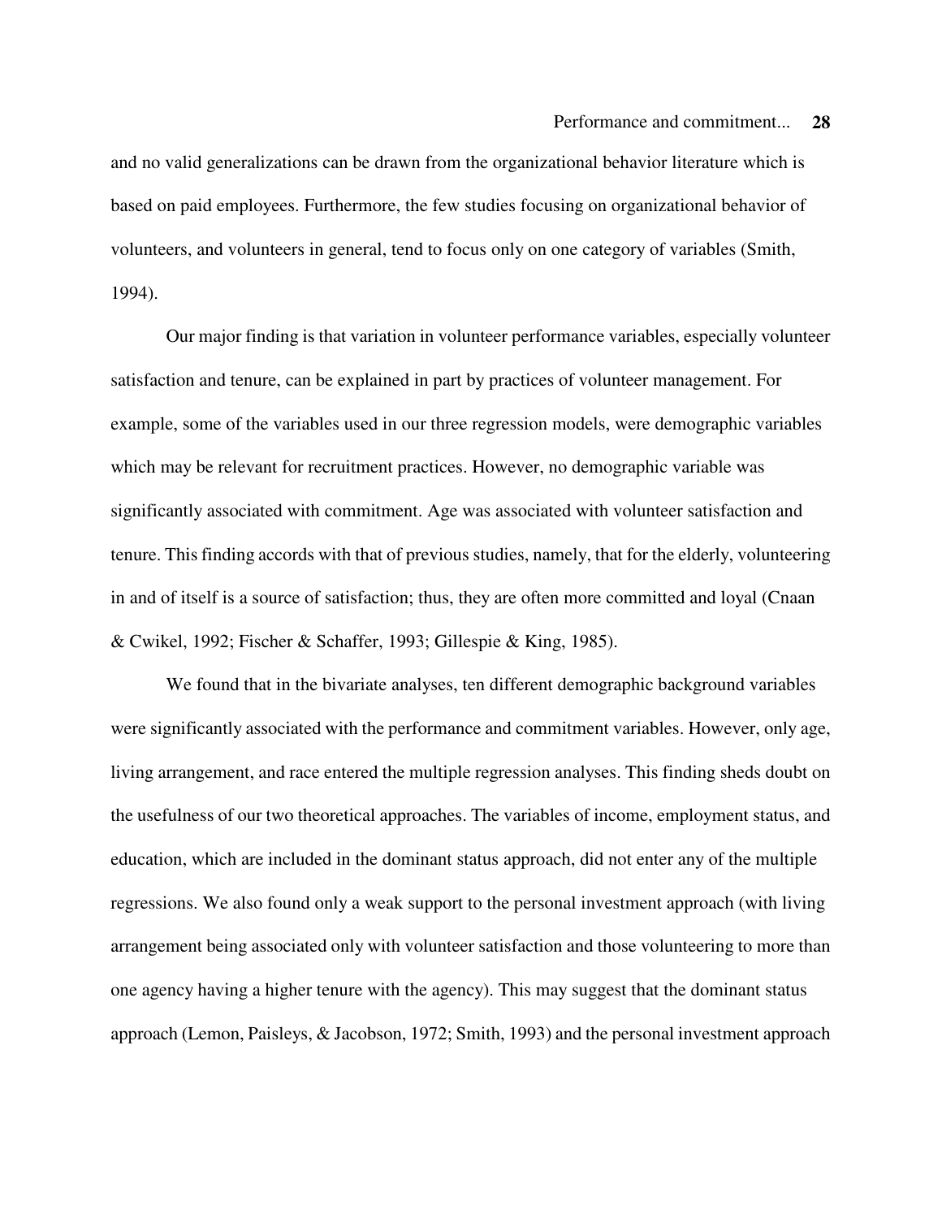and no valid generalizations can be drawn from the organizational behavior literature which is based on paid employees. Furthermore, the few studies focusing on organizational behavior of volunteers, and volunteers in general, tend to focus only on one category of variables (Smith, 1994).

Our major finding is that variation in volunteer performance variables, especially volunteer satisfaction and tenure, can be explained in part by practices of volunteer management. For example, some of the variables used in our three regression models, were demographic variables which may be relevant for recruitment practices. However, no demographic variable was significantly associated with commitment. Age was associated with volunteer satisfaction and tenure. This finding accords with that of previous studies, namely, that for the elderly, volunteering in and of itself is a source of satisfaction; thus, they are often more committed and loyal (Cnaan & Cwikel, 1992; Fischer & Schaffer, 1993; Gillespie & King, 1985).

We found that in the bivariate analyses, ten different demographic background variables were significantly associated with the performance and commitment variables. However, only age, living arrangement, and race entered the multiple regression analyses. This finding sheds doubt on the usefulness of our two theoretical approaches. The variables of income, employment status, and education, which are included in the dominant status approach, did not enter any of the multiple regressions. We also found only a weak support to the personal investment approach (with living arrangement being associated only with volunteer satisfaction and those volunteering to more than one agency having a higher tenure with the agency). This may suggest that the dominant status approach (Lemon, Paisleys, & Jacobson, 1972; Smith, 1993) and the personal investment approach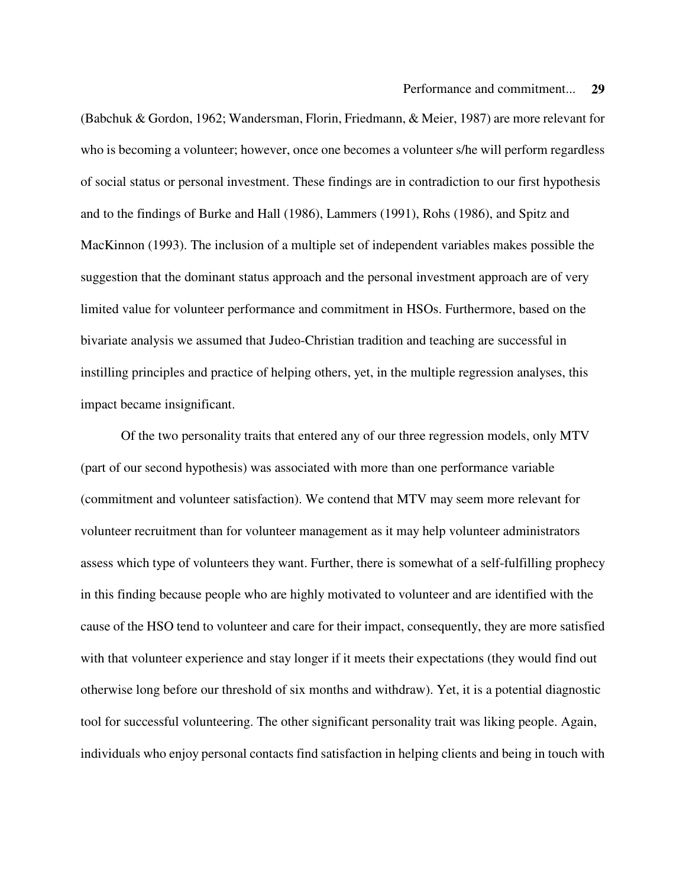(Babchuk & Gordon, 1962; Wandersman, Florin, Friedmann, & Meier, 1987) are more relevant for who is becoming a volunteer; however, once one becomes a volunteer s/he will perform regardless of social status or personal investment. These findings are in contradiction to our first hypothesis and to the findings of Burke and Hall (1986), Lammers (1991), Rohs (1986), and Spitz and MacKinnon (1993). The inclusion of a multiple set of independent variables makes possible the suggestion that the dominant status approach and the personal investment approach are of very limited value for volunteer performance and commitment in HSOs. Furthermore, based on the bivariate analysis we assumed that Judeo-Christian tradition and teaching are successful in instilling principles and practice of helping others, yet, in the multiple regression analyses, this impact became insignificant.

Of the two personality traits that entered any of our three regression models, only MTV (part of our second hypothesis) was associated with more than one performance variable (commitment and volunteer satisfaction). We contend that MTV may seem more relevant for volunteer recruitment than for volunteer management as it may help volunteer administrators assess which type of volunteers they want. Further, there is somewhat of a self-fulfilling prophecy in this finding because people who are highly motivated to volunteer and are identified with the cause of the HSO tend to volunteer and care for their impact, consequently, they are more satisfied with that volunteer experience and stay longer if it meets their expectations (they would find out otherwise long before our threshold of six months and withdraw). Yet, it is a potential diagnostic tool for successful volunteering. The other significant personality trait was liking people. Again, individuals who enjoy personal contacts find satisfaction in helping clients and being in touch with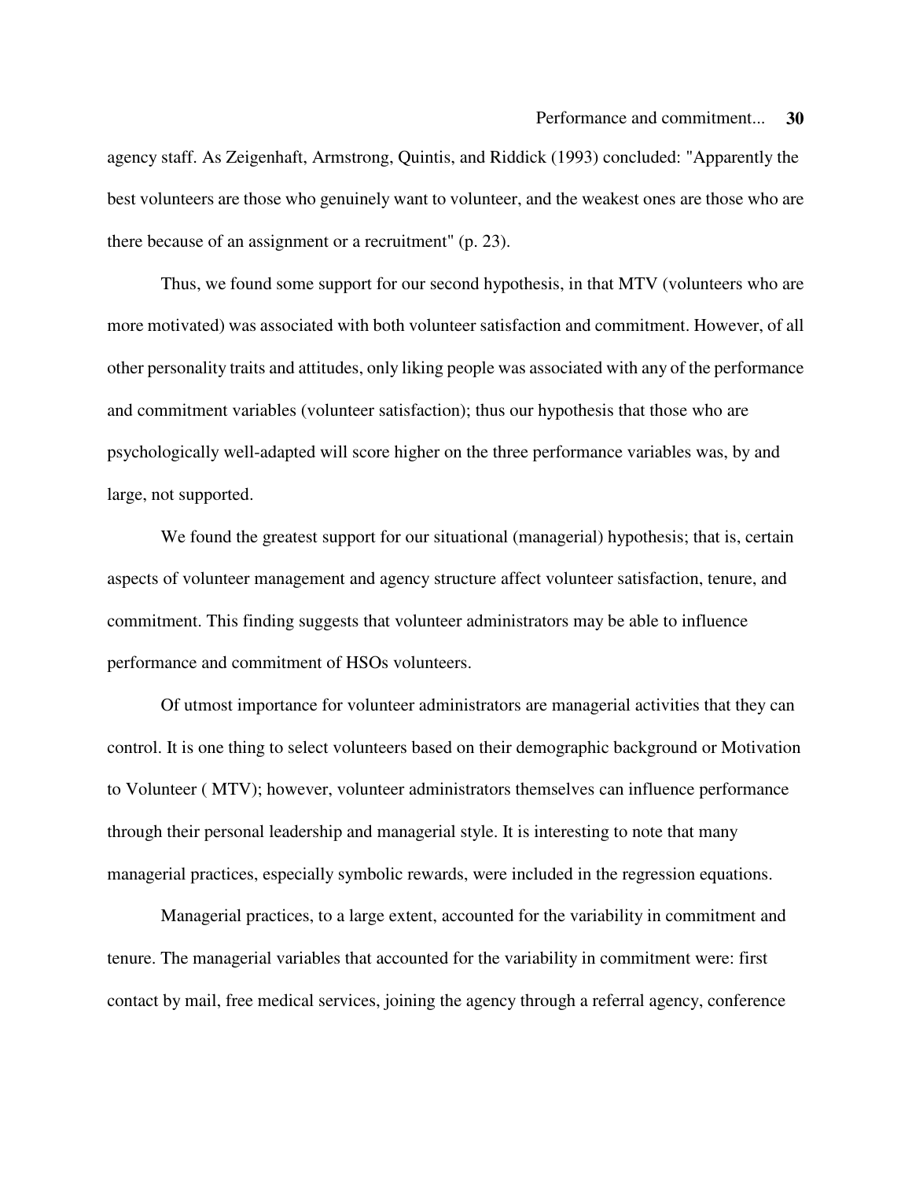agency staff. As Zeigenhaft, Armstrong, Quintis, and Riddick (1993) concluded: "Apparently the best volunteers are those who genuinely want to volunteer, and the weakest ones are those who are there because of an assignment or a recruitment" (p. 23).

Thus, we found some support for our second hypothesis, in that MTV (volunteers who are more motivated) was associated with both volunteer satisfaction and commitment. However, of all other personality traits and attitudes, only liking people was associated with any of the performance and commitment variables (volunteer satisfaction); thus our hypothesis that those who are psychologically well-adapted will score higher on the three performance variables was, by and large, not supported.

We found the greatest support for our situational (managerial) hypothesis; that is, certain aspects of volunteer management and agency structure affect volunteer satisfaction, tenure, and commitment. This finding suggests that volunteer administrators may be able to influence performance and commitment of HSOs volunteers.

Of utmost importance for volunteer administrators are managerial activities that they can control. It is one thing to select volunteers based on their demographic background or Motivation to Volunteer ( MTV); however, volunteer administrators themselves can influence performance through their personal leadership and managerial style. It is interesting to note that many managerial practices, especially symbolic rewards, were included in the regression equations.

Managerial practices, to a large extent, accounted for the variability in commitment and tenure. The managerial variables that accounted for the variability in commitment were: first contact by mail, free medical services, joining the agency through a referral agency, conference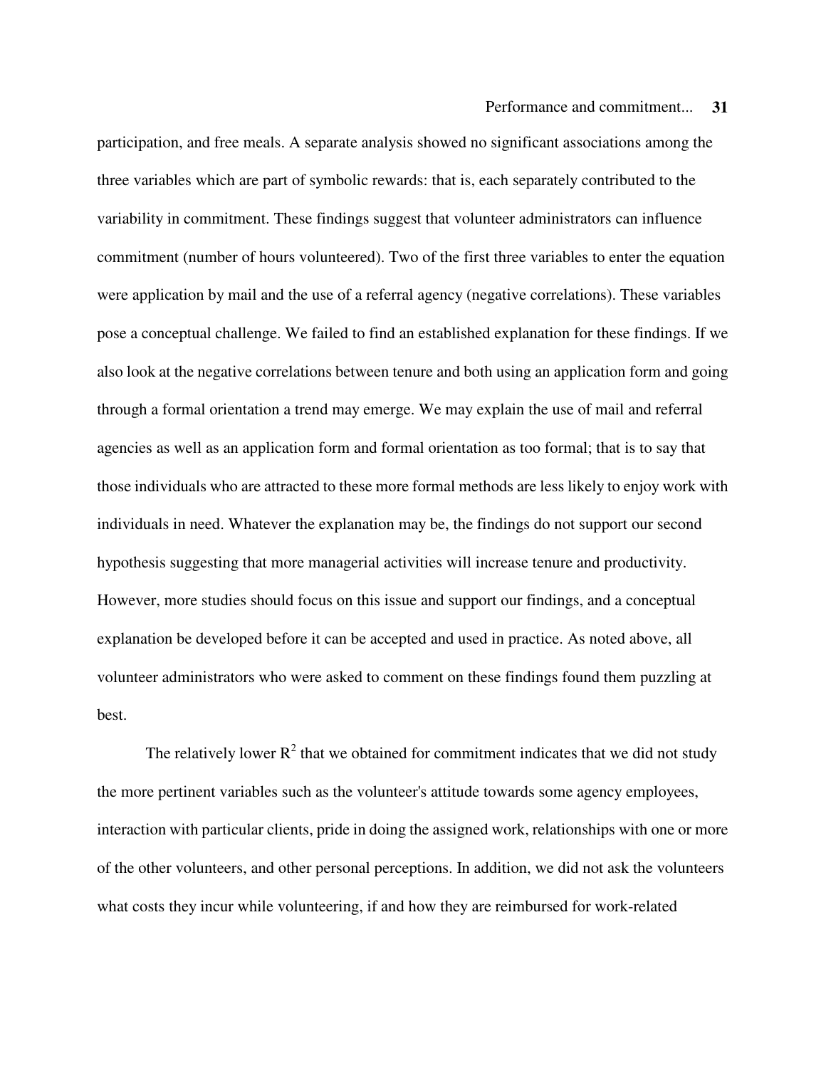participation, and free meals. A separate analysis showed no significant associations among the three variables which are part of symbolic rewards: that is, each separately contributed to the variability in commitment. These findings suggest that volunteer administrators can influence commitment (number of hours volunteered). Two of the first three variables to enter the equation were application by mail and the use of a referral agency (negative correlations). These variables pose a conceptual challenge. We failed to find an established explanation for these findings. If we also look at the negative correlations between tenure and both using an application form and going through a formal orientation a trend may emerge. We may explain the use of mail and referral agencies as well as an application form and formal orientation as too formal; that is to say that those individuals who are attracted to these more formal methods are less likely to enjoy work with individuals in need. Whatever the explanation may be, the findings do not support our second hypothesis suggesting that more managerial activities will increase tenure and productivity. However, more studies should focus on this issue and support our findings, and a conceptual explanation be developed before it can be accepted and used in practice. As noted above, all volunteer administrators who were asked to comment on these findings found them puzzling at best.

The relatively lower $R^2$ that we obtained for commitment indicates that we did not study the more pertinent variables such as the volunteer's attitude towards some agency employees, interaction with particular clients, pride in doing the assigned work, relationships with one or more of the other volunteers, and other personal perceptions. In addition, we did not ask the volunteers what costs they incur while volunteering, if and how they are reimbursed for work-related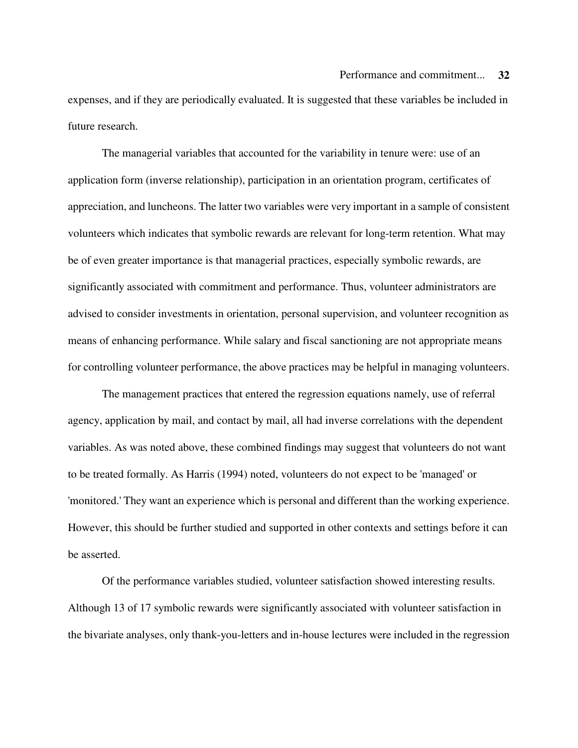expenses, and if they are periodically evaluated. It is suggested that these variables be included in future research.

The managerial variables that accounted for the variability in tenure were: use of an application form (inverse relationship), participation in an orientation program, certificates of appreciation, and luncheons. The latter two variables were very important in a sample of consistent volunteers which indicates that symbolic rewards are relevant for long-term retention. What may be of even greater importance is that managerial practices, especially symbolic rewards, are significantly associated with commitment and performance. Thus, volunteer administrators are advised to consider investments in orientation, personal supervision, and volunteer recognition as means of enhancing performance. While salary and fiscal sanctioning are not appropriate means for controlling volunteer performance, the above practices may be helpful in managing volunteers.

The management practices that entered the regression equations namely, use of referral agency, application by mail, and contact by mail, all had inverse correlations with the dependent variables. As was noted above, these combined findings may suggest that volunteers do not want to be treated formally. As Harris (1994) noted, volunteers do not expect to be 'managed' or 'monitored.' They want an experience which is personal and different than the working experience. However, this should be further studied and supported in other contexts and settings before it can be asserted.

Of the performance variables studied, volunteer satisfaction showed interesting results. Although 13 of 17 symbolic rewards were significantly associated with volunteer satisfaction in the bivariate analyses, only thank-you-letters and in-house lectures were included in the regression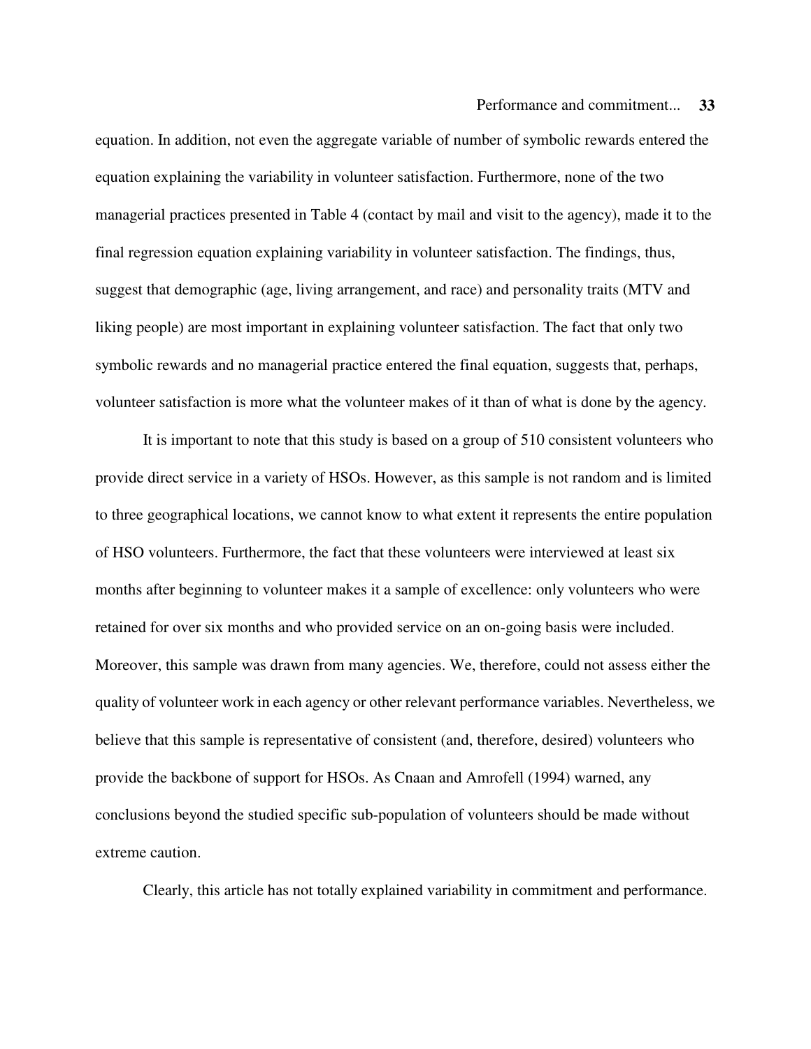equation. In addition, not even the aggregate variable of number of symbolic rewards entered the equation explaining the variability in volunteer satisfaction. Furthermore, none of the two managerial practices presented in Table 4 (contact by mail and visit to the agency), made it to the final regression equation explaining variability in volunteer satisfaction. The findings, thus, suggest that demographic (age, living arrangement, and race) and personality traits (MTV and liking people) are most important in explaining volunteer satisfaction. The fact that only two symbolic rewards and no managerial practice entered the final equation, suggests that, perhaps, volunteer satisfaction is more what the volunteer makes of it than of what is done by the agency.

It is important to note that this study is based on a group of 510 consistent volunteers who provide direct service in a variety of HSOs. However, as this sample is not random and is limited to three geographical locations, we cannot know to what extent it represents the entire population of HSO volunteers. Furthermore, the fact that these volunteers were interviewed at least six months after beginning to volunteer makes it a sample of excellence: only volunteers who were retained for over six months and who provided service on an on-going basis were included. Moreover, this sample was drawn from many agencies. We, therefore, could not assess either the quality of volunteer work in each agency or other relevant performance variables. Nevertheless, we believe that this sample is representative of consistent (and, therefore, desired) volunteers who provide the backbone of support for HSOs. As Cnaan and Amrofell (1994) warned, any conclusions beyond the studied specific sub-population of volunteers should be made without extreme caution.

Clearly, this article has not totally explained variability in commitment and performance.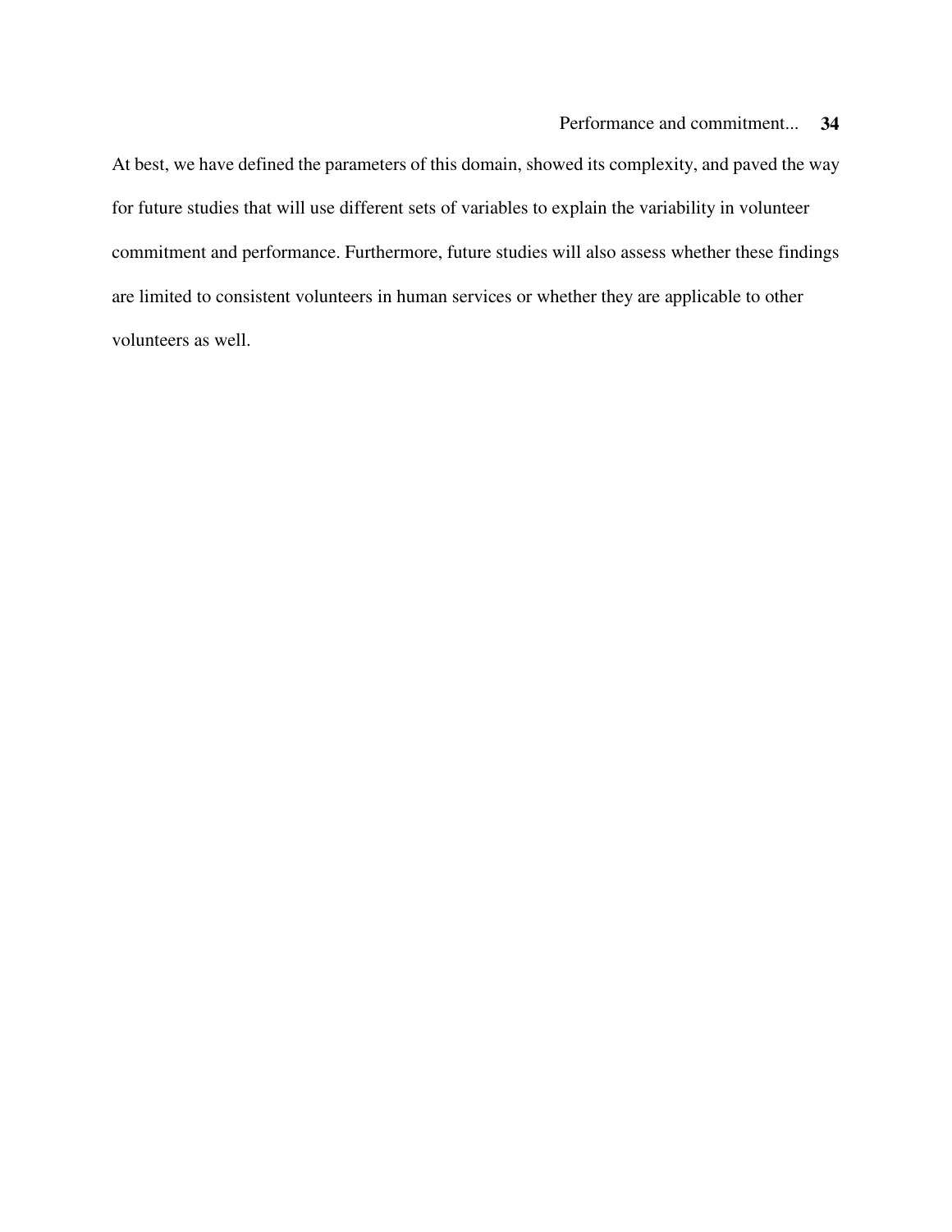At best, we have defined the parameters of this domain, showed its complexity, and paved the way for future studies that will use different sets of variables to explain the variability in volunteer commitment and performance. Furthermore, future studies will also assess whether these findings are limited to consistent volunteers in human services or whether they are applicable to other volunteers as well.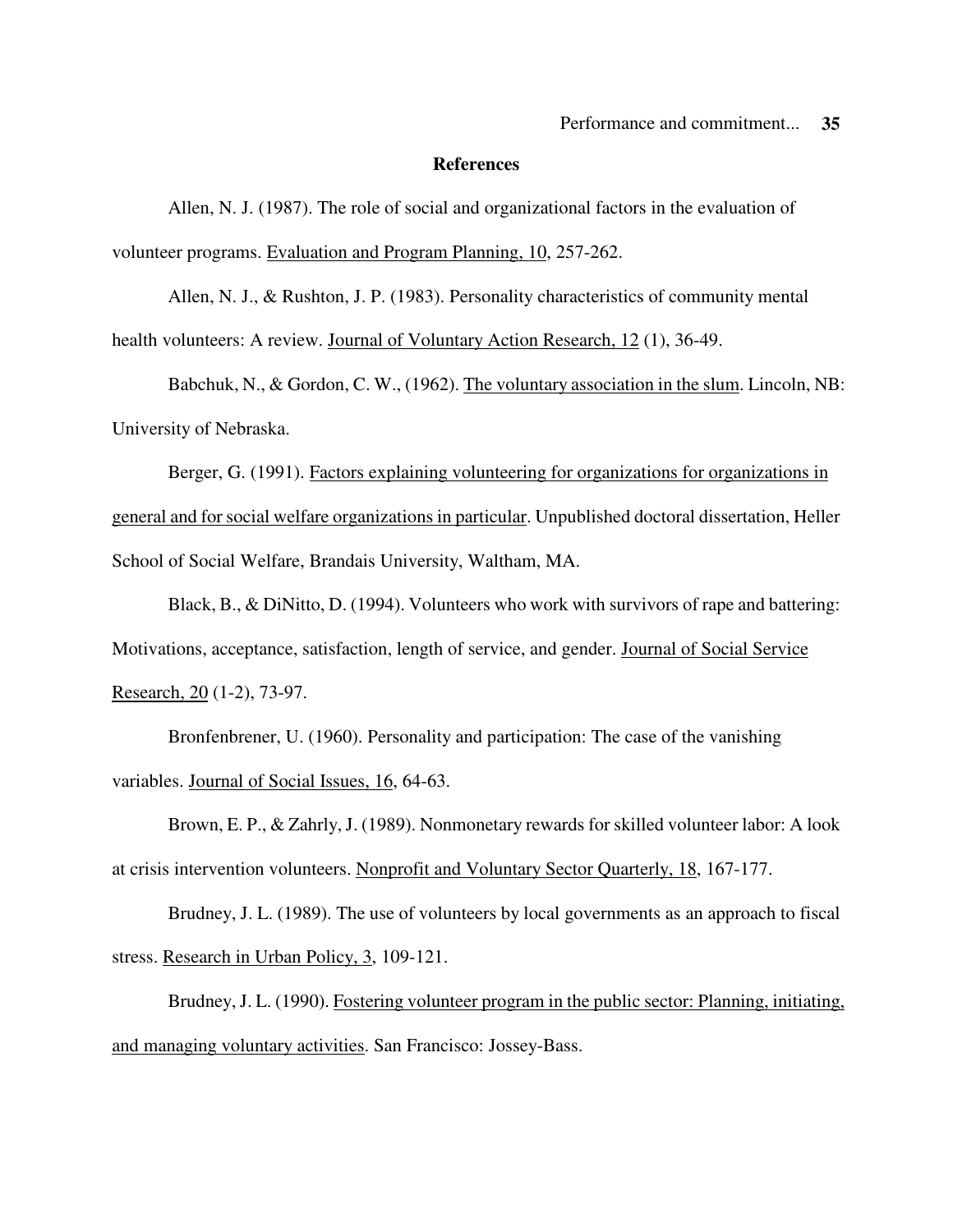## References

Allen, N. J. (1987). The role of social and organizational factors in the evaluation of volunteer programs. Evaluation and Program Planning, 10, 257-262.

Allen, N. J., & Rushton, J. P. (1983). Personality characteristics of community mental health volunteers: A review. Journal of Voluntary Action Research, 12 (1), 36-49.

Babchuk, N., & Gordon, C. W., (1962). The voluntary association in the slum. Lincoln, NB: University of Nebraska.

Berger, G. (1991). Factors explaining volunteering for organizations for organizations in general and for social welfare organizations in particular. Unpublished doctoral dissertation, Heller School of Social Welfare, Brandais University, Waltham, MA.

Black, B., & DiNitto, D. (1994). Volunteers who work with survivors of rape and battering: Motivations, acceptance, satisfaction, length of service, and gender. Journal of Social Service Research, 20 (1-2), 73-97.

Bronfenbrener, U. (1960). Personality and participation: The case of the vanishing variables. Journal of Social Issues, 16, 64-63.

Brown, E. P., & Zahrly, J. (1989). Nonmonetary rewards for skilled volunteer labor: A look at crisis intervention volunteers. Nonprofit and Voluntary Sector Quarterly, 18, 167-177.

Brudney, J. L. (1989). The use of volunteers by local governments as an approach to fiscal stress. Research in Urban Policy, 3, 109-121.

Brudney, J. L. (1990). Fostering volunteer program in the public sector: Planning, initiating, and managing voluntary activities. San Francisco: Jossey-Bass.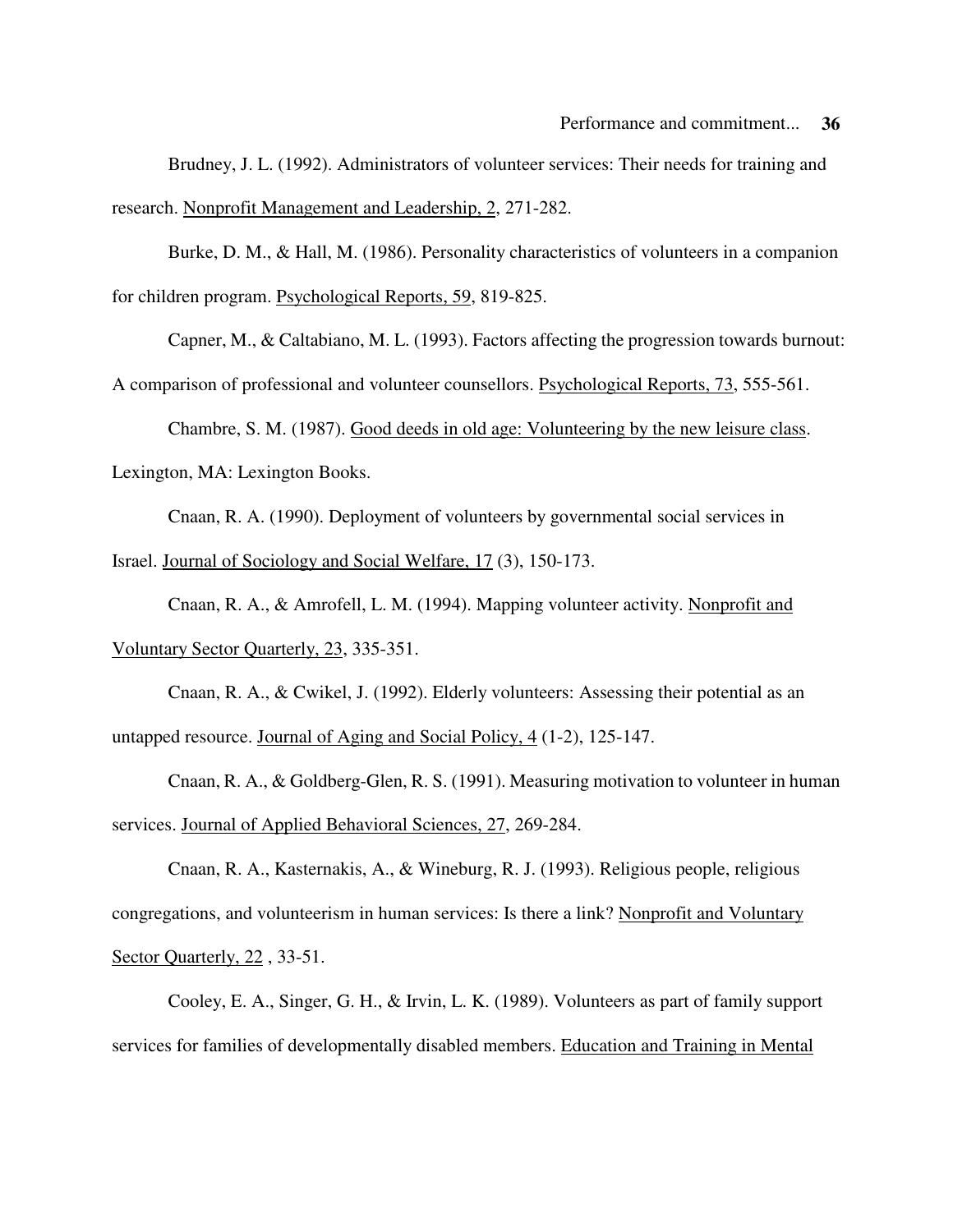Brudney, J. L. (1992). Administrators of volunteer services: Their needs for training and research. Nonprofit Management and Leadership, 2, 271-282.

Burke, D. M., & Hall, M. (1986). Personality characteristics of volunteers in a companion for children program. Psychological Reports, 59, 819-825.

Capner, M., & Caltabiano, M. L. (1993). Factors affecting the progression towards burnout: A comparison of professional and volunteer counsellors. Psychological Reports, 73, 555-561.

Chambre, S. M. (1987). Good deeds in old age: Volunteering by the new leisure class. Lexington, MA: Lexington Books.

Cnaan, R. A. (1990). Deployment of volunteers by governmental social services in Israel. Journal of Sociology and Social Welfare, 17 (3), 150-173.

Cnaan, R. A., & Amrofell, L. M. (1994). Mapping volunteer activity. Nonprofit and Voluntary Sector Quarterly, 23, 335-351.

Cnaan, R. A., & Cwikel, J. (1992). Elderly volunteers: Assessing their potential as an untapped resource. Journal of Aging and Social Policy, 4 (1-2), 125-147.

Cnaan, R. A., & Goldberg-Glen, R. S. (1991). Measuring motivation to volunteer in human services. Journal of Applied Behavioral Sciences, 27, 269-284.

Cnaan, R. A., Kasternakis, A., & Wineburg, R. J. (1993). Religious people, religious congregations, and volunteerism in human services: Is there a link? Nonprofit and Voluntary Sector Quarterly, 22 , 33-51.

Cooley, E. A., Singer, G. H., & Irvin, L. K. (1989). Volunteers as part of family support services for families of developmentally disabled members. Education and Training in Mental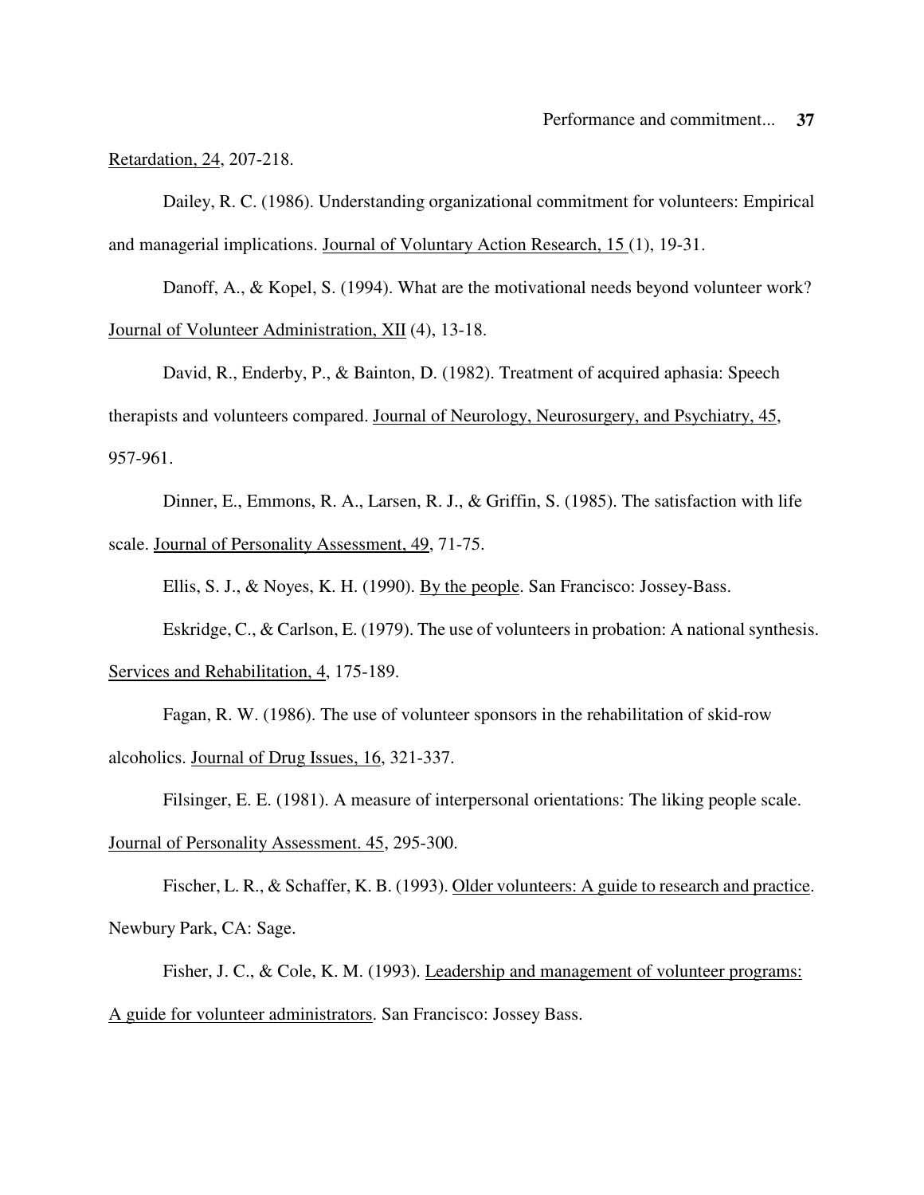Retardation, 24, 207-218.

Dailey, R. C. (1986). Understanding organizational commitment for volunteers: Empirical and managerial implications. Journal of Voluntary Action Research, 15 (1), 19-31.

Danoff, A., & Kopel, S. (1994). What are the motivational needs beyond volunteer work? Journal of Volunteer Administration, XII (4), 13-18.

David, R., Enderby, P., & Bainton, D. (1982). Treatment of acquired aphasia: Speech therapists and volunteers compared. Journal of Neurology, Neurosurgery, and Psychiatry, 45, 957-961.

Dinner, E., Emmons, R. A., Larsen, R. J., & Griffin, S. (1985). The satisfaction with life scale. Journal of Personality Assessment, 49, 71-75.

Ellis, S. J., & Noyes, K. H. (1990). By the people. San Francisco: Jossey-Bass.

Eskridge, C., & Carlson, E. (1979). The use of volunteers in probation: A national synthesis. Services and Rehabilitation, 4, 175-189.

Fagan, R. W. (1986). The use of volunteer sponsors in the rehabilitation of skid-row alcoholics. Journal of Drug Issues, 16, 321-337.

Filsinger, E. E. (1981). A measure of interpersonal orientations: The liking people scale. Journal of Personality Assessment. 45, 295-300.

Fischer, L. R., & Schaffer, K. B. (1993). Older volunteers: A guide to research and practice. Newbury Park, CA: Sage.

Fisher, J. C., & Cole, K. M. (1993). Leadership and management of volunteer programs: A guide for volunteer administrators. San Francisco: Jossey Bass.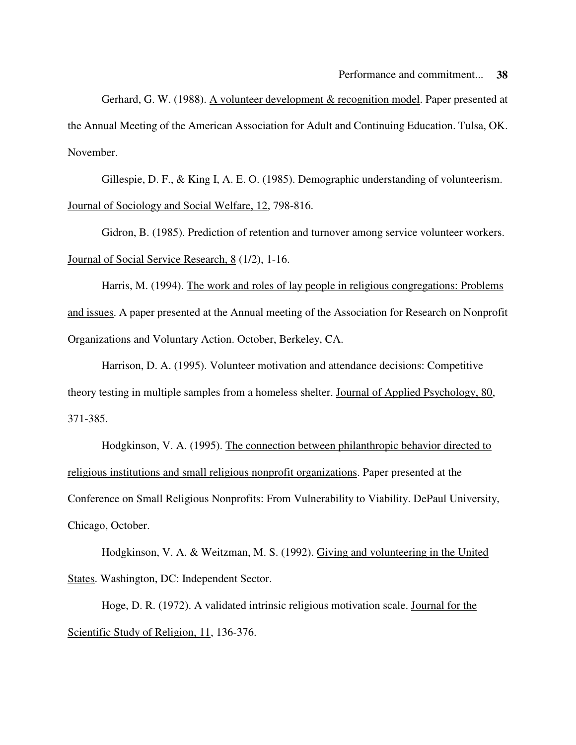Gerhard, G. W. (1988). A volunteer development & recognition model. Paper presented at the Annual Meeting of the American Association for Adult and Continuing Education. Tulsa, OK. November.

Gillespie, D. F., & King I, A. E. O. (1985). Demographic understanding of volunteerism. Journal of Sociology and Social Welfare, 12, 798-816.

Gidron, B. (1985). Prediction of retention and turnover among service volunteer workers. Journal of Social Service Research, 8 (1/2), 1-16.

Harris, M. (1994). The work and roles of lay people in religious congregations: Problems and issues. A paper presented at the Annual meeting of the Association for Research on Nonprofit Organizations and Voluntary Action. October, Berkeley, CA.

Harrison, D. A. (1995). Volunteer motivation and attendance decisions: Competitive theory testing in multiple samples from a homeless shelter. Journal of Applied Psychology, 80, 371-385.

Hodgkinson, V. A. (1995). The connection between philanthropic behavior directed to religious institutions and small religious nonprofit organizations. Paper presented at the Conference on Small Religious Nonprofits: From Vulnerability to Viability. DePaul University, Chicago, October.

Hodgkinson, V. A. & Weitzman, M. S. (1992). Giving and volunteering in the United States. Washington, DC: Independent Sector.

Hoge, D. R. (1972). A validated intrinsic religious motivation scale. Journal for the Scientific Study of Religion, 11, 136-376.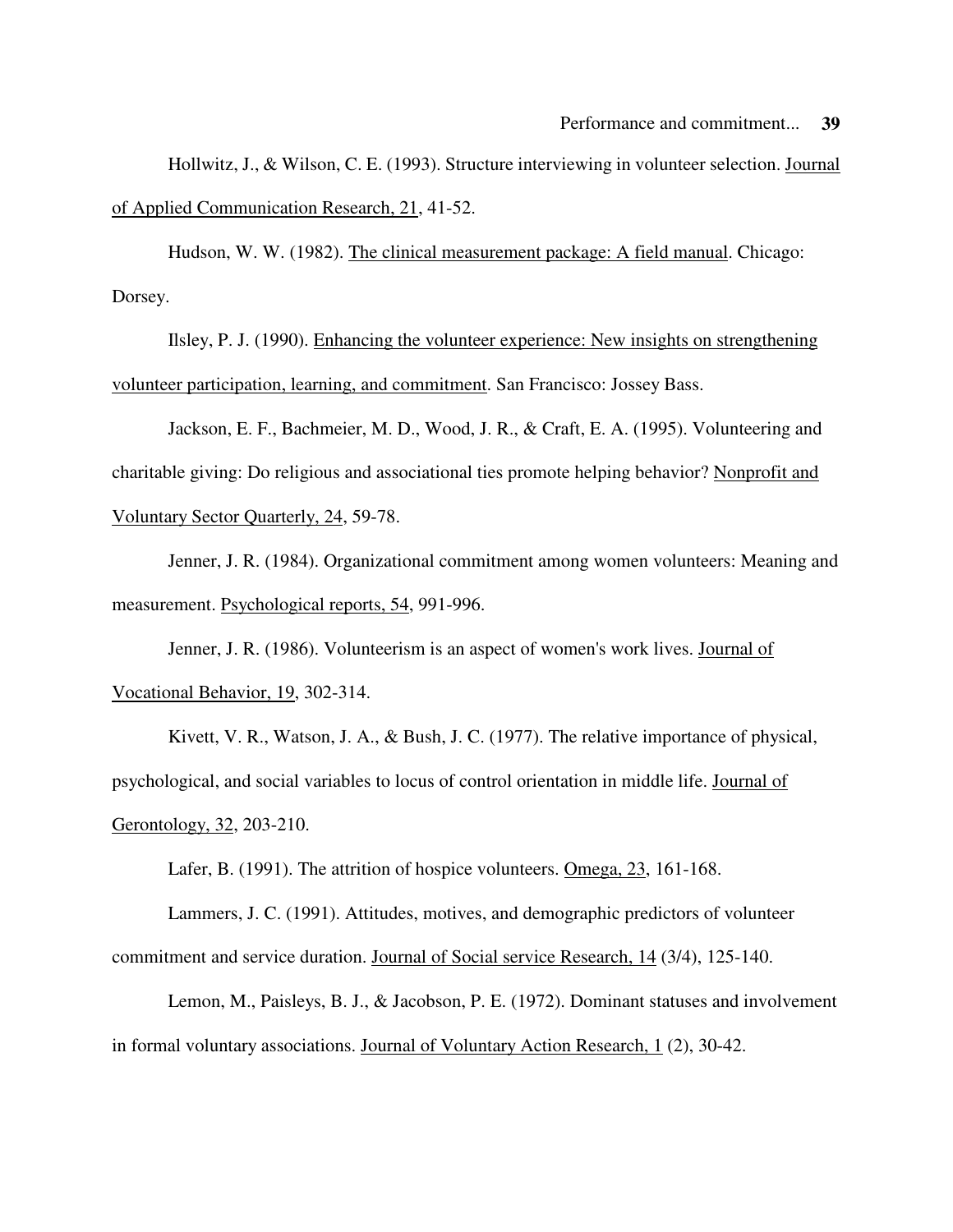Hollwitz, J., & Wilson, C. E. (1993). Structure interviewing in volunteer selection. Journal of Applied Communication Research, 21, 41-52.

Hudson, W. W. (1982). The clinical measurement package: A field manual. Chicago: Dorsey.

Ilsley, P. J. (1990). Enhancing the volunteer experience: New insights on strengthening volunteer participation, learning, and commitment. San Francisco: Jossey Bass.

Jackson, E. F., Bachmeier, M. D., Wood, J. R., & Craft, E. A. (1995). Volunteering and charitable giving: Do religious and associational ties promote helping behavior? Nonprofit and Voluntary Sector Quarterly, 24, 59-78.

Jenner, J. R. (1984). Organizational commitment among women volunteers: Meaning and measurement. Psychological reports, 54, 991-996.

Jenner, J. R. (1986). Volunteerism is an aspect of women's work lives. Journal of Vocational Behavior, 19, 302-314.

Kivett, V. R., Watson, J. A., & Bush, J. C. (1977). The relative importance of physical, psychological, and social variables to locus of control orientation in middle life. Journal of Gerontology, 32, 203-210.

Lafer, B. (1991). The attrition of hospice volunteers. Omega, 23, 161-168.

Lammers, J. C. (1991). Attitudes, motives, and demographic predictors of volunteer commitment and service duration. Journal of Social service Research, 14 (3/4), 125-140.

Lemon, M., Paisleys, B. J., & Jacobson, P. E. (1972). Dominant statuses and involvement in formal voluntary associations. Journal of Voluntary Action Research, 1 (2), 30-42.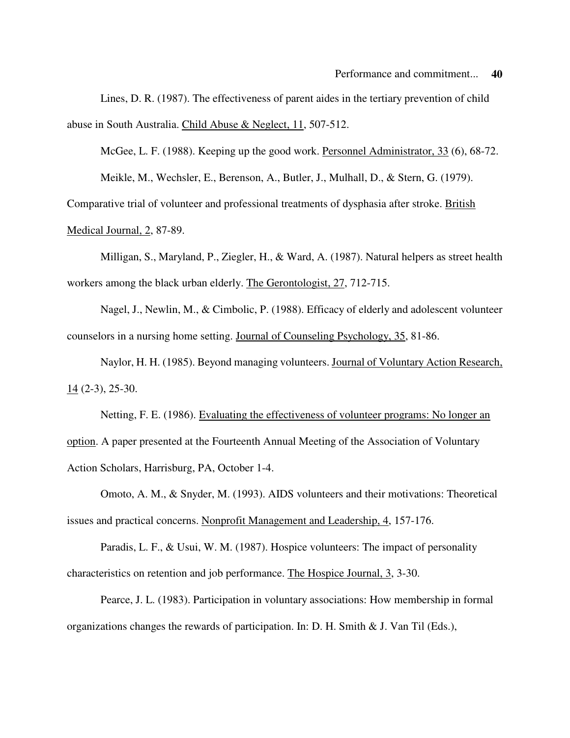Lines, D. R. (1987). The effectiveness of parent aides in the tertiary prevention of child abuse in South Australia. Child Abuse & Neglect, 11, 507-512.

McGee, L. F. (1988). Keeping up the good work. Personnel Administrator, 33 (6), 68-72.

Meikle, M., Wechsler, E., Berenson, A., Butler, J., Mulhall, D., & Stern, G. (1979). Comparative trial of volunteer and professional treatments of dysphasia after stroke. British Medical Journal, 2, 87-89.

Milligan, S., Maryland, P., Ziegler, H., & Ward, A. (1987). Natural helpers as street health workers among the black urban elderly. The Gerontologist, 27, 712-715.

Nagel, J., Newlin, M., & Cimbolic, P. (1988). Efficacy of elderly and adolescent volunteer counselors in a nursing home setting. Journal of Counseling Psychology, 35, 81-86.

Naylor, H. H. (1985). Beyond managing volunteers. Journal of Voluntary Action Research, 14 (2-3), 25-30.

Netting, F. E. (1986). Evaluating the effectiveness of volunteer programs: No longer an option. A paper presented at the Fourteenth Annual Meeting of the Association of Voluntary Action Scholars, Harrisburg, PA, October 1-4.

Omoto, A. M., & Snyder, M. (1993). AIDS volunteers and their motivations: Theoretical issues and practical concerns. Nonprofit Management and Leadership, 4, 157-176.

Paradis, L. F., & Usui, W. M. (1987). Hospice volunteers: The impact of personality characteristics on retention and job performance. The Hospice Journal, 3, 3-30.

Pearce, J. L. (1983). Participation in voluntary associations: How membership in formal organizations changes the rewards of participation. In: D. H. Smith & J. Van Til (Eds.),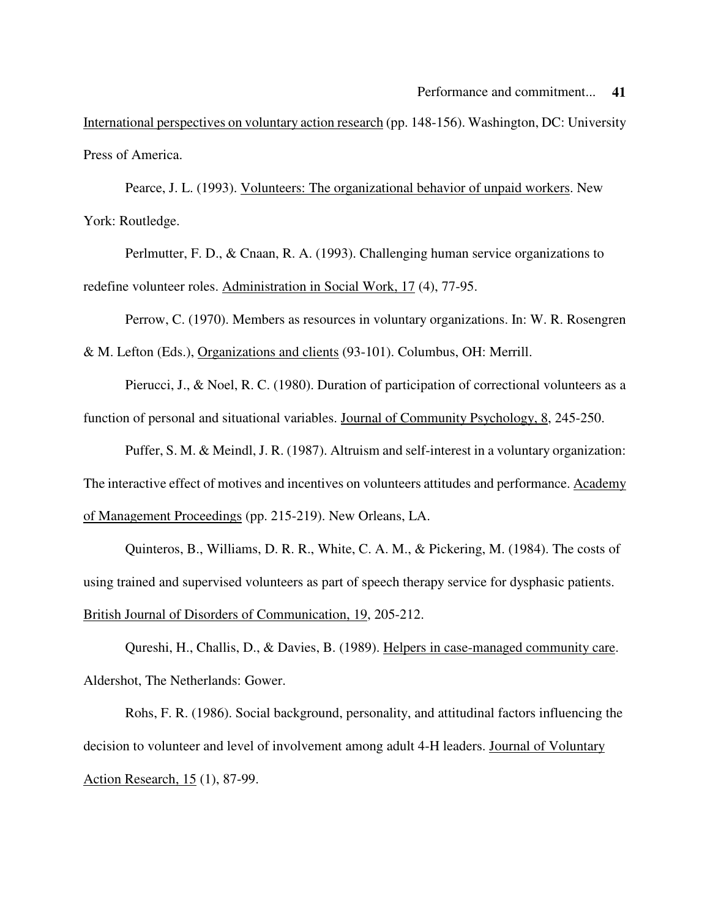International perspectives on voluntary action research (pp. 148-156). Washington, DC: University Press of America.

Pearce, J. L. (1993). Volunteers: The organizational behavior of unpaid workers. New York: Routledge.

Perlmutter, F. D., & Cnaan, R. A. (1993). Challenging human service organizations to redefine volunteer roles. Administration in Social Work, 17 (4), 77-95.

Perrow, C. (1970). Members as resources in voluntary organizations. In: W. R. Rosengren & M. Lefton (Eds.), Organizations and clients (93-101). Columbus, OH: Merrill.

Pierucci, J., & Noel, R. C. (1980). Duration of participation of correctional volunteers as a function of personal and situational variables. Journal of Community Psychology, 8, 245-250.

Puffer, S. M. & Meindl, J. R. (1987). Altruism and self-interest in a voluntary organization: The interactive effect of motives and incentives on volunteers attitudes and performance. Academy of Management Proceedings (pp. 215-219). New Orleans, LA.

Quinteros, B., Williams, D. R. R., White, C. A. M., & Pickering, M. (1984). The costs of using trained and supervised volunteers as part of speech therapy service for dysphasic patients. British Journal of Disorders of Communication, 19, 205-212.

Qureshi, H., Challis, D., & Davies, B. (1989). Helpers in case-managed community care. Aldershot, The Netherlands: Gower.

Rohs, F. R. (1986). Social background, personality, and attitudinal factors influencing the decision to volunteer and level of involvement among adult 4-H leaders. Journal of Voluntary Action Research, 15 (1), 87-99.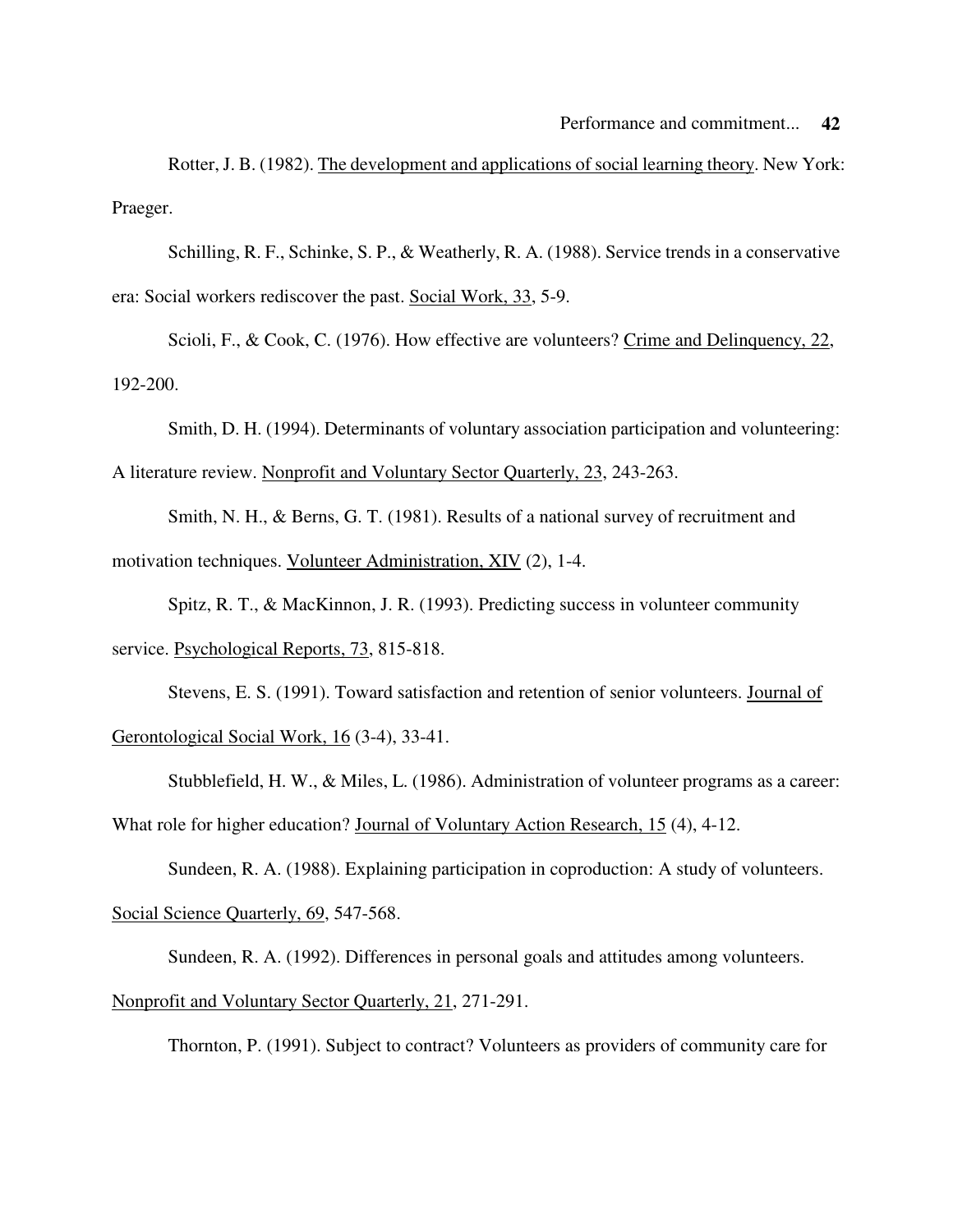Rotter, J. B. (1982). The development and applications of social learning theory. New York: Praeger.

Schilling, R. F., Schinke, S. P., & Weatherly, R. A. (1988). Service trends in a conservative era: Social workers rediscover the past. Social Work, 33, 5-9.

Scioli, F., & Cook, C. (1976). How effective are volunteers? Crime and Delinquency, 22, 192-200.

Smith, D. H. (1994). Determinants of voluntary association participation and volunteering: A literature review. Nonprofit and Voluntary Sector Quarterly, 23, 243-263.

Smith, N. H., & Berns, G. T. (1981). Results of a national survey of recruitment and motivation techniques. Volunteer Administration, XIV (2), 1-4.

Spitz, R. T., & MacKinnon, J. R. (1993). Predicting success in volunteer community service. Psychological Reports, 73, 815-818.

Stevens, E. S. (1991). Toward satisfaction and retention of senior volunteers. Journal of Gerontological Social Work, 16 (3-4), 33-41.

Stubblefield, H. W., & Miles, L. (1986). Administration of volunteer programs as a career: What role for higher education? Journal of Voluntary Action Research, 15 (4), 4-12.

Sundeen, R. A. (1988). Explaining participation in coproduction: A study of volunteers. Social Science Quarterly, 69, 547-568.

Sundeen, R. A. (1992). Differences in personal goals and attitudes among volunteers. Nonprofit and Voluntary Sector Quarterly, 21, 271-291.

Thornton, P. (1991). Subject to contract? Volunteers as providers of community care for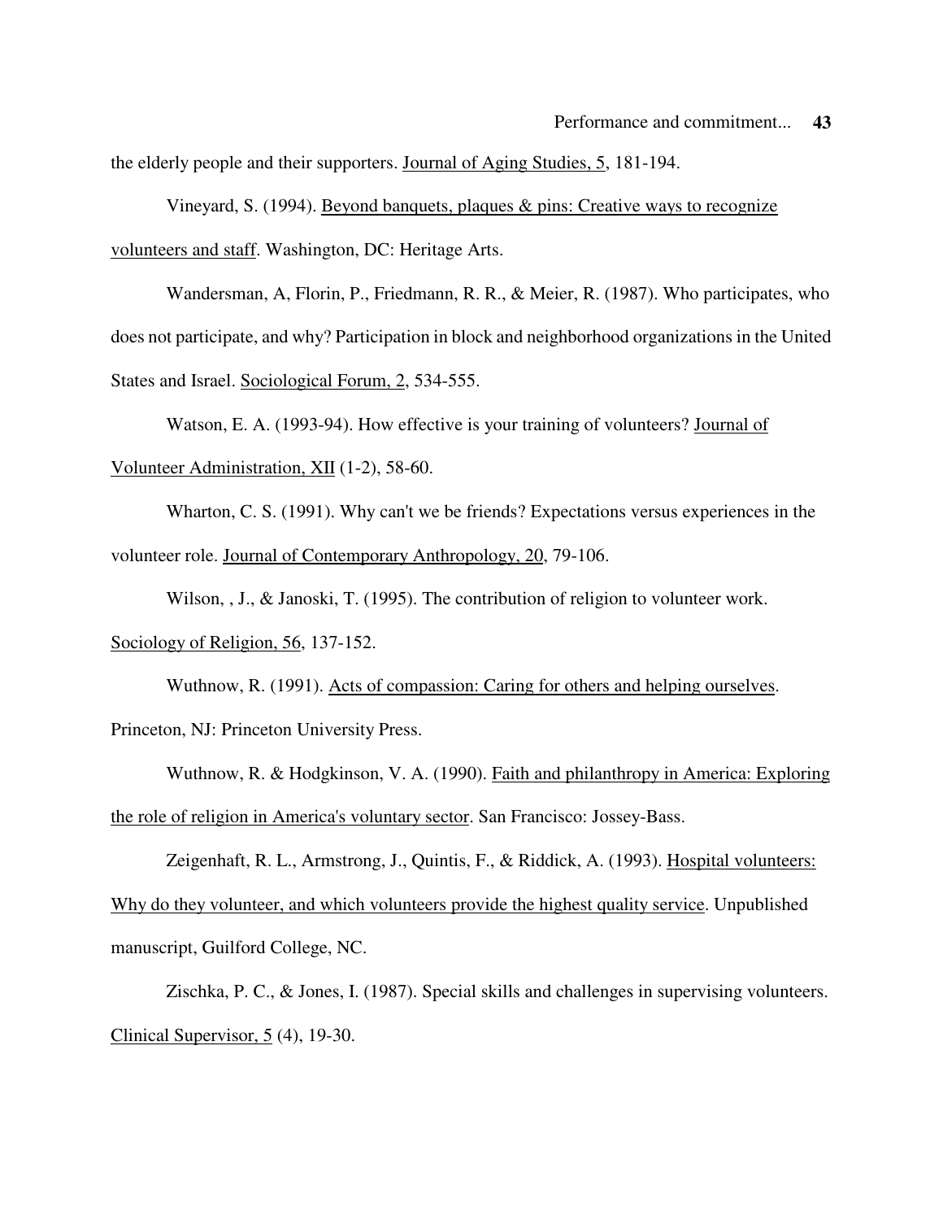the elderly people and their supporters. Journal of Aging Studies, 5, 181-194.

Vineyard, S. (1994). Beyond banquets, plaques & pins: Creative ways to recognize volunteers and staff. Washington, DC: Heritage Arts.

Wandersman, A, Florin, P., Friedmann, R. R., & Meier, R. (1987). Who participates, who does not participate, and why? Participation in block and neighborhood organizations in the United States and Israel. Sociological Forum, 2, 534-555.

Watson, E. A. (1993-94). How effective is your training of volunteers? Journal of Volunteer Administration, XII (1-2), 58-60.

Wharton, C. S. (1991). Why can't we be friends? Expectations versus experiences in the volunteer role. Journal of Contemporary Anthropology, 20, 79-106.

Wilson, , J., & Janoski, T. (1995). The contribution of religion to volunteer work. Sociology of Religion, 56, 137-152.

Wuthnow, R. (1991). Acts of compassion: Caring for others and helping ourselves. Princeton, NJ: Princeton University Press.

Wuthnow, R. & Hodgkinson, V. A. (1990). Faith and philanthropy in America: Exploring the role of religion in America's voluntary sector. San Francisco: Jossey-Bass.

Zeigenhaft, R. L., Armstrong, J., Quintis, F., & Riddick, A. (1993). Hospital volunteers: Why do they volunteer, and which volunteers provide the highest quality service. Unpublished manuscript, Guilford College, NC.

Zischka, P. C., & Jones, I. (1987). Special skills and challenges in supervising volunteers. Clinical Supervisor, 5 (4), 19-30.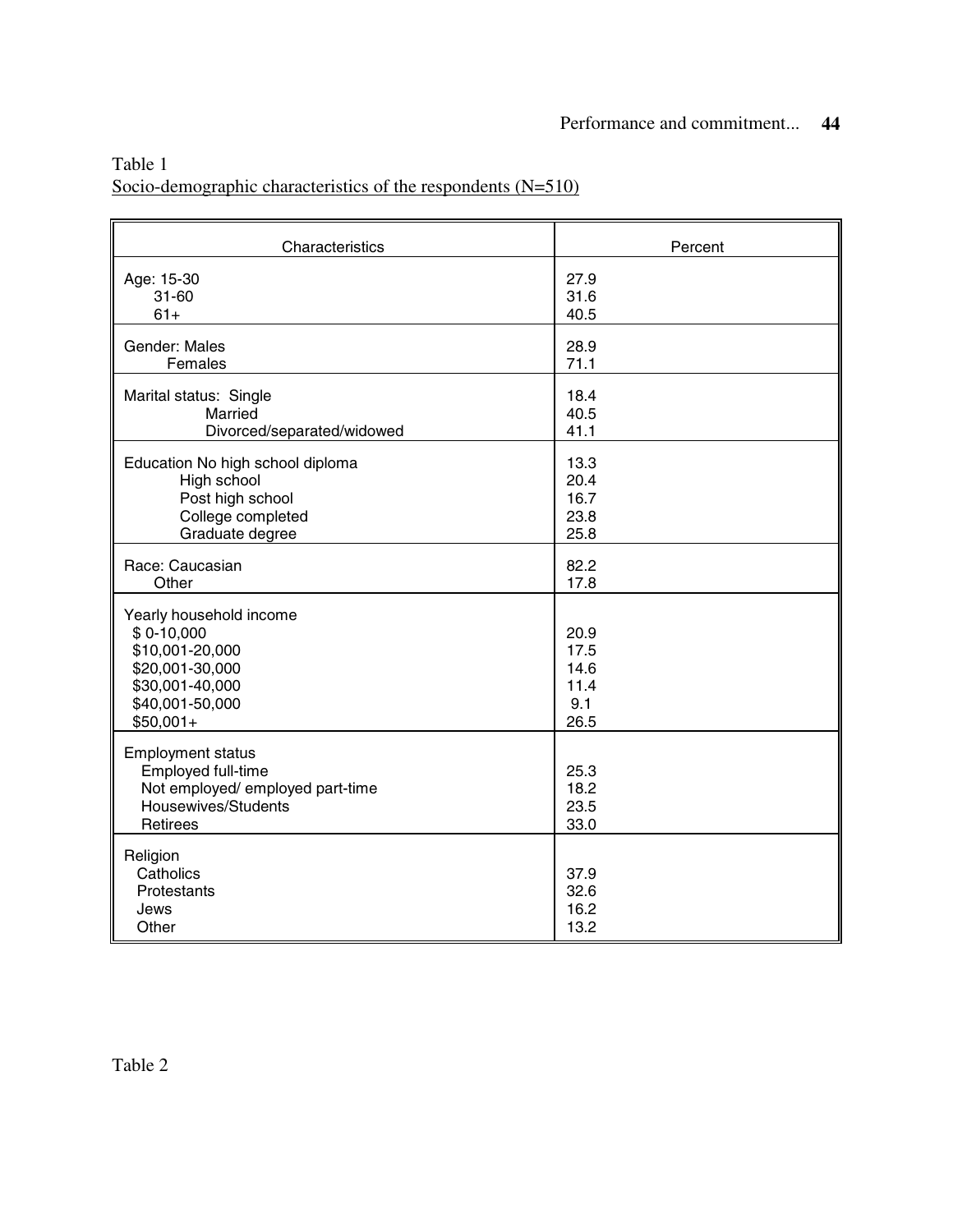Table 1

Socio-demographic characteristics of the respondents (N=510)

| Characteristics | Percent |
|---|---|
| Age: 15-30 | 27.9 |
| 31-60 | 31.6 |
| 61+ | 40.5 |
| Gender: Males | 28.9 |
| Females | 71.1 |
| Marital status: Single | 18.4 |
| Married | 40.5 |
| Divorced/separated/widowed | 41.1 |
| Education No high school diploma | 13.3 |
| High school | 20.4 |
| Post high school | 16.7 |
| College completed | 23.8 |
| Graduate degree | 25.8 |
| Race: Caucasian | 82.2 |
| Other | 17.8 |
| Yearly household income | |
| $ 0-10,000 | 20.9 |
| $10,001-20,000 | 17.5 |
| $20,001-30,000 | 14.6 |
| $30,001-40,000 | 11.4 |
| $40,001-50,000 | 9.1 |
| $50,001+ | 26.5 |
| Employment status | |
| Employed full-time | 25.3 |
| Not employed/ employed part-time | 18.2 |
| Housewives/Students | 23.5 |
| Retirees | 33.0 |
| Religion | |
| Catholics | 37.9 |
| Protestants | 32.6 |
| Jews | 16.2 |
| Other | 13.2 |

Table 2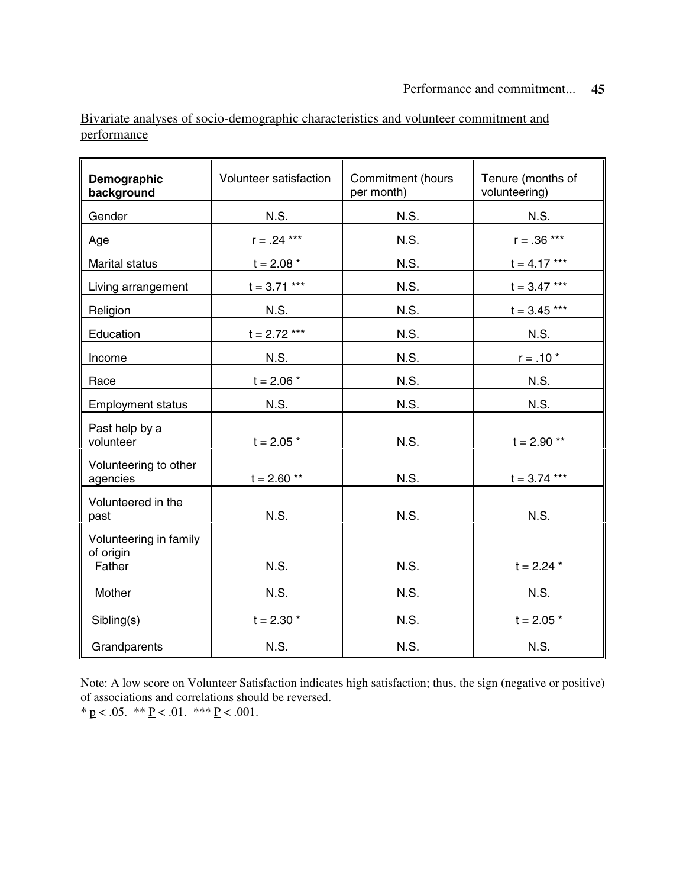Bivariate analyses of socio-demographic characteristics and volunteer commitment and performance

| Demographic background | Volunteer satisfaction | Commitment (hours per month) | Tenure (months of volunteering) |
|---|---|---|---|
| Gender | N.S. | N.S. | N.S. |
| Age | r = .24 *** | N.S. | r = .36 *** |
| Marital status | t = 2.08 * | N.S. | t = 4.17 *** |
| Living arrangement | t = 3.71 *** | N.S. | t = 3.47 *** |
| Religion | N.S. | N.S. | t = 3.45 *** |
| Education | t = 2.72 *** | N.S. | N.S. |
| Income | N.S. | N.S. | r = .10 * |
| Race | t = 2.06 * | N.S. | N.S. |
| Employment status | N.S. | N.S. | N.S. |
| Past help by a volunteer | t = 2.05 * | N.S. | t = 2.90 ** |
| Volunteering to other agencies | t = 2.60 ** | N.S. | t = 3.74 *** |
| Volunteered in the past | N.S. | N.S. | N.S. |
| Volunteering in family of origin | | | |
| Father | N.S. | N.S. | t = 2.24 * |
| Mother | N.S. | N.S. | N.S. |
| Sibling(s) | t = 2.30 * | N.S. | t = 2.05 * |
| Grandparents | N.S. | N.S. | N.S. |

Note: A low score on Volunteer Satisfaction indicates high satisfaction; thus, the sign (negative or positive) of associations and correlations should be reversed.
* $p < .05$. ** $P < .01$. *** $P < .001$.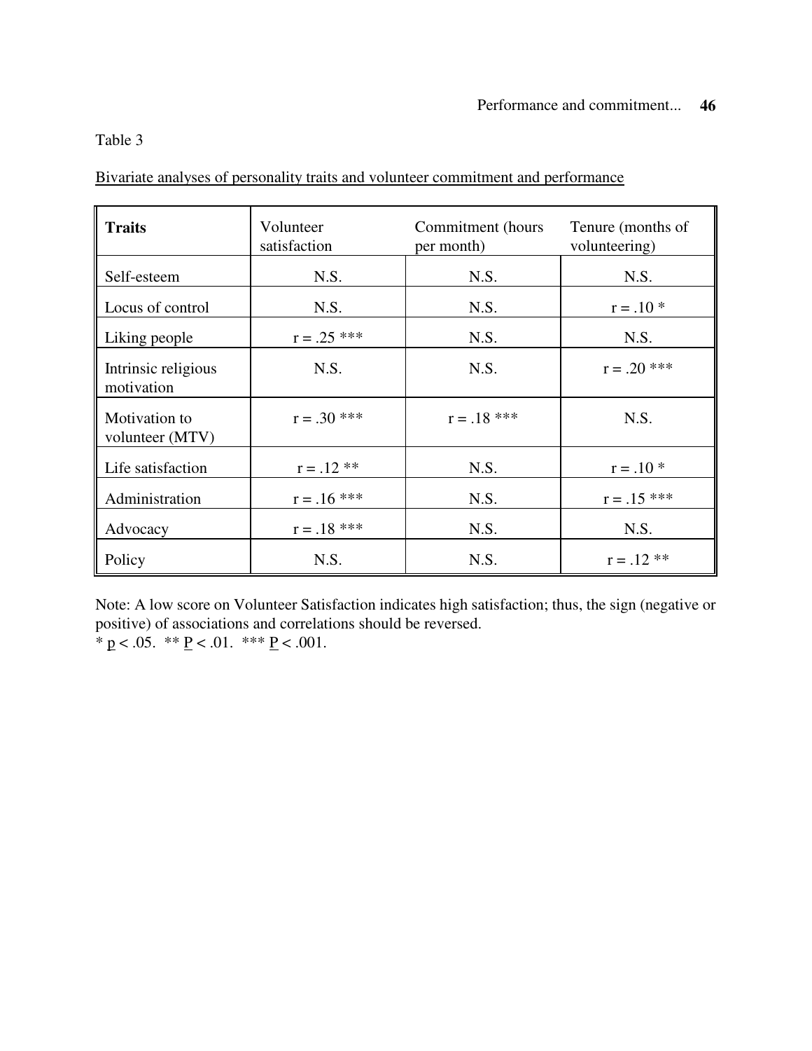Table 3

Bivariate analyses of personality traits and volunteer commitment and performance

| **Traits** | Volunteer satisfaction | Commitment (hours per month) | Tenure (months of volunteering) |
|---|---|---|---|
| Self-esteem | N.S. | N.S. | N.S. |
| Locus of control | N.S. | N.S. | $r = .10$ * |
| Liking people | $r = .25$ *** | N.S. | N.S. |
| Intrinsic religious motivation | N.S. | N.S. | $r = .20$ *** |
| Motivation to volunteer (MTV) | $r = .30$ *** | $r = .18$ *** | N.S. |
| Life satisfaction | $r = .12$ ** | N.S. | $r = .10$ * |
| Administration | $r = .16$ *** | N.S. | $r = .15$ *** |
| Advocacy | $r = .18$ *** | N.S. | N.S. |
| Policy | N.S. | N.S. | $r = .12$ ** |

Note: A low score on Volunteer Satisfaction indicates high satisfaction; thus, the sign (negative or positive) of associations and correlations should be reversed.
* $p < .05$. ** $P < .01$. *** $P < .001$.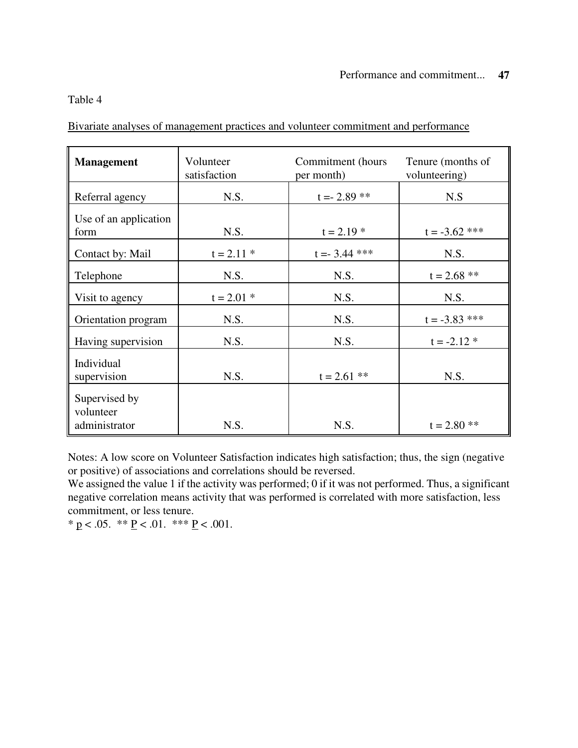Table 4

<u>Bivariate analyses of management practices and volunteer commitment and performance</u>

| **Management** | Volunteer satisfaction | Commitment (hours per month) | Tenure (months of volunteering) |
|---|---|---|---|
| Referral agency | N.S. | t =- 2.89 ** | N.S |
| Use of an application form | N.S. | t = 2.19 * | t = -3.62 *** |
| Contact by: Mail | t = 2.11 * | t =- 3.44 *** | N.S. |
| Telephone | N.S. | N.S. | t = 2.68 ** |
| Visit to agency | t = 2.01 * | N.S. | N.S. |
| Orientation program | N.S. | N.S. | t = -3.83 *** |
| Having supervision | N.S. | N.S. | t = -2.12 * |
| Individual supervision | N.S. | t = 2.61 ** | N.S. |
| Supervised by volunteer administrator | N.S. | N.S. | t = 2.80 ** |

Notes: A low score on Volunteer Satisfaction indicates high satisfaction; thus, the sign (negative or positive) of associations and correlations should be reversed.
We assigned the value 1 if the activity was performed; 0 if it was not performed. Thus, a significant negative correlation means activity that was performed is correlated with more satisfaction, less commitment, or less tenure.
* $p < .05$. ** $P < .01$. *** $P < .001$.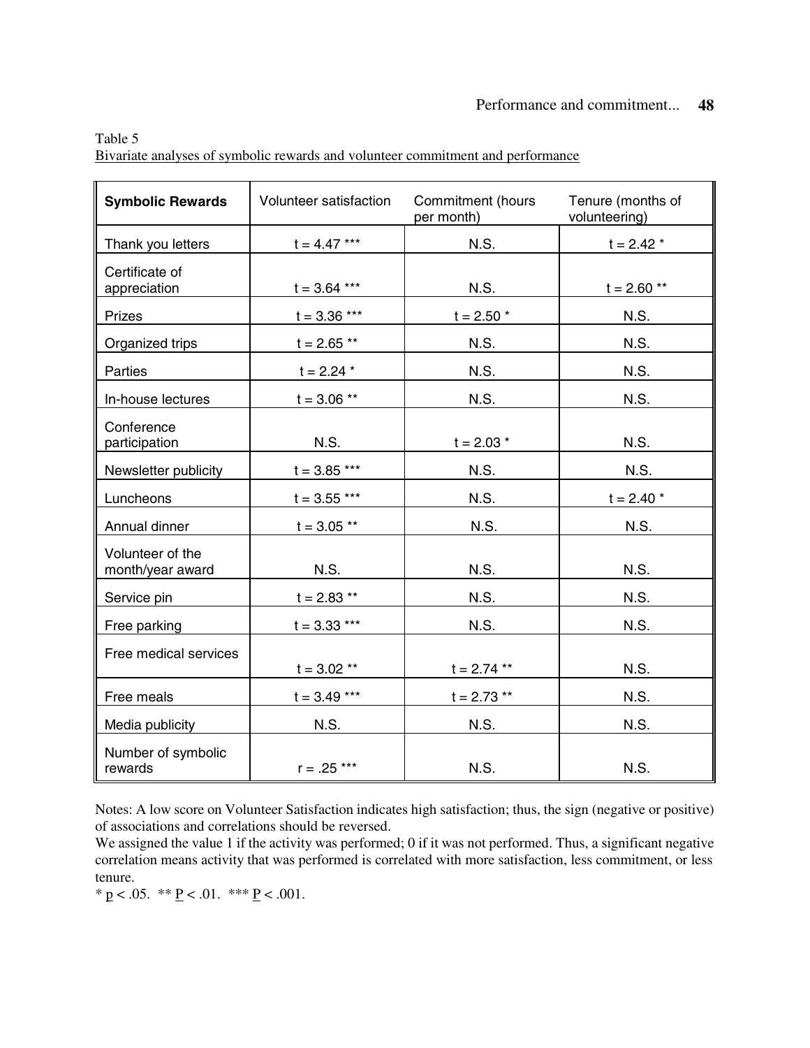Table 5

Bivariate analyses of symbolic rewards and volunteer commitment and performance

| **Symbolic Rewards** | Volunteer satisfaction | Commitment (hours per month) | Tenure (months of volunteering) |
|---|---|---|---|
| Thank you letters | t = 4.47 *** | N.S. | t = 2.42 * |
| Certificate of appreciation | t = 3.64 *** | N.S. | t = 2.60 ** |
| Prizes | t = 3.36 *** | t = 2.50 * | N.S. |
| Organized trips | t = 2.65 ** | N.S. | N.S. |
| Parties | t = 2.24 * | N.S. | N.S. |
| In-house lectures | t = 3.06 ** | N.S. | N.S. |
| Conference participation | N.S. | t = 2.03 * | N.S. |
| Newsletter publicity | t = 3.85 *** | N.S. | N.S. |
| Luncheons | t = 3.55 *** | N.S. | t = 2.40 * |
| Annual dinner | t = 3.05 ** | N.S. | N.S. |
| Volunteer of the month/year award | N.S. | N.S. | N.S. |
| Service pin | t = 2.83 ** | N.S. | N.S. |
| Free parking | t = 3.33 *** | N.S. | N.S. |
| Free medical services | t = 3.02 ** | t = 2.74 ** | N.S. |
| Free meals | t = 3.49 *** | t = 2.73 ** | N.S. |
| Media publicity | N.S. | N.S. | N.S. |
| Number of symbolic rewards | r = .25 *** | N.S. | N.S. |

Notes: A low score on Volunteer Satisfaction indicates high satisfaction; thus, the sign (negative or positive) of associations and correlations should be reversed.

We assigned the value 1 if the activity was performed; 0 if it was not performed. Thus, a significant negative correlation means activity that was performed is correlated with more satisfaction, less commitment, or less tenure.

* $p < .05$. ** $p < .01$. *** $p < .001$.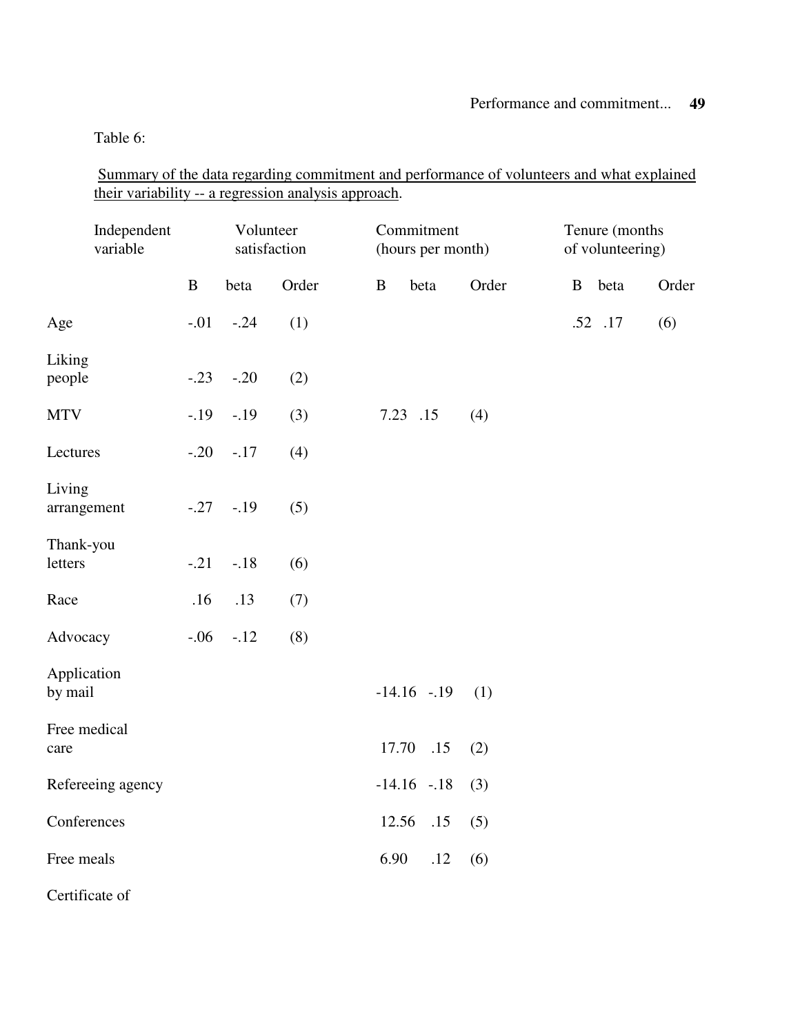Table 6:

Summary of the data regarding commitment and performance of volunteers and what explained their variability -- a regression analysis approach.

| Independent variable | Volunteer satisfaction | | | Commitment (hours per month) | | | Tenure (months of volunteering) | | |
|---|---|---|---|---|---|---|---|---|---|
| | B | beta | Order | B | beta | Order | B | beta | Order |
| Age | -.01 | -.24 | (1) | | | | .52 | .17 | (6) |
| Liking people | -.23 | -.20 | (2) | | | | | | |
| MTV | -.19 | -.19 | (3) | 7.23 | .15 | (4) | | | |
| Lectures | -.20 | -.17 | (4) | | | | | | |
| Living arrangement | -.27 | -.19 | (5) | | | | | | |
| Thank-you letters | -.21 | -.18 | (6) | | | | | | |
| Race | .16 | .13 | (7) | | | | | | |
| Advocacy | -.06 | -.12 | (8) | | | | | | |
| Application by mail | | | | -14.16 | -.19 | (1) | | | |
| Free medical care | | | | 17.70 | .15 | (2) | | | |
| Refereeing agency | | | | -14.16 | -.18 | (3) | | | |
| Conferences | | | | 12.56 | .15 | (5) | | | |
| Free meals | | | | 6.90 | .12 | (6) | | | |
| Certificate of | | | | | | | | | |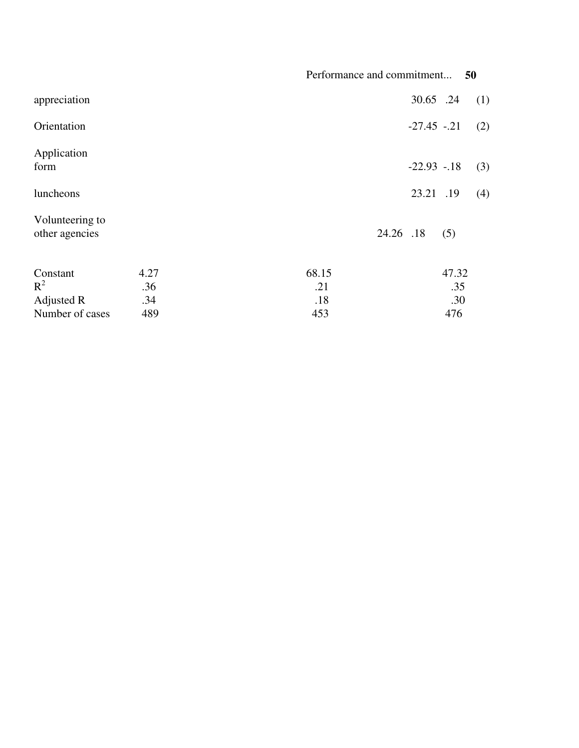| | | | | | | |
|---|---|---|---|---|---|---|
| appreciation | | | | 30.65 | .24 | (1) |
| Orientation | | | | -27.45 | -.21 | (2) |
| Application form | | | | -22.93 | -.18 | (3) |
| luncheons | | | | 23.21 | .19 | (4) |
| Volunteering to other agencies | | | 24.26 .18 | (5) | | |
| Constant | 4.27 | 68.15 | | 47.32 | | |
| $R^2$ | .36 | .21 | | .35 | | |
| Adjusted R | .34 | .18 | | .30 | | |
| Number of cases | 489 | 453 | | 476 | | |